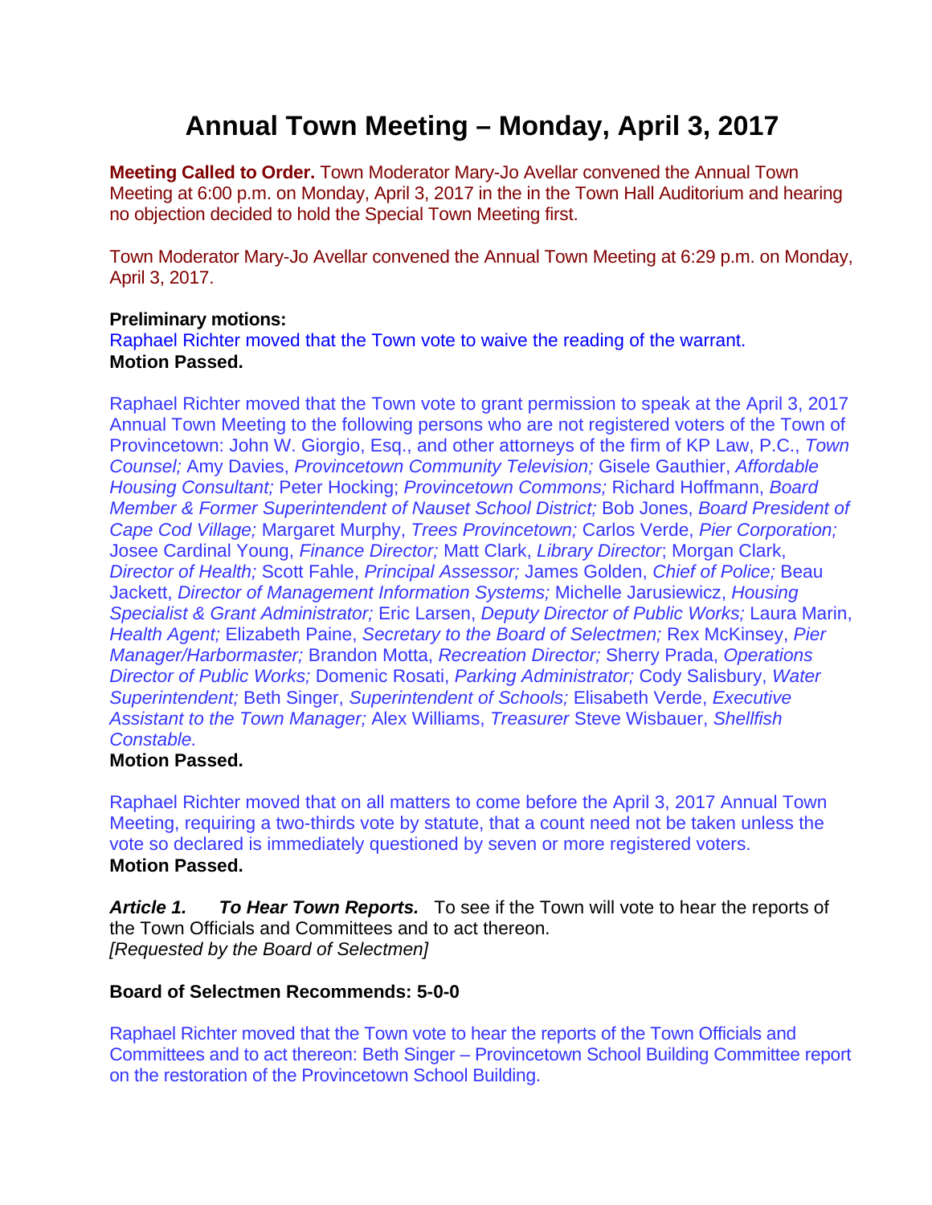# Annual Town Meeting – Monday, April 3, 2017

**Meeting Called to Order.** Town Moderator Mary-Jo Avellar convened the Annual Town Meeting at 6:00 p.m. on Monday, April 3, 2017 in the in the Town Hall Auditorium and hearing no objection decided to hold the Special Town Meeting first.

Town Moderator Mary-Jo Avellar convened the Annual Town Meeting at 6:29 p.m. on Monday, April 3, 2017.

**Preliminary motions:**
Raphael Richter moved that the Town vote to waive the reading of the warrant.
**Motion Passed.**

Raphael Richter moved that the Town vote to grant permission to speak at the April 3, 2017 Annual Town Meeting to the following persons who are not registered voters of the Town of Provincetown: John W. Giorgio, Esq., and other attorneys of the firm of KP Law, P.C., *Town Counsel;* Amy Davies, *Provincetown Community Television;* Gisele Gauthier, *Affordable Housing Consultant;* Peter Hocking; *Provincetown Commons;* Richard Hoffmann, *Board Member & Former Superintendent of Nauset School District;* Bob Jones, *Board President of Cape Cod Village;* Margaret Murphy, *Trees Provincetown;* Carlos Verde, *Pier Corporation;* Josee Cardinal Young, *Finance Director;* Matt Clark, *Library Director*; Morgan Clark, *Director of Health;* Scott Fahle, *Principal Assessor;* James Golden, *Chief of Police;* Beau Jackett, *Director of Management Information Systems;* Michelle Jarusiewicz, *Housing Specialist & Grant Administrator;* Eric Larsen, *Deputy Director of Public Works;* Laura Marin, *Health Agent;* Elizabeth Paine, *Secretary to the Board of Selectmen;* Rex McKinsey, *Pier Manager/Harbormaster;* Brandon Motta, *Recreation Director;* Sherry Prada, *Operations Director of Public Works;* Domenic Rosati, *Parking Administrator;* Cody Salisbury, *Water Superintendent;* Beth Singer, *Superintendent of Schools;* Elisabeth Verde, *Executive Assistant to the Town Manager;* Alex Williams, *Treasurer* Steve Wisbauer, *Shellfish Constable.*
**Motion Passed.**

Raphael Richter moved that on all matters to come before the April 3, 2017 Annual Town Meeting, requiring a two-thirds vote by statute, that a count need not be taken unless the vote so declared is immediately questioned by seven or more registered voters.
**Motion Passed.**

***Article 1. To Hear Town Reports.*** To see if the Town will vote to hear the reports of the Town Officials and Committees and to act thereon.
*[Requested by the Board of Selectmen]*

**Board of Selectmen Recommends: 5-0-0**

Raphael Richter moved that the Town vote to hear the reports of the Town Officials and Committees and to act thereon: Beth Singer – Provincetown School Building Committee report on the restoration of the Provincetown School Building.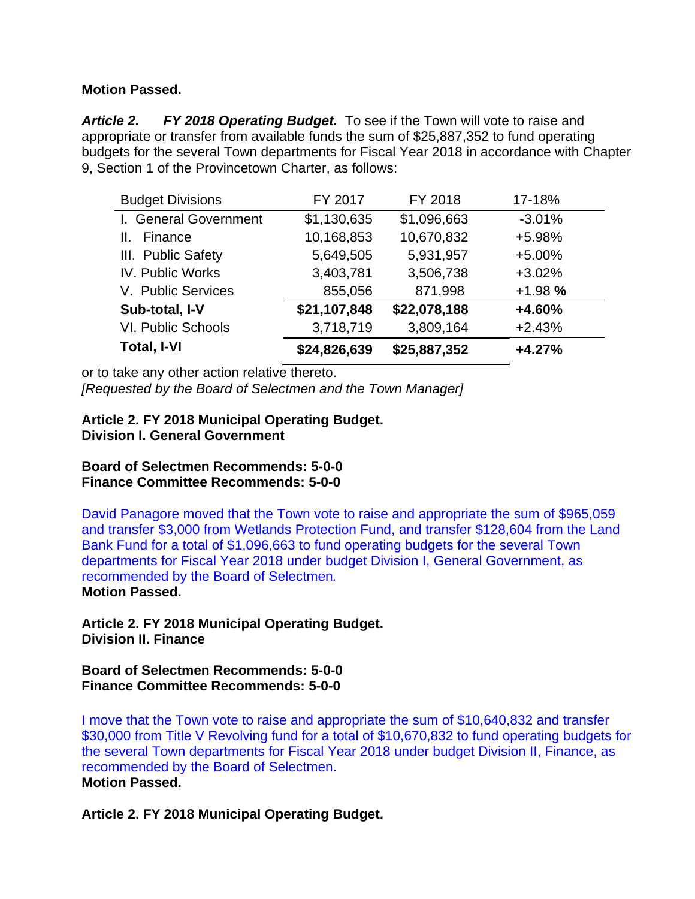**Motion Passed.**

***Article 2. FY 2018 Operating Budget.*** To see if the Town will vote to raise and appropriate or transfer from available funds the sum of $25,887,352 to fund operating budgets for the several Town departments for Fiscal Year 2018 in accordance with Chapter 9, Section 1 of the Provincetown Charter, as follows:

| Budget Divisions | FY 2017 | FY 2018 | 17-18% |
|---|---|---|---|
| I. General Government | $1,130,635 | $1,096,663 | -3.01% |
| II. Finance | 10,168,853 | 10,670,832 | +5.98% |
| III. Public Safety | 5,649,505 | 5,931,957 | +5.00% |
| IV. Public Works | 3,403,781 | 3,506,738 | +3.02% |
| V. Public Services | 855,056 | 871,998 | +1.98 % |
| **Sub-total, I-V** | **$21,107,848** | **$22,078,188** | **+4.60%** |
| VI. Public Schools | 3,718,719 | 3,809,164 | +2.43% |
| **Total, I-VI** | **$24,826,639** | **$25,887,352** | **+4.27%** |

or to take any other action relative thereto.
*[Requested by the Board of Selectmen and the Town Manager]*

**Article 2. FY 2018 Municipal Operating Budget.**
**Division I. General Government**

**Board of Selectmen Recommends: 5-0-0**
**Finance Committee Recommends: 5-0-0**

David Panagore moved that the Town vote to raise and appropriate the sum of $965,059 and transfer $3,000 from Wetlands Protection Fund, and transfer $128,604 from the Land Bank Fund for a total of $1,096,663 to fund operating budgets for the several Town departments for Fiscal Year 2018 under budget Division I, General Government, as recommended by the Board of Selectmen.
**Motion Passed.**

**Article 2. FY 2018 Municipal Operating Budget.**
**Division II. Finance**

**Board of Selectmen Recommends: 5-0-0**
**Finance Committee Recommends: 5-0-0**

I move that the Town vote to raise and appropriate the sum of $10,640,832 and transfer $30,000 from Title V Revolving fund for a total of $10,670,832 to fund operating budgets for the several Town departments for Fiscal Year 2018 under budget Division II, Finance, as recommended by the Board of Selectmen.
**Motion Passed.**

**Article 2. FY 2018 Municipal Operating Budget.**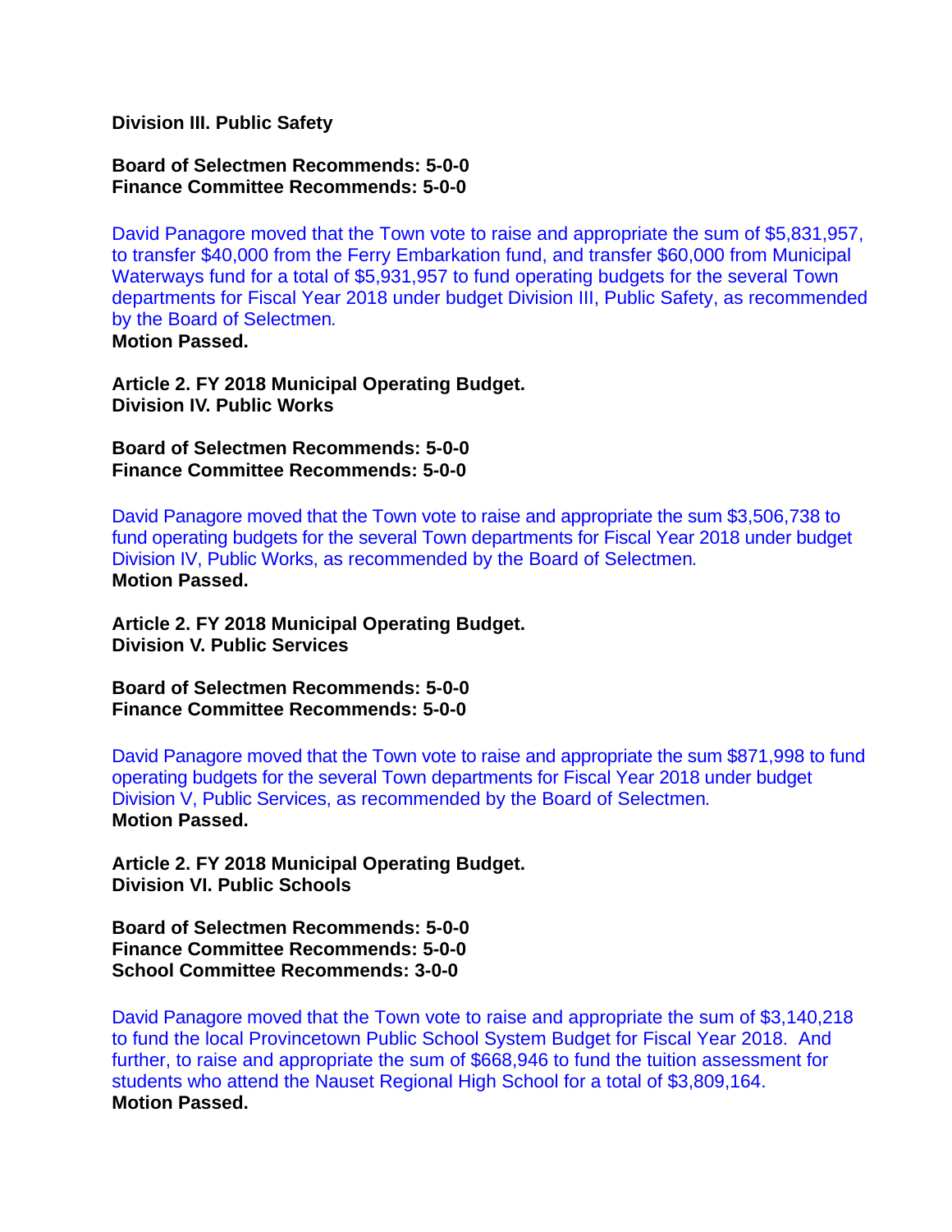**Division III. Public Safety**

**Board of Selectmen Recommends: 5-0-0**
**Finance Committee Recommends: 5-0-0**

David Panagore moved that the Town vote to raise and appropriate the sum of $5,831,957, to transfer $40,000 from the Ferry Embarkation fund, and transfer $60,000 from Municipal Waterways fund for a total of $5,931,957 to fund operating budgets for the several Town departments for Fiscal Year 2018 under budget Division III, Public Safety, as recommended by the Board of Selectmen.
**Motion Passed.**

**Article 2. FY 2018 Municipal Operating Budget.**
**Division IV. Public Works**

**Board of Selectmen Recommends: 5-0-0**
**Finance Committee Recommends: 5-0-0**

David Panagore moved that the Town vote to raise and appropriate the sum $3,506,738 to fund operating budgets for the several Town departments for Fiscal Year 2018 under budget Division IV, Public Works, as recommended by the Board of Selectmen.
**Motion Passed.**

**Article 2. FY 2018 Municipal Operating Budget.**
**Division V. Public Services**

**Board of Selectmen Recommends: 5-0-0**
**Finance Committee Recommends: 5-0-0**

David Panagore moved that the Town vote to raise and appropriate the sum $871,998 to fund operating budgets for the several Town departments for Fiscal Year 2018 under budget Division V, Public Services, as recommended by the Board of Selectmen.
**Motion Passed.**

**Article 2. FY 2018 Municipal Operating Budget.**
**Division VI. Public Schools**

**Board of Selectmen Recommends: 5-0-0**
**Finance Committee Recommends: 5-0-0**
**School Committee Recommends: 3-0-0**

David Panagore moved that the Town vote to raise and appropriate the sum of $3,140,218 to fund the local Provincetown Public School System Budget for Fiscal Year 2018. And further, to raise and appropriate the sum of $668,946 to fund the tuition assessment for students who attend the Nauset Regional High School for a total of $3,809,164.
**Motion Passed.**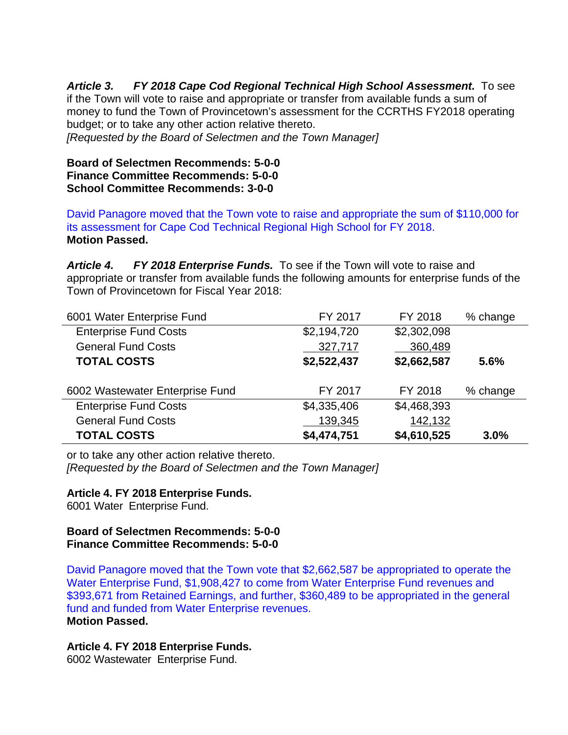***Article 3. FY 2018 Cape Cod Regional Technical High School Assessment.*** To see if the Town will vote to raise and appropriate or transfer from available funds a sum of money to fund the Town of Provincetown's assessment for the CCRTHS FY2018 operating budget; or to take any other action relative thereto.
*[Requested by the Board of Selectmen and the Town Manager]*

**Board of Selectmen Recommends: 5-0-0**
**Finance Committee Recommends: 5-0-0**
**School Committee Recommends: 3-0-0**

David Panagore moved that the Town vote to raise and appropriate the sum of $110,000 for its assessment for Cape Cod Technical Regional High School for FY 2018.
**Motion Passed.**

***Article 4. FY 2018 Enterprise Funds.*** To see if the Town will vote to raise and appropriate or transfer from available funds the following amounts for enterprise funds of the Town of Provincetown for Fiscal Year 2018:

| 6001 Water Enterprise Fund | FY 2017 | FY 2018 | % change |
|---|---|---|---|
| Enterprise Fund Costs | $2,194,720 | $2,302,098 | |
| General Fund Costs | 327,717 | 360,489 | |
| **TOTAL COSTS** | **$2,522,437** | **$2,662,587** | **5.6%** |

| 6002 Wastewater Enterprise Fund | FY 2017 | FY 2018 | % change |
|---|---|---|---|
| Enterprise Fund Costs | $4,335,406 | $4,468,393 | |
| General Fund Costs | 139,345 | 142,132 | |
| **TOTAL COSTS** | **$4,474,751** | **$4,610,525** | **3.0%** |

or to take any other action relative thereto.
*[Requested by the Board of Selectmen and the Town Manager]*

**Article 4. FY 2018 Enterprise Funds.**
6001 Water Enterprise Fund.

**Board of Selectmen Recommends: 5-0-0**
**Finance Committee Recommends: 5-0-0**

David Panagore moved that the Town vote that $2,662,587 be appropriated to operate the Water Enterprise Fund, $1,908,427 to come from Water Enterprise Fund revenues and $393,671 from Retained Earnings, and further, $360,489 to be appropriated in the general fund and funded from Water Enterprise revenues.
**Motion Passed.**

**Article 4. FY 2018 Enterprise Funds.**
6002 Wastewater Enterprise Fund.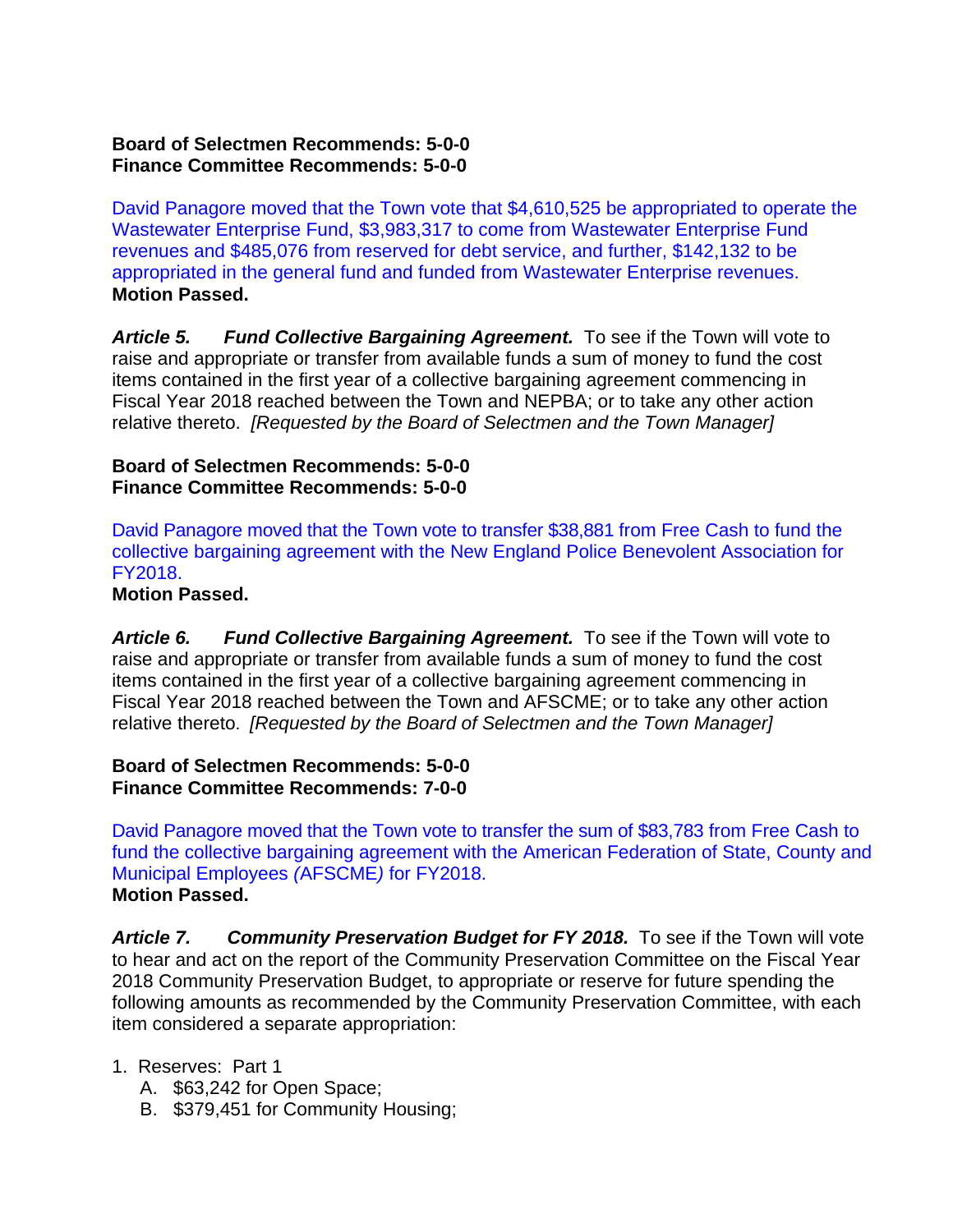**Board of Selectmen Recommends: 5-0-0**
**Finance Committee Recommends: 5-0-0**

David Panagore moved that the Town vote that $4,610,525 be appropriated to operate the Wastewater Enterprise Fund, $3,983,317 to come from Wastewater Enterprise Fund revenues and $485,076 from reserved for debt service, and further, $142,132 to be appropriated in the general fund and funded from Wastewater Enterprise revenues.
**Motion Passed.**

***Article 5. Fund Collective Bargaining Agreement.*** To see if the Town will vote to raise and appropriate or transfer from available funds a sum of money to fund the cost items contained in the first year of a collective bargaining agreement commencing in Fiscal Year 2018 reached between the Town and NEPBA; or to take any other action relative thereto. *[Requested by the Board of Selectmen and the Town Manager]*

**Board of Selectmen Recommends: 5-0-0**
**Finance Committee Recommends: 5-0-0**

David Panagore moved that the Town vote to transfer $38,881 from Free Cash to fund the collective bargaining agreement with the New England Police Benevolent Association for FY2018.
**Motion Passed.**

***Article 6. Fund Collective Bargaining Agreement.*** To see if the Town will vote to raise and appropriate or transfer from available funds a sum of money to fund the cost items contained in the first year of a collective bargaining agreement commencing in Fiscal Year 2018 reached between the Town and AFSCME; or to take any other action relative thereto. *[Requested by the Board of Selectmen and the Town Manager]*

**Board of Selectmen Recommends: 5-0-0**
**Finance Committee Recommends: 7-0-0**

David Panagore moved that the Town vote to transfer the sum of $83,783 from Free Cash to fund the collective bargaining agreement with the American Federation of State, County and Municipal Employees *(*AFSCME*)* for FY2018.
**Motion Passed.**

***Article 7. Community Preservation Budget for FY 2018.*** To see if the Town will vote to hear and act on the report of the Community Preservation Committee on the Fiscal Year 2018 Community Preservation Budget, to appropriate or reserve for future spending the following amounts as recommended by the Community Preservation Committee, with each item considered a separate appropriation:

1. Reserves: Part 1
   A. $63,242 for Open Space;
   B. $379,451 for Community Housing;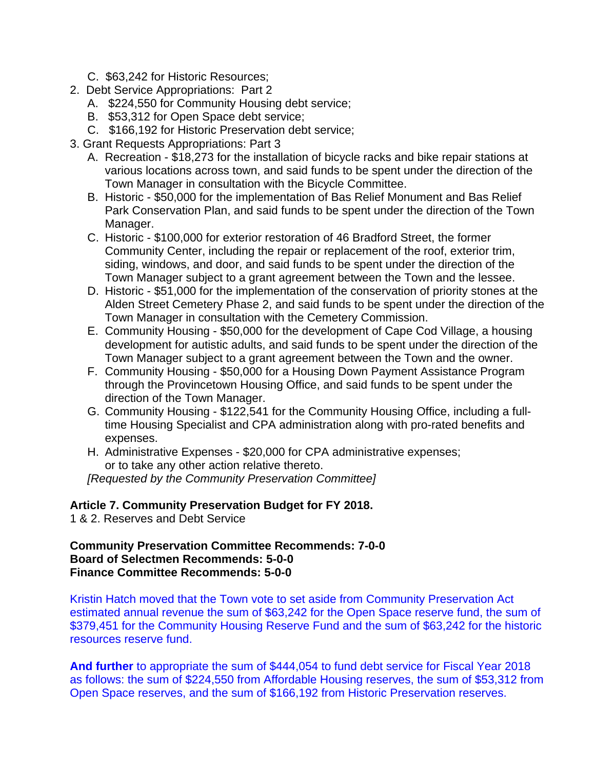C. $63,242 for Historic Resources;

2. Debt Service Appropriations: Part 2
   A. $224,550 for Community Housing debt service;
   B. $53,312 for Open Space debt service;
   C. $166,192 for Historic Preservation debt service;
3. Grant Requests Appropriations: Part 3
   A. Recreation - $18,273 for the installation of bicycle racks and bike repair stations at various locations across town, and said funds to be spent under the direction of the Town Manager in consultation with the Bicycle Committee.
   B. Historic - $50,000 for the implementation of Bas Relief Monument and Bas Relief Park Conservation Plan, and said funds to be spent under the direction of the Town Manager.
   C. Historic - $100,000 for exterior restoration of 46 Bradford Street, the former Community Center, including the repair or replacement of the roof, exterior trim, siding, windows, and door, and said funds to be spent under the direction of the Town Manager subject to a grant agreement between the Town and the lessee.
   D. Historic - $51,000 for the implementation of the conservation of priority stones at the Alden Street Cemetery Phase 2, and said funds to be spent under the direction of the Town Manager in consultation with the Cemetery Commission.
   E. Community Housing - $50,000 for the development of Cape Cod Village, a housing development for autistic adults, and said funds to be spent under the direction of the Town Manager subject to a grant agreement between the Town and the owner.
   F. Community Housing - $50,000 for a Housing Down Payment Assistance Program through the Provincetown Housing Office, and said funds to be spent under the direction of the Town Manager.
   G. Community Housing - $122,541 for the Community Housing Office, including a full-time Housing Specialist and CPA administration along with pro-rated benefits and expenses.
   H. Administrative Expenses - $20,000 for CPA administrative expenses;
   or to take any other action relative thereto.

*[Requested by the Community Preservation Committee]*

**Article 7. Community Preservation Budget for FY 2018.**
1 & 2. Reserves and Debt Service

**Community Preservation Committee Recommends: 7-0-0**
**Board of Selectmen Recommends: 5-0-0**
**Finance Committee Recommends: 5-0-0**

Kristin Hatch moved that the Town vote to set aside from Community Preservation Act estimated annual revenue the sum of $63,242 for the Open Space reserve fund, the sum of $379,451 for the Community Housing Reserve Fund and the sum of $63,242 for the historic resources reserve fund.

**And further** to appropriate the sum of $444,054 to fund debt service for Fiscal Year 2018 as follows: the sum of $224,550 from Affordable Housing reserves, the sum of $53,312 from Open Space reserves, and the sum of $166,192 from Historic Preservation reserves.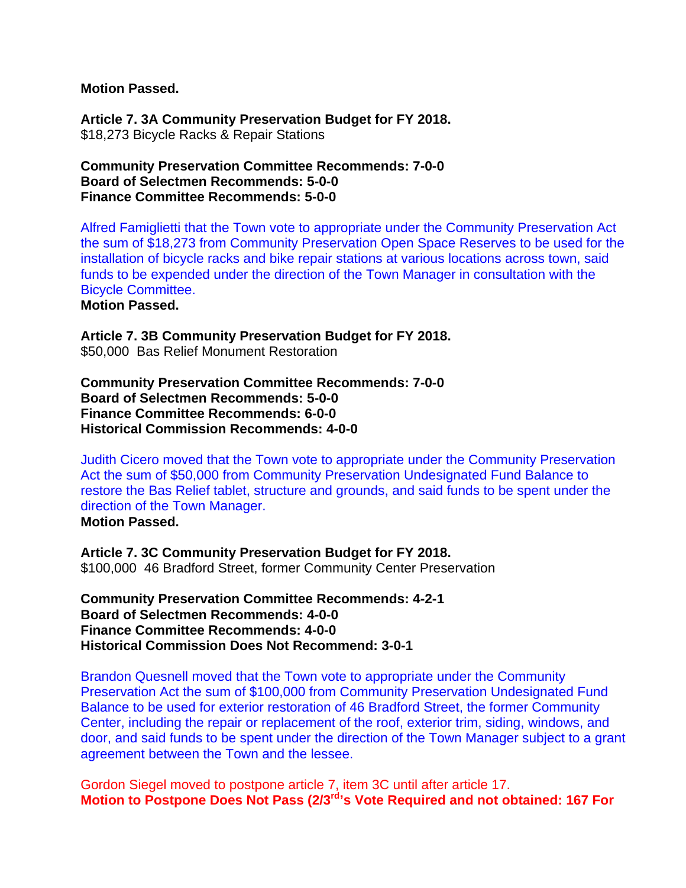**Motion Passed.**

**Article 7. 3A Community Preservation Budget for FY 2018.**
$18,273 Bicycle Racks & Repair Stations

**Community Preservation Committee Recommends: 7-0-0**
**Board of Selectmen Recommends: 5-0-0**
**Finance Committee Recommends: 5-0-0**

Alfred Famiglietti that the Town vote to appropriate under the Community Preservation Act the sum of $18,273 from Community Preservation Open Space Reserves to be used for the installation of bicycle racks and bike repair stations at various locations across town, said funds to be expended under the direction of the Town Manager in consultation with the Bicycle Committee.
**Motion Passed.**

**Article 7. 3B Community Preservation Budget for FY 2018.**
$50,000 Bas Relief Monument Restoration

**Community Preservation Committee Recommends: 7-0-0**
**Board of Selectmen Recommends: 5-0-0**
**Finance Committee Recommends: 6-0-0**
**Historical Commission Recommends: 4-0-0**

Judith Cicero moved that the Town vote to appropriate under the Community Preservation Act the sum of $50,000 from Community Preservation Undesignated Fund Balance to restore the Bas Relief tablet, structure and grounds, and said funds to be spent under the direction of the Town Manager.
**Motion Passed.**

**Article 7. 3C Community Preservation Budget for FY 2018.**
$100,000 46 Bradford Street, former Community Center Preservation

**Community Preservation Committee Recommends: 4-2-1**
**Board of Selectmen Recommends: 4-0-0**
**Finance Committee Recommends: 4-0-0**
**Historical Commission Does Not Recommend: 3-0-1**

Brandon Quesnell moved that the Town vote to appropriate under the Community Preservation Act the sum of $100,000 from Community Preservation Undesignated Fund Balance to be used for exterior restoration of 46 Bradford Street, the former Community Center, including the repair or replacement of the roof, exterior trim, siding, windows, and door, and said funds to be spent under the direction of the Town Manager subject to a grant agreement between the Town and the lessee.

Gordon Siegel moved to postpone article 7, item 3C until after article 17.
**Motion to Postpone Does Not Pass (2/3rd's Vote Required and not obtained: 167 For**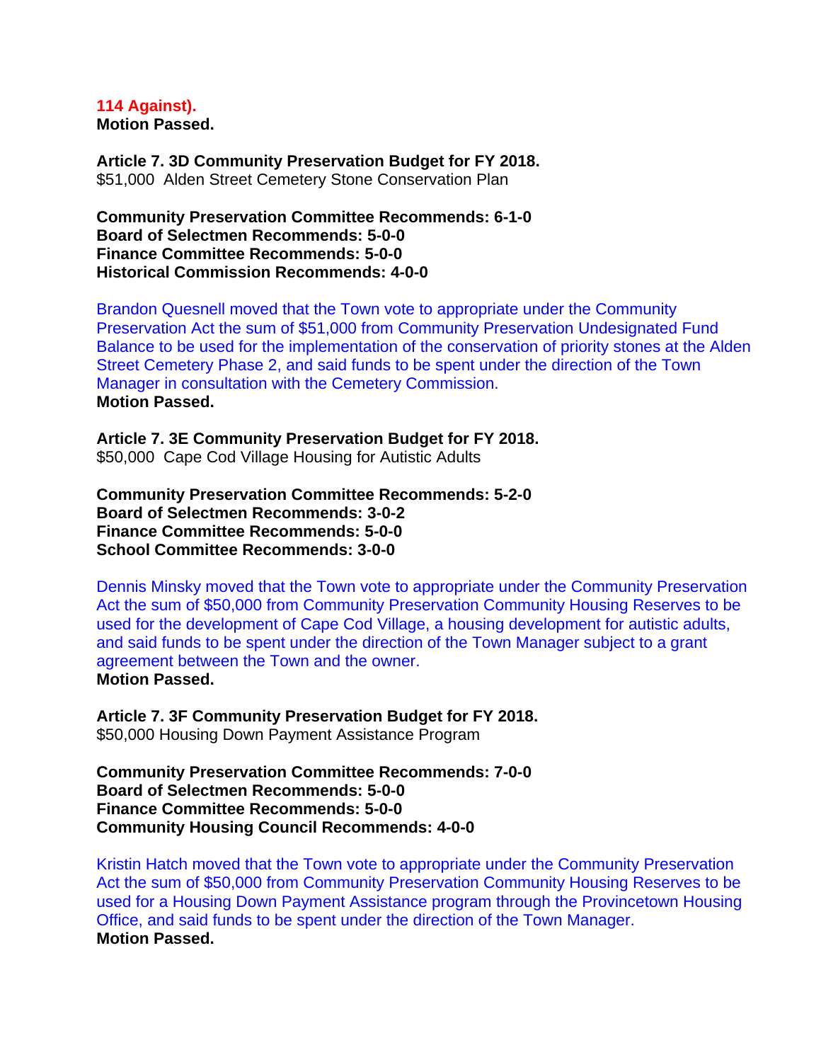**114 Against).**
**Motion Passed.**

**Article 7. 3D Community Preservation Budget for FY 2018.**
$51,000 Alden Street Cemetery Stone Conservation Plan

**Community Preservation Committee Recommends: 6-1-0**
**Board of Selectmen Recommends: 5-0-0**
**Finance Committee Recommends: 5-0-0**
**Historical Commission Recommends: 4-0-0**

Brandon Quesnell moved that the Town vote to appropriate under the Community Preservation Act the sum of $51,000 from Community Preservation Undesignated Fund Balance to be used for the implementation of the conservation of priority stones at the Alden Street Cemetery Phase 2, and said funds to be spent under the direction of the Town Manager in consultation with the Cemetery Commission.
**Motion Passed.**

**Article 7. 3E Community Preservation Budget for FY 2018.**
$50,000 Cape Cod Village Housing for Autistic Adults

**Community Preservation Committee Recommends: 5-2-0**
**Board of Selectmen Recommends: 3-0-2**
**Finance Committee Recommends: 5-0-0**
**School Committee Recommends: 3-0-0**

Dennis Minsky moved that the Town vote to appropriate under the Community Preservation Act the sum of $50,000 from Community Preservation Community Housing Reserves to be used for the development of Cape Cod Village, a housing development for autistic adults, and said funds to be spent under the direction of the Town Manager subject to a grant agreement between the Town and the owner.
**Motion Passed.**

**Article 7. 3F Community Preservation Budget for FY 2018.**
$50,000 Housing Down Payment Assistance Program

**Community Preservation Committee Recommends: 7-0-0**
**Board of Selectmen Recommends: 5-0-0**
**Finance Committee Recommends: 5-0-0**
**Community Housing Council Recommends: 4-0-0**

Kristin Hatch moved that the Town vote to appropriate under the Community Preservation Act the sum of $50,000 from Community Preservation Community Housing Reserves to be used for a Housing Down Payment Assistance program through the Provincetown Housing Office, and said funds to be spent under the direction of the Town Manager.
**Motion Passed.**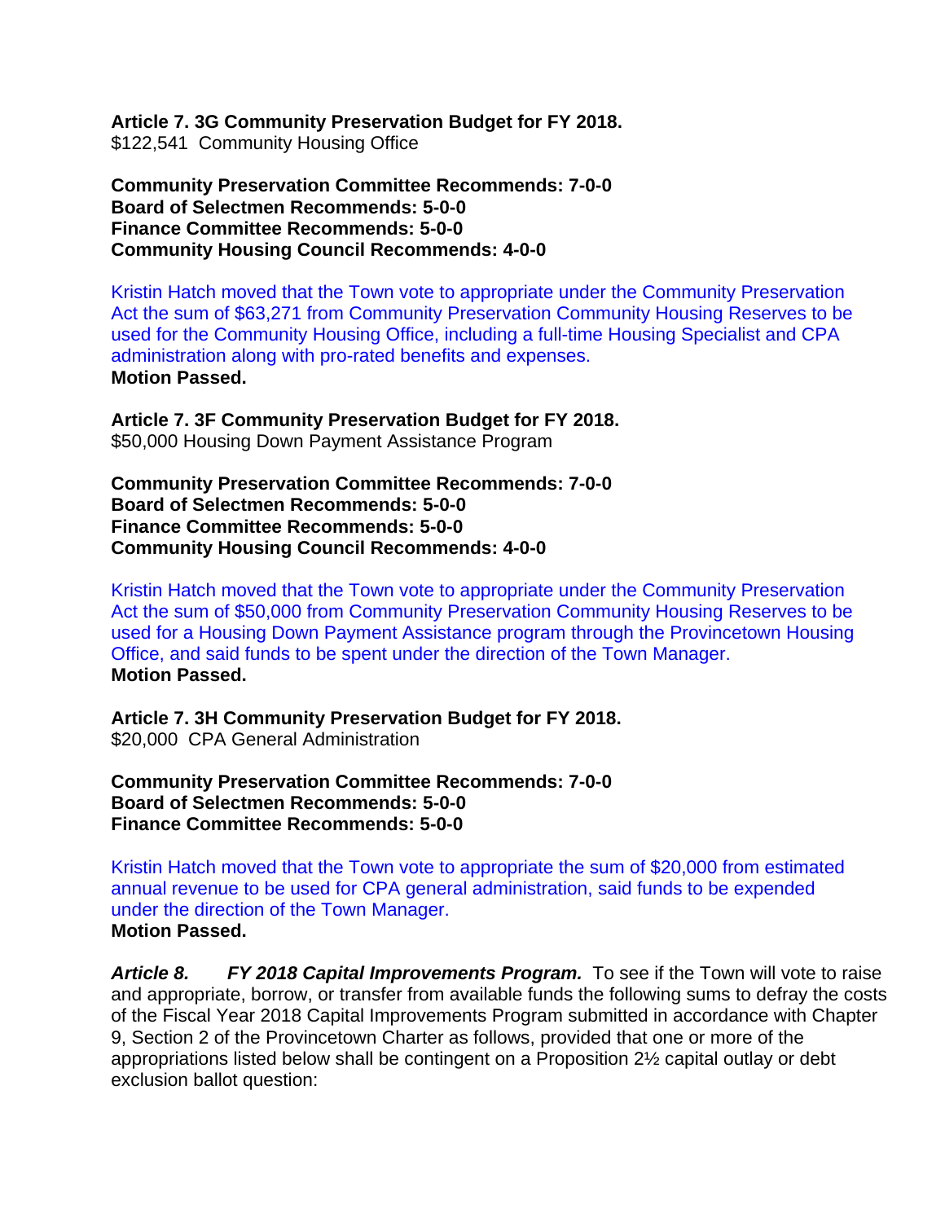**Article 7. 3G Community Preservation Budget for FY 2018.**
$122,541  Community Housing Office

**Community Preservation Committee Recommends: 7-0-0**
**Board of Selectmen Recommends: 5-0-0**
**Finance Committee Recommends: 5-0-0**
**Community Housing Council Recommends: 4-0-0**

Kristin Hatch moved that the Town vote to appropriate under the Community Preservation Act the sum of $63,271 from Community Preservation Community Housing Reserves to be used for the Community Housing Office, including a full-time Housing Specialist and CPA administration along with pro-rated benefits and expenses.
**Motion Passed.**

**Article 7. 3F Community Preservation Budget for FY 2018.**
$50,000 Housing Down Payment Assistance Program

**Community Preservation Committee Recommends: 7-0-0**
**Board of Selectmen Recommends: 5-0-0**
**Finance Committee Recommends: 5-0-0**
**Community Housing Council Recommends: 4-0-0**

Kristin Hatch moved that the Town vote to appropriate under the Community Preservation Act the sum of $50,000 from Community Preservation Community Housing Reserves to be used for a Housing Down Payment Assistance program through the Provincetown Housing Office, and said funds to be spent under the direction of the Town Manager.
**Motion Passed.**

**Article 7. 3H Community Preservation Budget for FY 2018.**
$20,000  CPA General Administration

**Community Preservation Committee Recommends: 7-0-0**
**Board of Selectmen Recommends: 5-0-0**
**Finance Committee Recommends: 5-0-0**

Kristin Hatch moved that the Town vote to appropriate the sum of $20,000 from estimated annual revenue to be used for CPA general administration, said funds to be expended under the direction of the Town Manager.
**Motion Passed.**

***Article 8. FY 2018 Capital Improvements Program.*** To see if the Town will vote to raise and appropriate, borrow, or transfer from available funds the following sums to defray the costs of the Fiscal Year 2018 Capital Improvements Program submitted in accordance with Chapter 9, Section 2 of the Provincetown Charter as follows, provided that one or more of the appropriations listed below shall be contingent on a Proposition 2½ capital outlay or debt exclusion ballot question: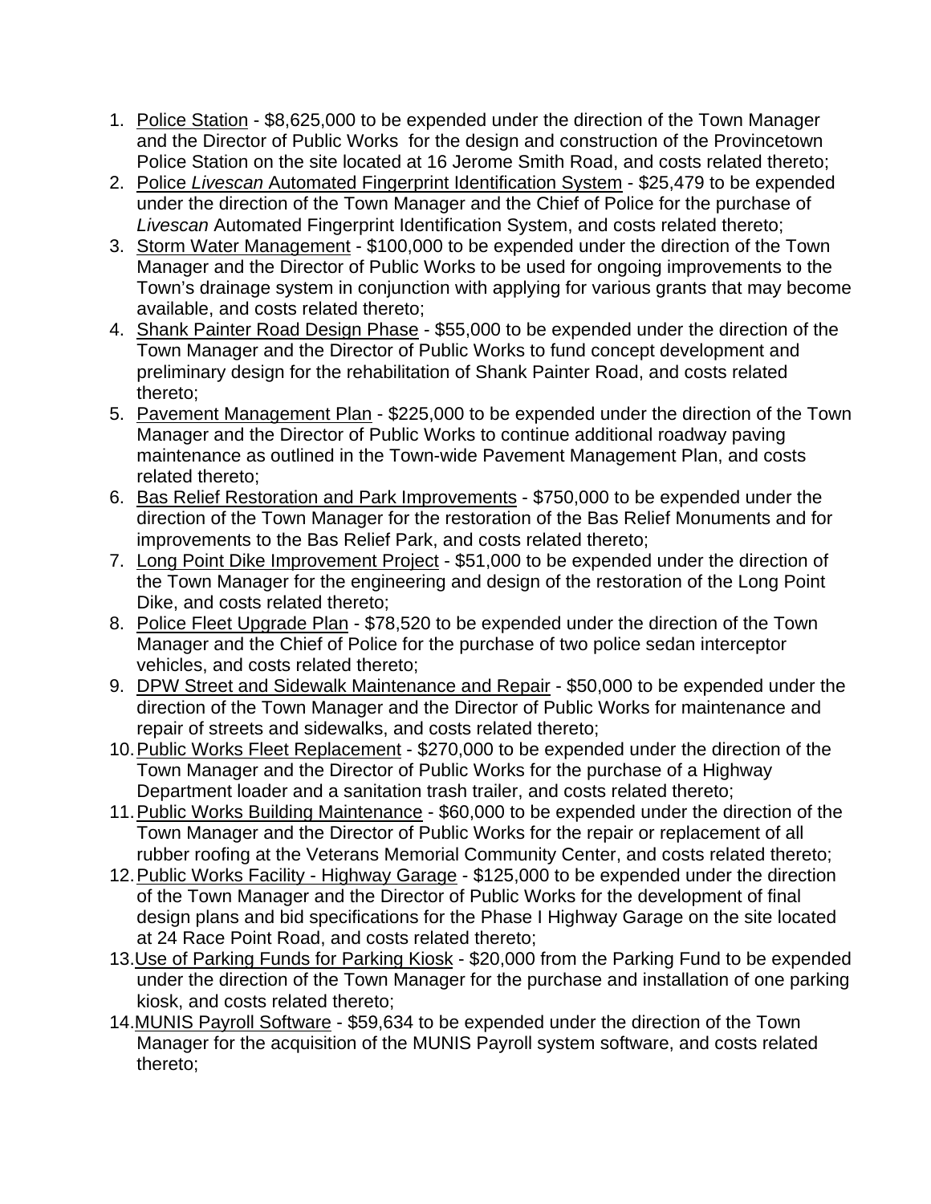1. Police Station - $8,625,000 to be expended under the direction of the Town Manager and the Director of Public Works for the design and construction of the Provincetown Police Station on the site located at 16 Jerome Smith Road, and costs related thereto;
2. Police *Livescan* Automated Fingerprint Identification System - $25,479 to be expended under the direction of the Town Manager and the Chief of Police for the purchase of *Livescan* Automated Fingerprint Identification System, and costs related thereto;
3. Storm Water Management - $100,000 to be expended under the direction of the Town Manager and the Director of Public Works to be used for ongoing improvements to the Town's drainage system in conjunction with applying for various grants that may become available, and costs related thereto;
4. Shank Painter Road Design Phase - $55,000 to be expended under the direction of the Town Manager and the Director of Public Works to fund concept development and preliminary design for the rehabilitation of Shank Painter Road, and costs related thereto;
5. Pavement Management Plan - $225,000 to be expended under the direction of the Town Manager and the Director of Public Works to continue additional roadway paving maintenance as outlined in the Town-wide Pavement Management Plan, and costs related thereto;
6. Bas Relief Restoration and Park Improvements - $750,000 to be expended under the direction of the Town Manager for the restoration of the Bas Relief Monuments and for improvements to the Bas Relief Park, and costs related thereto;
7. Long Point Dike Improvement Project - $51,000 to be expended under the direction of the Town Manager for the engineering and design of the restoration of the Long Point Dike, and costs related thereto;
8. Police Fleet Upgrade Plan - $78,520 to be expended under the direction of the Town Manager and the Chief of Police for the purchase of two police sedan interceptor vehicles, and costs related thereto;
9. DPW Street and Sidewalk Maintenance and Repair - $50,000 to be expended under the direction of the Town Manager and the Director of Public Works for maintenance and repair of streets and sidewalks, and costs related thereto;
10. Public Works Fleet Replacement - $270,000 to be expended under the direction of the Town Manager and the Director of Public Works for the purchase of a Highway Department loader and a sanitation trash trailer, and costs related thereto;
11. Public Works Building Maintenance - $60,000 to be expended under the direction of the Town Manager and the Director of Public Works for the repair or replacement of all rubber roofing at the Veterans Memorial Community Center, and costs related thereto;
12. Public Works Facility - Highway Garage - $125,000 to be expended under the direction of the Town Manager and the Director of Public Works for the development of final design plans and bid specifications for the Phase I Highway Garage on the site located at 24 Race Point Road, and costs related thereto;
13. Use of Parking Funds for Parking Kiosk - $20,000 from the Parking Fund to be expended under the direction of the Town Manager for the purchase and installation of one parking kiosk, and costs related thereto;
14. MUNIS Payroll Software - $59,634 to be expended under the direction of the Town Manager for the acquisition of the MUNIS Payroll system software, and costs related thereto;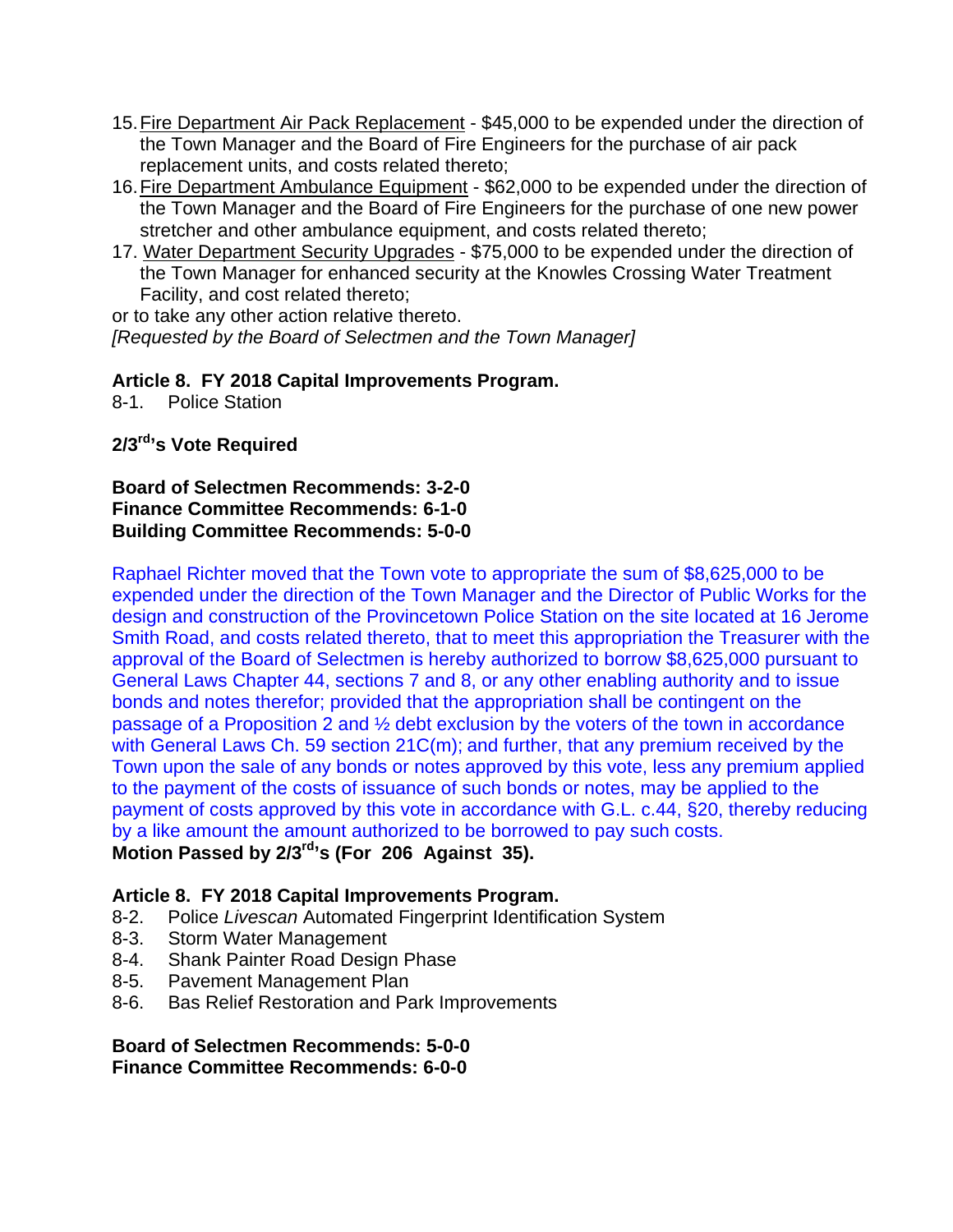15. <u>Fire Department Air Pack Replacement</u> - $45,000 to be expended under the direction of the Town Manager and the Board of Fire Engineers for the purchase of air pack replacement units, and costs related thereto;
16. <u>Fire Department Ambulance Equipment</u> - $62,000 to be expended under the direction of the Town Manager and the Board of Fire Engineers for the purchase of one new power stretcher and other ambulance equipment, and costs related thereto;
17. <u>Water Department Security Upgrades</u> - $75,000 to be expended under the direction of the Town Manager for enhanced security at the Knowles Crossing Water Treatment Facility, and cost related thereto;

or to take any other action relative thereto.
*[Requested by the Board of Selectmen and the Town Manager]*

**Article 8. FY 2018 Capital Improvements Program.**
8-1. Police Station

**2/3rd's Vote Required**

**Board of Selectmen Recommends: 3-2-0**
**Finance Committee Recommends: 6-1-0**
**Building Committee Recommends: 5-0-0**

Raphael Richter moved that the Town vote to appropriate the sum of $8,625,000 to be expended under the direction of the Town Manager and the Director of Public Works for the design and construction of the Provincetown Police Station on the site located at 16 Jerome Smith Road, and costs related thereto, that to meet this appropriation the Treasurer with the approval of the Board of Selectmen is hereby authorized to borrow $8,625,000 pursuant to General Laws Chapter 44, sections 7 and 8, or any other enabling authority and to issue bonds and notes therefor; provided that the appropriation shall be contingent on the passage of a Proposition 2 and ½ debt exclusion by the voters of the town in accordance with General Laws Ch. 59 section 21C(m); and further, that any premium received by the Town upon the sale of any bonds or notes approved by this vote, less any premium applied to the payment of the costs of issuance of such bonds or notes, may be applied to the payment of costs approved by this vote in accordance with G.L. c.44, §20, thereby reducing by a like amount the amount authorized to be borrowed to pay such costs.
**Motion Passed by 2/3rd's (For 206 Against 35).**

**Article 8. FY 2018 Capital Improvements Program.**
8-2. Police *Livescan* Automated Fingerprint Identification System
8-3. Storm Water Management
8-4. Shank Painter Road Design Phase
8-5. Pavement Management Plan
8-6. Bas Relief Restoration and Park Improvements

**Board of Selectmen Recommends: 5-0-0**
**Finance Committee Recommends: 6-0-0**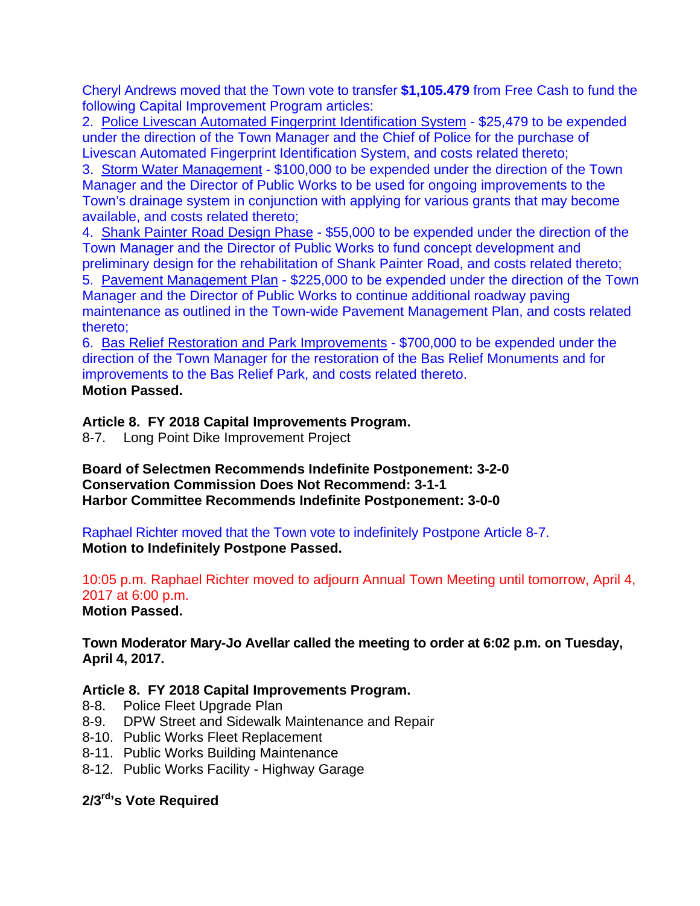Cheryl Andrews moved that the Town vote to transfer **$1,105.479** from Free Cash to fund the following Capital Improvement Program articles:

2. Police Livescan Automated Fingerprint Identification System - $25,479 to be expended under the direction of the Town Manager and the Chief of Police for the purchase of Livescan Automated Fingerprint Identification System, and costs related thereto;
3. Storm Water Management - $100,000 to be expended under the direction of the Town Manager and the Director of Public Works to be used for ongoing improvements to the Town's drainage system in conjunction with applying for various grants that may become available, and costs related thereto;
4. Shank Painter Road Design Phase - $55,000 to be expended under the direction of the Town Manager and the Director of Public Works to fund concept development and preliminary design for the rehabilitation of Shank Painter Road, and costs related thereto;
5. Pavement Management Plan - $225,000 to be expended under the direction of the Town Manager and the Director of Public Works to continue additional roadway paving maintenance as outlined in the Town-wide Pavement Management Plan, and costs related thereto;
6. Bas Relief Restoration and Park Improvements - $700,000 to be expended under the direction of the Town Manager for the restoration of the Bas Relief Monuments and for improvements to the Bas Relief Park, and costs related thereto.

**Motion Passed.**

**Article 8. FY 2018 Capital Improvements Program.**

8-7. Long Point Dike Improvement Project

**Board of Selectmen Recommends Indefinite Postponement: 3-2-0**
**Conservation Commission Does Not Recommend: 3-1-1**
**Harbor Committee Recommends Indefinite Postponement: 3-0-0**

Raphael Richter moved that the Town vote to indefinitely Postpone Article 8-7.
**Motion to Indefinitely Postpone Passed.**

10:05 p.m. Raphael Richter moved to adjourn Annual Town Meeting until tomorrow, April 4, 2017 at 6:00 p.m.
**Motion Passed.**

**Town Moderator Mary-Jo Avellar called the meeting to order at 6:02 p.m. on Tuesday, April 4, 2017.**

**Article 8. FY 2018 Capital Improvements Program.**

8-8. Police Fleet Upgrade Plan
8-9. DPW Street and Sidewalk Maintenance and Repair
8-10. Public Works Fleet Replacement
8-11. Public Works Building Maintenance
8-12. Public Works Facility - Highway Garage

**2/3rd's Vote Required**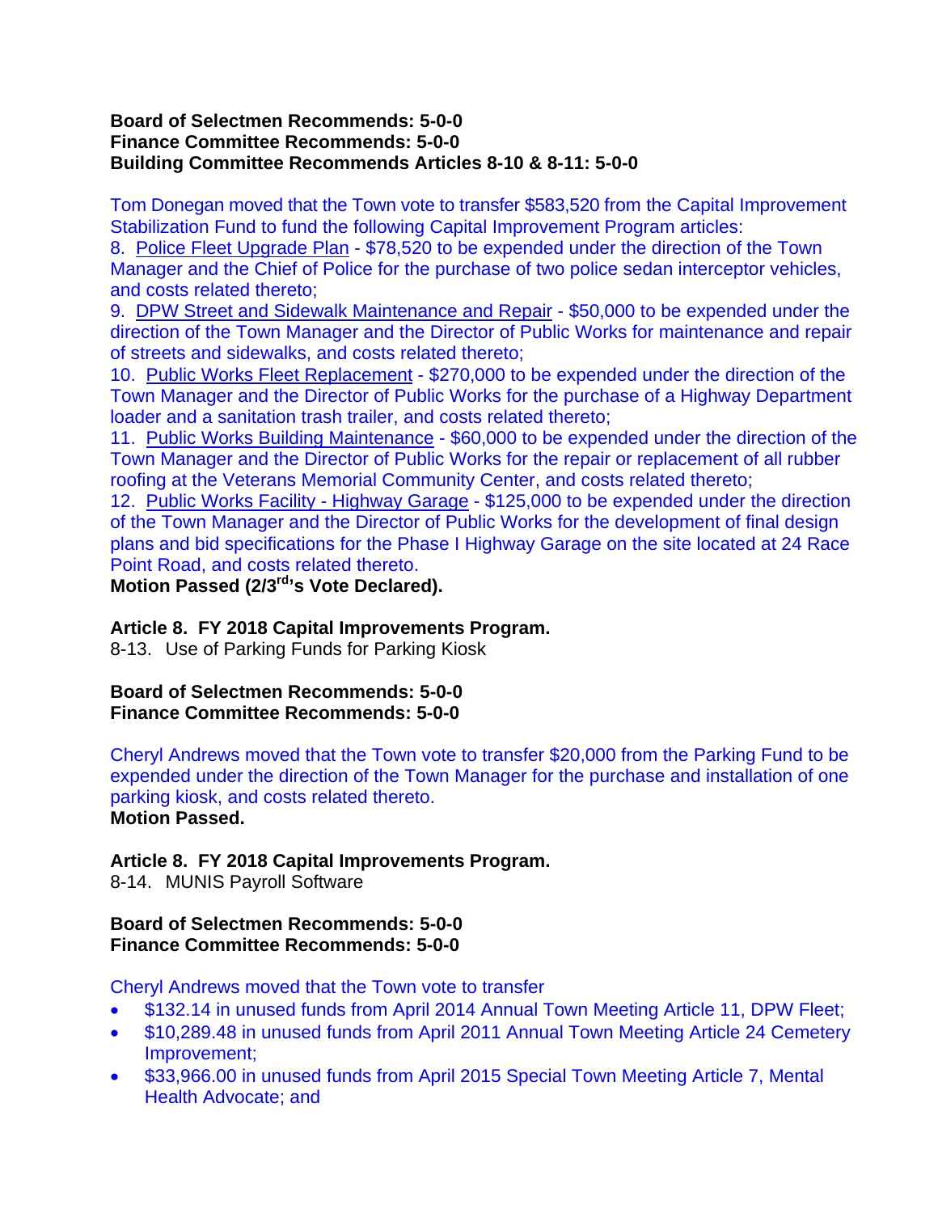**Board of Selectmen Recommends: 5-0-0**
**Finance Committee Recommends: 5-0-0**
**Building Committee Recommends Articles 8-10 & 8-11: 5-0-0**

Tom Donegan moved that the Town vote to transfer $583,520 from the Capital Improvement Stabilization Fund to fund the following Capital Improvement Program articles:
8. Police Fleet Upgrade Plan - $78,520 to be expended under the direction of the Town Manager and the Chief of Police for the purchase of two police sedan interceptor vehicles, and costs related thereto;
9. DPW Street and Sidewalk Maintenance and Repair - $50,000 to be expended under the direction of the Town Manager and the Director of Public Works for maintenance and repair of streets and sidewalks, and costs related thereto;
10. Public Works Fleet Replacement - $270,000 to be expended under the direction of the Town Manager and the Director of Public Works for the purchase of a Highway Department loader and a sanitation trash trailer, and costs related thereto;
11. Public Works Building Maintenance - $60,000 to be expended under the direction of the Town Manager and the Director of Public Works for the repair or replacement of all rubber roofing at the Veterans Memorial Community Center, and costs related thereto;
12. Public Works Facility - Highway Garage - $125,000 to be expended under the direction of the Town Manager and the Director of Public Works for the development of final design plans and bid specifications for the Phase I Highway Garage on the site located at 24 Race Point Road, and costs related thereto.
**Motion Passed (2/3rd's Vote Declared).**

**Article 8. FY 2018 Capital Improvements Program.**
8-13. Use of Parking Funds for Parking Kiosk

**Board of Selectmen Recommends: 5-0-0**
**Finance Committee Recommends: 5-0-0**

Cheryl Andrews moved that the Town vote to transfer $20,000 from the Parking Fund to be expended under the direction of the Town Manager for the purchase and installation of one parking kiosk, and costs related thereto.
**Motion Passed.**

**Article 8. FY 2018 Capital Improvements Program.**
8-14. MUNIS Payroll Software

**Board of Selectmen Recommends: 5-0-0**
**Finance Committee Recommends: 5-0-0**

Cheryl Andrews moved that the Town vote to transfer
- $132.14 in unused funds from April 2014 Annual Town Meeting Article 11, DPW Fleet;
- $10,289.48 in unused funds from April 2011 Annual Town Meeting Article 24 Cemetery Improvement;
- $33,966.00 in unused funds from April 2015 Special Town Meeting Article 7, Mental Health Advocate; and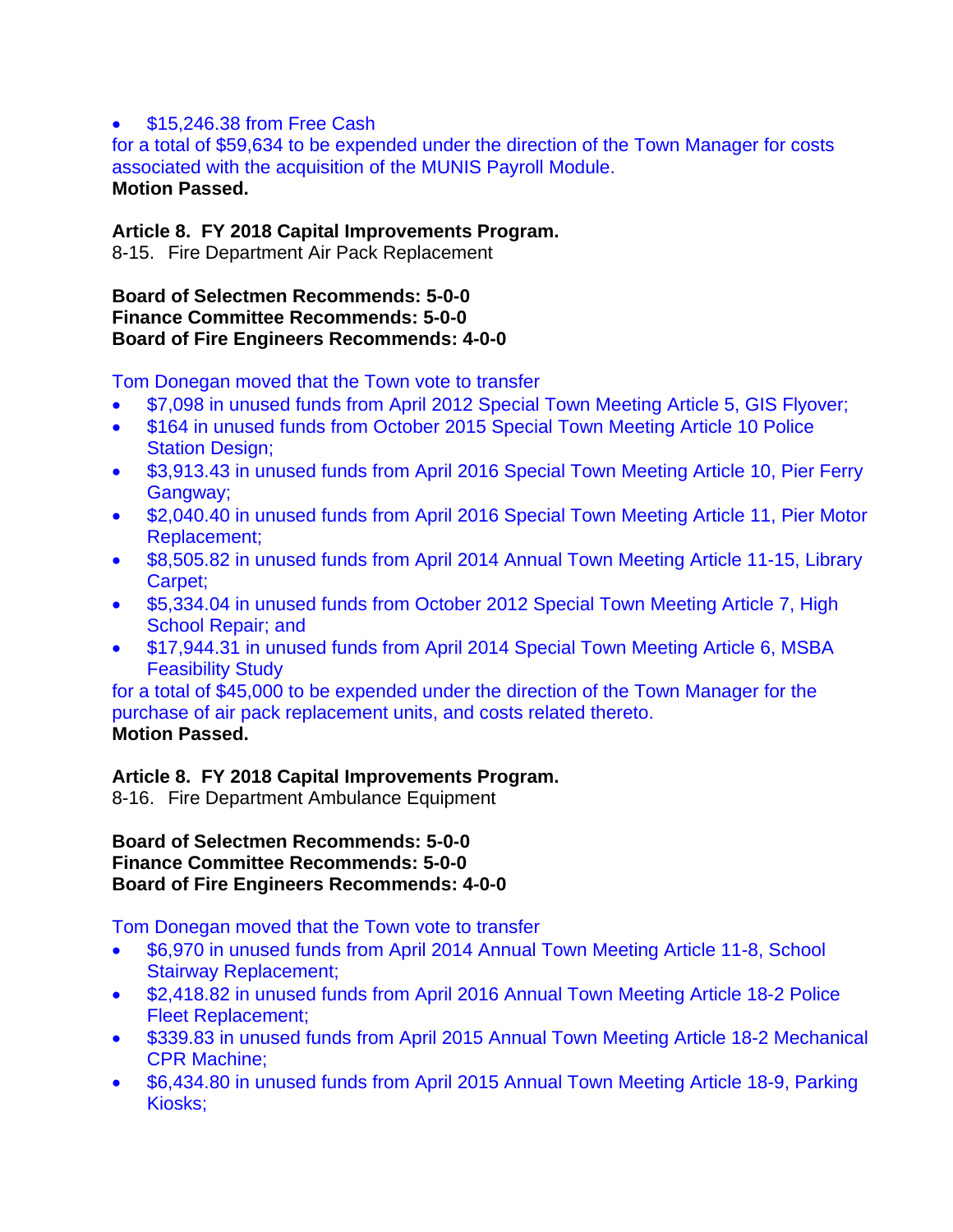- $15,246.38 from Free Cash

for a total of $59,634 to be expended under the direction of the Town Manager for costs associated with the acquisition of the MUNIS Payroll Module.

**Motion Passed.**

**Article 8. FY 2018 Capital Improvements Program.**
8-15. Fire Department Air Pack Replacement

**Board of Selectmen Recommends: 5-0-0**
**Finance Committee Recommends: 5-0-0**
**Board of Fire Engineers Recommends: 4-0-0**

Tom Donegan moved that the Town vote to transfer

- $7,098 in unused funds from April 2012 Special Town Meeting Article 5, GIS Flyover;
- $164 in unused funds from October 2015 Special Town Meeting Article 10 Police Station Design;
- $3,913.43 in unused funds from April 2016 Special Town Meeting Article 10, Pier Ferry Gangway;
- $2,040.40 in unused funds from April 2016 Special Town Meeting Article 11, Pier Motor Replacement;
- $8,505.82 in unused funds from April 2014 Annual Town Meeting Article 11-15, Library Carpet;
- $5,334.04 in unused funds from October 2012 Special Town Meeting Article 7, High School Repair; and
- $17,944.31 in unused funds from April 2014 Special Town Meeting Article 6, MSBA Feasibility Study

for a total of $45,000 to be expended under the direction of the Town Manager for the purchase of air pack replacement units, and costs related thereto.

**Motion Passed.**

**Article 8. FY 2018 Capital Improvements Program.**
8-16. Fire Department Ambulance Equipment

**Board of Selectmen Recommends: 5-0-0**
**Finance Committee Recommends: 5-0-0**
**Board of Fire Engineers Recommends: 4-0-0**

Tom Donegan moved that the Town vote to transfer

- $6,970 in unused funds from April 2014 Annual Town Meeting Article 11-8, School Stairway Replacement;
- $2,418.82 in unused funds from April 2016 Annual Town Meeting Article 18-2 Police Fleet Replacement;
- $339.83 in unused funds from April 2015 Annual Town Meeting Article 18-2 Mechanical CPR Machine;
- $6,434.80 in unused funds from April 2015 Annual Town Meeting Article 18-9, Parking Kiosks;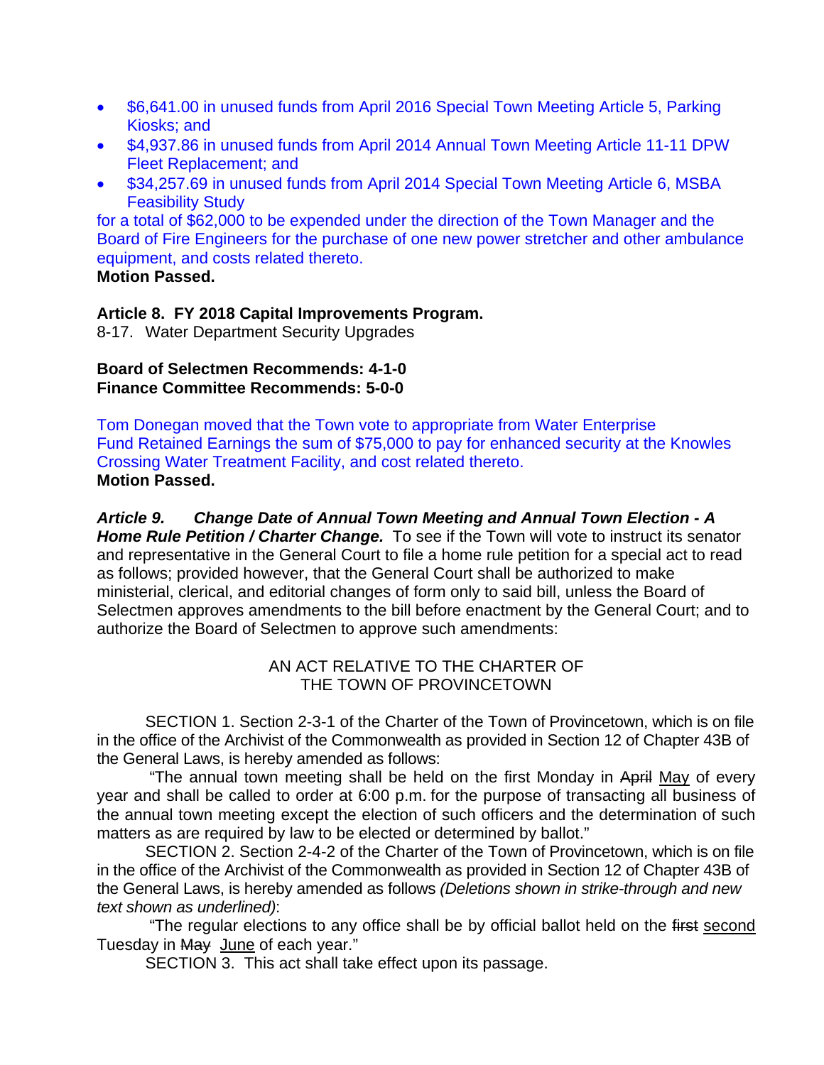- $6,641.00 in unused funds from April 2016 Special Town Meeting Article 5, Parking Kiosks; and
- $4,937.86 in unused funds from April 2014 Annual Town Meeting Article 11-11 DPW Fleet Replacement; and
- $34,257.69 in unused funds from April 2014 Special Town Meeting Article 6, MSBA Feasibility Study

for a total of $62,000 to be expended under the direction of the Town Manager and the Board of Fire Engineers for the purchase of one new power stretcher and other ambulance equipment, and costs related thereto.

**Motion Passed.**

**Article 8. FY 2018 Capital Improvements Program.**

8-17. Water Department Security Upgrades

**Board of Selectmen Recommends: 4-1-0**
**Finance Committee Recommends: 5-0-0**

Tom Donegan moved that the Town vote to appropriate from Water Enterprise Fund Retained Earnings the sum of $75,000 to pay for enhanced security at the Knowles Crossing Water Treatment Facility, and cost related thereto.

**Motion Passed.**

***Article 9. Change Date of Annual Town Meeting and Annual Town Election - A Home Rule Petition / Charter Change.*** To see if the Town will vote to instruct its senator and representative in the General Court to file a home rule petition for a special act to read as follows; provided however, that the General Court shall be authorized to make ministerial, clerical, and editorial changes of form only to said bill, unless the Board of Selectmen approves amendments to the bill before enactment by the General Court; and to authorize the Board of Selectmen to approve such amendments:

AN ACT RELATIVE TO THE CHARTER OF THE TOWN OF PROVINCETOWN

SECTION 1. Section 2-3-1 of the Charter of the Town of Provincetown, which is on file in the office of the Archivist of the Commonwealth as provided in Section 12 of Chapter 43B of the General Laws, is hereby amended as follows:

"The annual town meeting shall be held on the first Monday in ~~April~~ <u>May</u> of every year and shall be called to order at 6:00 p.m. for the purpose of transacting all business of the annual town meeting except the election of such officers and the determination of such matters as are required by law to be elected or determined by ballot."

SECTION 2. Section 2-4-2 of the Charter of the Town of Provincetown, which is on file in the office of the Archivist of the Commonwealth as provided in Section 12 of Chapter 43B of the General Laws, is hereby amended as follows *(Deletions shown in strike-through and new text shown as underlined)*:

"The regular elections to any office shall be by official ballot held on the ~~first~~ <u>second</u> Tuesday in ~~May~~ <u>June</u> of each year."

SECTION 3. This act shall take effect upon its passage.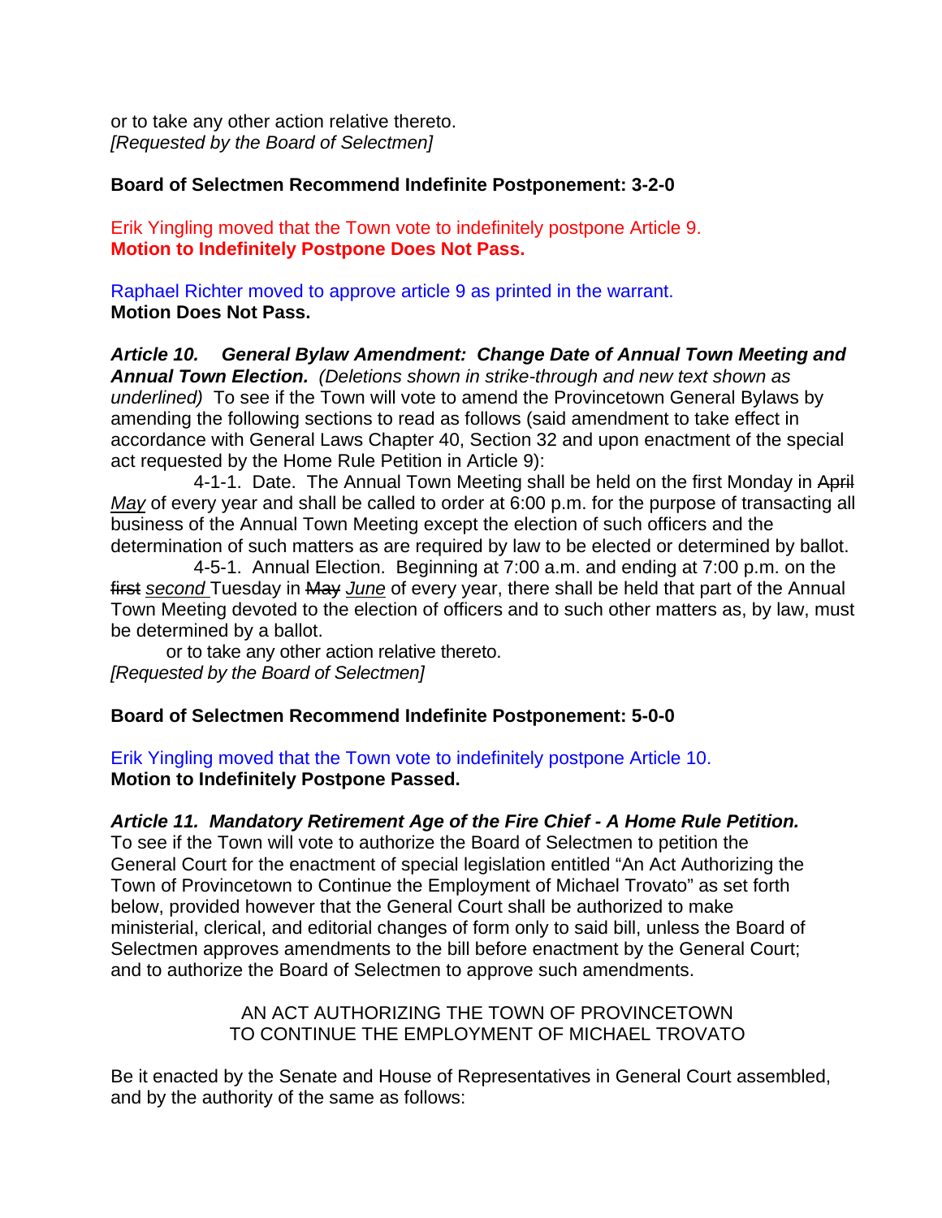or to take any other action relative thereto.
*[Requested by the Board of Selectmen]*

**Board of Selectmen Recommend Indefinite Postponement: 3-2-0**

Erik Yingling moved that the Town vote to indefinitely postpone Article 9.
**Motion to Indefinitely Postpone Does Not Pass.**

Raphael Richter moved to approve article 9 as printed in the warrant.
**Motion Does Not Pass.**

***Article 10. General Bylaw Amendment: Change Date of Annual Town Meeting and Annual Town Election.*** *(Deletions shown in strike-through and new text shown as underlined)* To see if the Town will vote to amend the Provincetown General Bylaws by amending the following sections to read as follows (said amendment to take effect in accordance with General Laws Chapter 40, Section 32 and upon enactment of the special act requested by the Home Rule Petition in Article 9):

4-1-1. Date. The Annual Town Meeting shall be held on the first Monday in ~~April~~ <u>*May*</u> of every year and shall be called to order at 6:00 p.m. for the purpose of transacting all business of the Annual Town Meeting except the election of such officers and the determination of such matters as are required by law to be elected or determined by ballot.

4-5-1. Annual Election. Beginning at 7:00 a.m. and ending at 7:00 p.m. on the ~~first~~ <u>*second*</u> Tuesday in ~~May~~ <u>*June*</u> of every year, there shall be held that part of the Annual Town Meeting devoted to the election of officers and to such other matters as, by law, must be determined by a ballot.

or to take any other action relative thereto.
*[Requested by the Board of Selectmen]*

**Board of Selectmen Recommend Indefinite Postponement: 5-0-0**

Erik Yingling moved that the Town vote to indefinitely postpone Article 10.
**Motion to Indefinitely Postpone Passed.**

***Article 11. Mandatory Retirement Age of the Fire Chief - A Home Rule Petition.*** To see if the Town will vote to authorize the Board of Selectmen to petition the General Court for the enactment of special legislation entitled "An Act Authorizing the Town of Provincetown to Continue the Employment of Michael Trovato" as set forth below, provided however that the General Court shall be authorized to make ministerial, clerical, and editorial changes of form only to said bill, unless the Board of Selectmen approves amendments to the bill before enactment by the General Court; and to authorize the Board of Selectmen to approve such amendments.

AN ACT AUTHORIZING THE TOWN OF PROVINCETOWN
TO CONTINUE THE EMPLOYMENT OF MICHAEL TROVATO

Be it enacted by the Senate and House of Representatives in General Court assembled, and by the authority of the same as follows: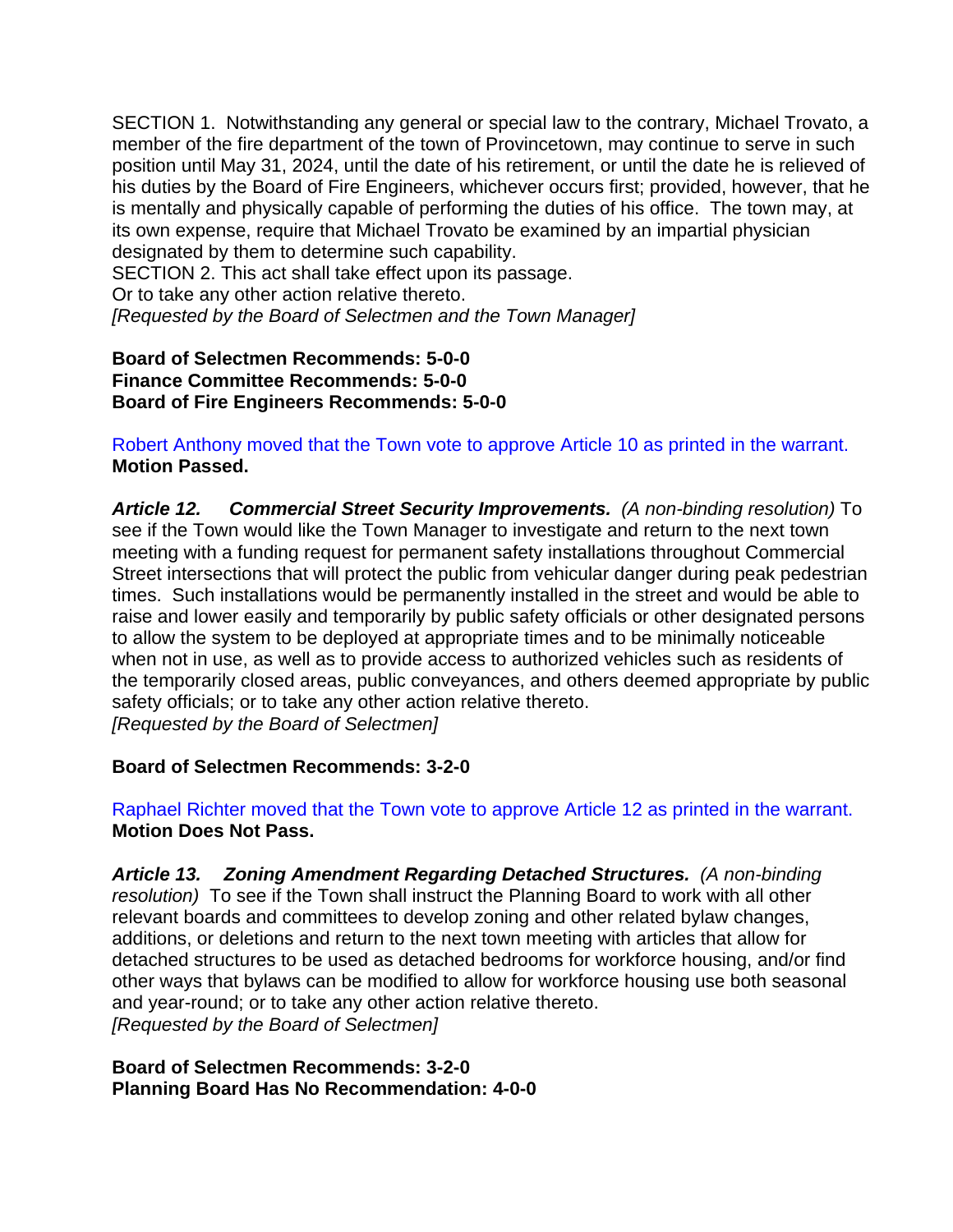SECTION 1. Notwithstanding any general or special law to the contrary, Michael Trovato, a member of the fire department of the town of Provincetown, may continue to serve in such position until May 31, 2024, until the date of his retirement, or until the date he is relieved of his duties by the Board of Fire Engineers, whichever occurs first; provided, however, that he is mentally and physically capable of performing the duties of his office. The town may, at its own expense, require that Michael Trovato be examined by an impartial physician designated by them to determine such capability.
SECTION 2. This act shall take effect upon its passage.
Or to take any other action relative thereto.
*[Requested by the Board of Selectmen and the Town Manager]*

**Board of Selectmen Recommends: 5-0-0**
**Finance Committee Recommends: 5-0-0**
**Board of Fire Engineers Recommends: 5-0-0**

Robert Anthony moved that the Town vote to approve Article 10 as printed in the warrant.
**Motion Passed.**

***Article 12. Commercial Street Security Improvements.*** *(A non-binding resolution)* To see if the Town would like the Town Manager to investigate and return to the next town meeting with a funding request for permanent safety installations throughout Commercial Street intersections that will protect the public from vehicular danger during peak pedestrian times. Such installations would be permanently installed in the street and would be able to raise and lower easily and temporarily by public safety officials or other designated persons to allow the system to be deployed at appropriate times and to be minimally noticeable when not in use, as well as to provide access to authorized vehicles such as residents of the temporarily closed areas, public conveyances, and others deemed appropriate by public safety officials; or to take any other action relative thereto.
*[Requested by the Board of Selectmen]*

**Board of Selectmen Recommends: 3-2-0**

Raphael Richter moved that the Town vote to approve Article 12 as printed in the warrant.
**Motion Does Not Pass.**

***Article 13. Zoning Amendment Regarding Detached Structures.*** *(A non-binding resolution)* To see if the Town shall instruct the Planning Board to work with all other relevant boards and committees to develop zoning and other related bylaw changes, additions, or deletions and return to the next town meeting with articles that allow for detached structures to be used as detached bedrooms for workforce housing, and/or find other ways that bylaws can be modified to allow for workforce housing use both seasonal and year-round; or to take any other action relative thereto.
*[Requested by the Board of Selectmen]*

**Board of Selectmen Recommends: 3-2-0**
**Planning Board Has No Recommendation: 4-0-0**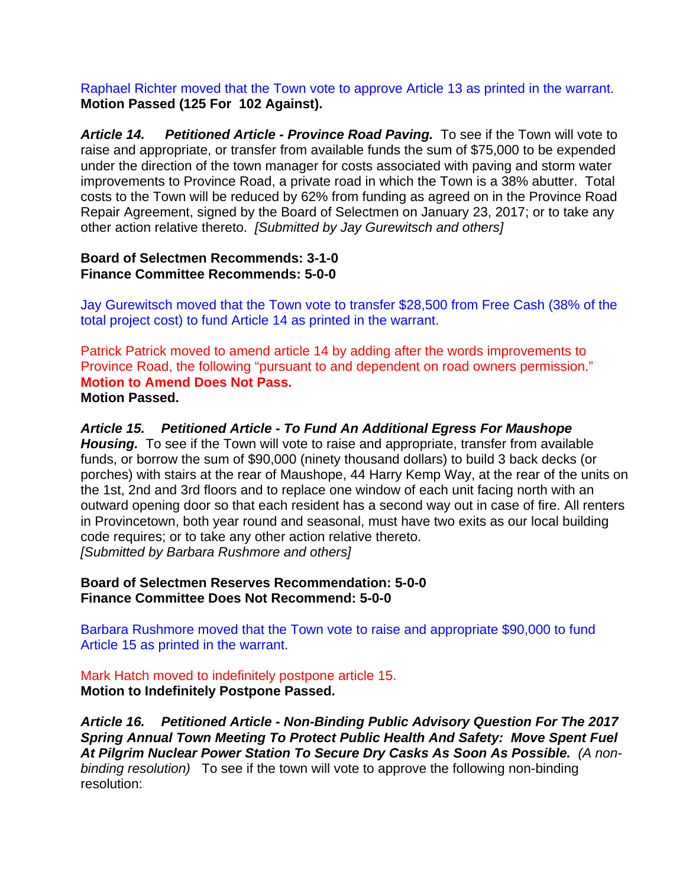Raphael Richter moved that the Town vote to approve Article 13 as printed in the warrant.
**Motion Passed (125 For 102 Against).**

***Article 14. Petitioned Article - Province Road Paving.*** To see if the Town will vote to raise and appropriate, or transfer from available funds the sum of $75,000 to be expended under the direction of the town manager for costs associated with paving and storm water improvements to Province Road, a private road in which the Town is a 38% abutter. Total costs to the Town will be reduced by 62% from funding as agreed on in the Province Road Repair Agreement, signed by the Board of Selectmen on January 23, 2017; or to take any other action relative thereto. *[Submitted by Jay Gurewitsch and others]*

**Board of Selectmen Recommends: 3-1-0**
**Finance Committee Recommends: 5-0-0**

Jay Gurewitsch moved that the Town vote to transfer $28,500 from Free Cash (38% of the total project cost) to fund Article 14 as printed in the warrant.

Patrick Patrick moved to amend article 14 by adding after the words improvements to Province Road, the following "pursuant to and dependent on road owners permission."
**Motion to Amend Does Not Pass.**
**Motion Passed.**

***Article 15. Petitioned Article - To Fund An Additional Egress For Maushope Housing.*** To see if the Town will vote to raise and appropriate, transfer from available funds, or borrow the sum of $90,000 (ninety thousand dollars) to build 3 back decks (or porches) with stairs at the rear of Maushope, 44 Harry Kemp Way, at the rear of the units on the 1st, 2nd and 3rd floors and to replace one window of each unit facing north with an outward opening door so that each resident has a second way out in case of fire. All renters in Provincetown, both year round and seasonal, must have two exits as our local building code requires; or to take any other action relative thereto.
*[Submitted by Barbara Rushmore and others]*

**Board of Selectmen Reserves Recommendation: 5-0-0**
**Finance Committee Does Not Recommend: 5-0-0**

Barbara Rushmore moved that the Town vote to raise and appropriate $90,000 to fund Article 15 as printed in the warrant.

Mark Hatch moved to indefinitely postpone article 15.
**Motion to Indefinitely Postpone Passed.**

***Article 16. Petitioned Article - Non-Binding Public Advisory Question For The 2017 Spring Annual Town Meeting To Protect Public Health And Safety: Move Spent Fuel At Pilgrim Nuclear Power Station To Secure Dry Casks As Soon As Possible.*** *(A non-binding resolution)* To see if the town will vote to approve the following non-binding resolution: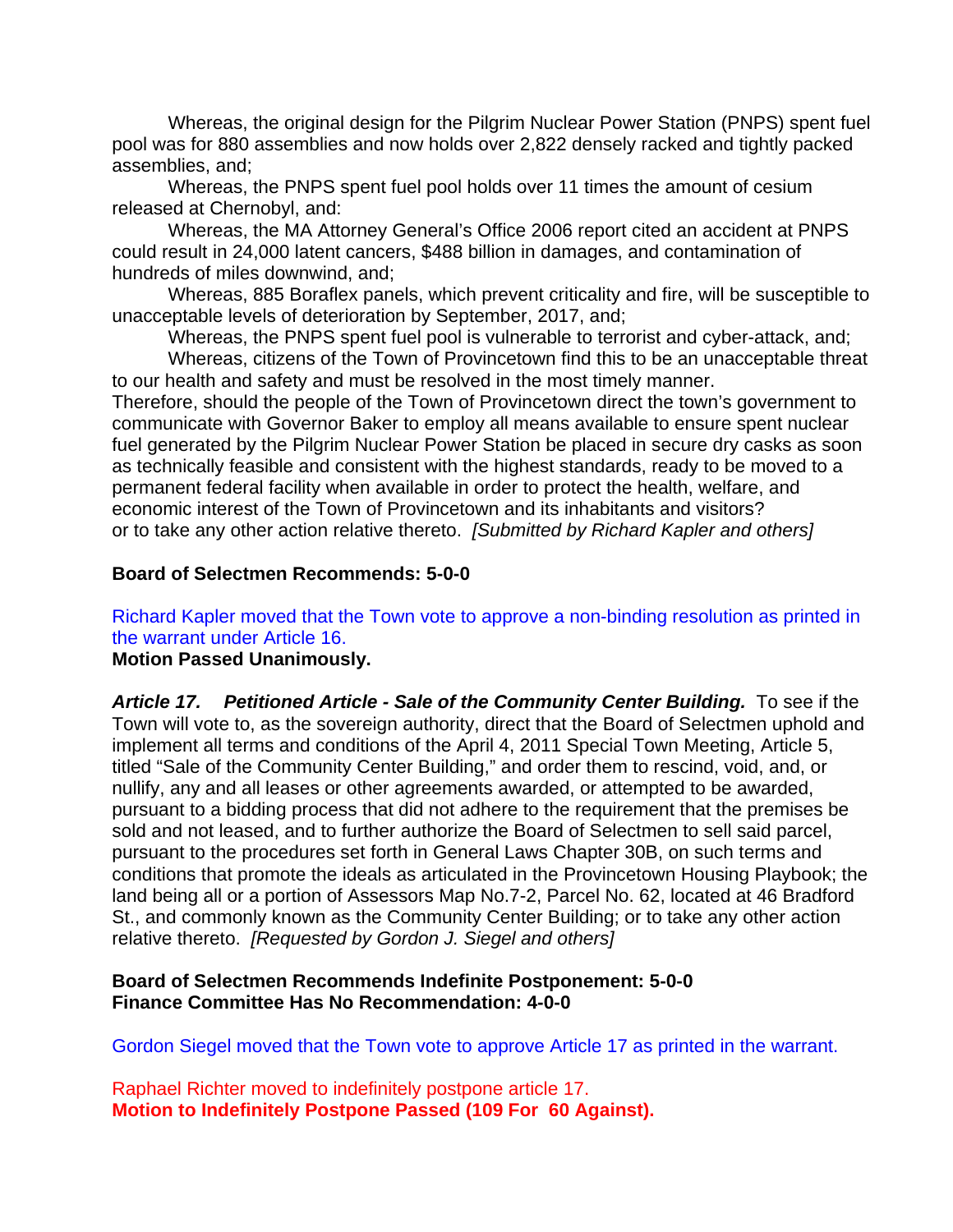Whereas, the original design for the Pilgrim Nuclear Power Station (PNPS) spent fuel pool was for 880 assemblies and now holds over 2,822 densely racked and tightly packed assemblies, and;

Whereas, the PNPS spent fuel pool holds over 11 times the amount of cesium released at Chernobyl, and:

Whereas, the MA Attorney General's Office 2006 report cited an accident at PNPS could result in 24,000 latent cancers, $488 billion in damages, and contamination of hundreds of miles downwind, and;

Whereas, 885 Boraflex panels, which prevent criticality and fire, will be susceptible to unacceptable levels of deterioration by September, 2017, and;

Whereas, the PNPS spent fuel pool is vulnerable to terrorist and cyber-attack, and;

Whereas, citizens of the Town of Provincetown find this to be an unacceptable threat to our health and safety and must be resolved in the most timely manner.

Therefore, should the people of the Town of Provincetown direct the town's government to communicate with Governor Baker to employ all means available to ensure spent nuclear fuel generated by the Pilgrim Nuclear Power Station be placed in secure dry casks as soon as technically feasible and consistent with the highest standards, ready to be moved to a permanent federal facility when available in order to protect the health, welfare, and economic interest of the Town of Provincetown and its inhabitants and visitors? or to take any other action relative thereto. *[Submitted by Richard Kapler and others]*

**Board of Selectmen Recommends: 5-0-0**

Richard Kapler moved that the Town vote to approve a non-binding resolution as printed in the warrant under Article 16.

**Motion Passed Unanimously.**

***Article 17. Petitioned Article - Sale of the Community Center Building.*** To see if the Town will vote to, as the sovereign authority, direct that the Board of Selectmen uphold and implement all terms and conditions of the April 4, 2011 Special Town Meeting, Article 5, titled "Sale of the Community Center Building," and order them to rescind, void, and, or nullify, any and all leases or other agreements awarded, or attempted to be awarded, pursuant to a bidding process that did not adhere to the requirement that the premises be sold and not leased, and to further authorize the Board of Selectmen to sell said parcel, pursuant to the procedures set forth in General Laws Chapter 30B, on such terms and conditions that promote the ideals as articulated in the Provincetown Housing Playbook; the land being all or a portion of Assessors Map No.7-2, Parcel No. 62, located at 46 Bradford St., and commonly known as the Community Center Building; or to take any other action relative thereto. *[Requested by Gordon J. Siegel and others]*

**Board of Selectmen Recommends Indefinite Postponement: 5-0-0**
**Finance Committee Has No Recommendation: 4-0-0**

Gordon Siegel moved that the Town vote to approve Article 17 as printed in the warrant.

Raphael Richter moved to indefinitely postpone article 17.

**Motion to Indefinitely Postpone Passed (109 For 60 Against).**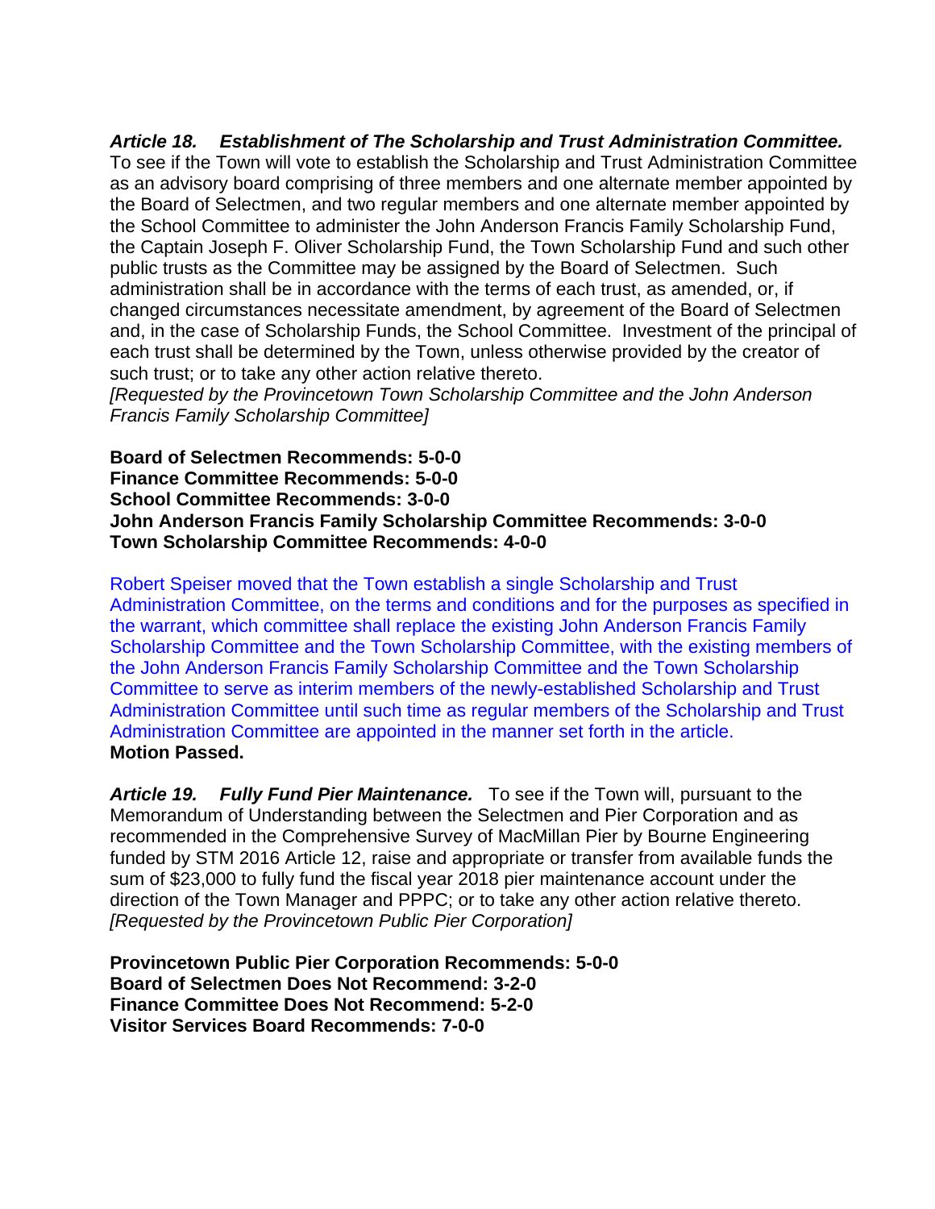***Article 18. Establishment of The Scholarship and Trust Administration Committee.*** To see if the Town will vote to establish the Scholarship and Trust Administration Committee as an advisory board comprising of three members and one alternate member appointed by the Board of Selectmen, and two regular members and one alternate member appointed by the School Committee to administer the John Anderson Francis Family Scholarship Fund, the Captain Joseph F. Oliver Scholarship Fund, the Town Scholarship Fund and such other public trusts as the Committee may be assigned by the Board of Selectmen. Such administration shall be in accordance with the terms of each trust, as amended, or, if changed circumstances necessitate amendment, by agreement of the Board of Selectmen and, in the case of Scholarship Funds, the School Committee. Investment of the principal of each trust shall be determined by the Town, unless otherwise provided by the creator of such trust; or to take any other action relative thereto.
*[Requested by the Provincetown Town Scholarship Committee and the John Anderson Francis Family Scholarship Committee]*

**Board of Selectmen Recommends: 5-0-0**
**Finance Committee Recommends: 5-0-0**
**School Committee Recommends: 3-0-0**
**John Anderson Francis Family Scholarship Committee Recommends: 3-0-0**
**Town Scholarship Committee Recommends: 4-0-0**

Robert Speiser moved that the Town establish a single Scholarship and Trust Administration Committee, on the terms and conditions and for the purposes as specified in the warrant, which committee shall replace the existing John Anderson Francis Family Scholarship Committee and the Town Scholarship Committee, with the existing members of the John Anderson Francis Family Scholarship Committee and the Town Scholarship Committee to serve as interim members of the newly-established Scholarship and Trust Administration Committee until such time as regular members of the Scholarship and Trust Administration Committee are appointed in the manner set forth in the article.
**Motion Passed.**

***Article 19. Fully Fund Pier Maintenance.*** To see if the Town will, pursuant to the Memorandum of Understanding between the Selectmen and Pier Corporation and as recommended in the Comprehensive Survey of MacMillan Pier by Bourne Engineering funded by STM 2016 Article 12, raise and appropriate or transfer from available funds the sum of $23,000 to fully fund the fiscal year 2018 pier maintenance account under the direction of the Town Manager and PPPC; or to take any other action relative thereto.
*[Requested by the Provincetown Public Pier Corporation]*

**Provincetown Public Pier Corporation Recommends: 5-0-0**
**Board of Selectmen Does Not Recommend: 3-2-0**
**Finance Committee Does Not Recommend: 5-2-0**
**Visitor Services Board Recommends: 7-0-0**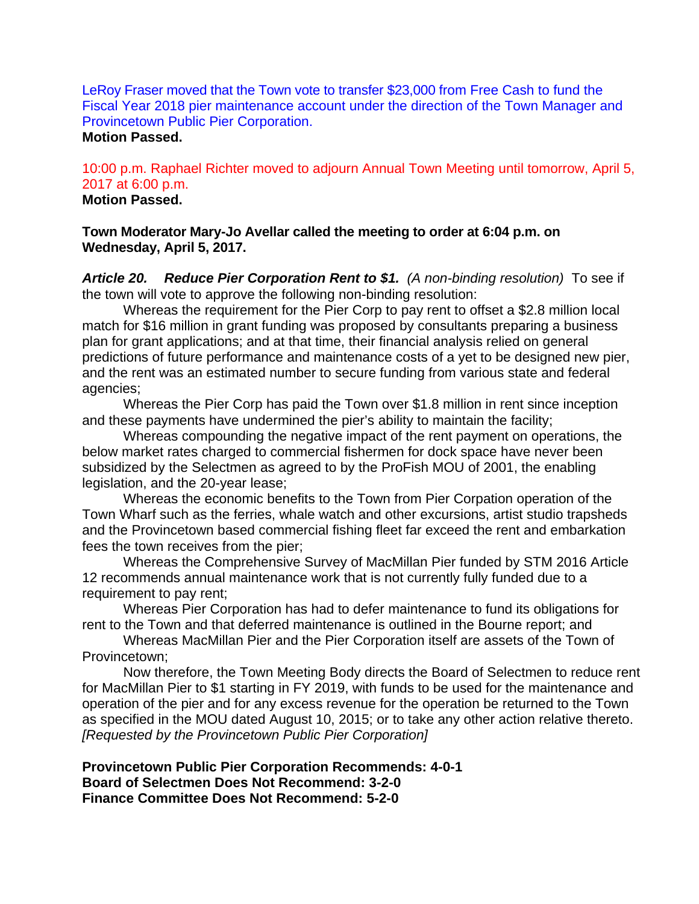LeRoy Fraser moved that the Town vote to transfer $23,000 from Free Cash to fund the Fiscal Year 2018 pier maintenance account under the direction of the Town Manager and Provincetown Public Pier Corporation.
**Motion Passed.**

10:00 p.m. Raphael Richter moved to adjourn Annual Town Meeting until tomorrow, April 5, 2017 at 6:00 p.m.
**Motion Passed.**

**Town Moderator Mary-Jo Avellar called the meeting to order at 6:04 p.m. on Wednesday, April 5, 2017.**

***Article 20. Reduce Pier Corporation Rent to $1.*** *(A non-binding resolution)* To see if the town will vote to approve the following non-binding resolution:

Whereas the requirement for the Pier Corp to pay rent to offset a $2.8 million local match for $16 million in grant funding was proposed by consultants preparing a business plan for grant applications; and at that time, their financial analysis relied on general predictions of future performance and maintenance costs of a yet to be designed new pier, and the rent was an estimated number to secure funding from various state and federal agencies;

Whereas the Pier Corp has paid the Town over $1.8 million in rent since inception and these payments have undermined the pier's ability to maintain the facility;

Whereas compounding the negative impact of the rent payment on operations, the below market rates charged to commercial fishermen for dock space have never been subsidized by the Selectmen as agreed to by the ProFish MOU of 2001, the enabling legislation, and the 20-year lease;

Whereas the economic benefits to the Town from Pier Corpation operation of the Town Wharf such as the ferries, whale watch and other excursions, artist studio trapsheds and the Provincetown based commercial fishing fleet far exceed the rent and embarkation fees the town receives from the pier;

Whereas the Comprehensive Survey of MacMillan Pier funded by STM 2016 Article 12 recommends annual maintenance work that is not currently fully funded due to a requirement to pay rent;

Whereas Pier Corporation has had to defer maintenance to fund its obligations for rent to the Town and that deferred maintenance is outlined in the Bourne report; and

Whereas MacMillan Pier and the Pier Corporation itself are assets of the Town of Provincetown;

Now therefore, the Town Meeting Body directs the Board of Selectmen to reduce rent for MacMillan Pier to $1 starting in FY 2019, with funds to be used for the maintenance and operation of the pier and for any excess revenue for the operation be returned to the Town as specified in the MOU dated August 10, 2015; or to take any other action relative thereto. *[Requested by the Provincetown Public Pier Corporation]*

**Provincetown Public Pier Corporation Recommends: 4-0-1**
**Board of Selectmen Does Not Recommend: 3-2-0**
**Finance Committee Does Not Recommend: 5-2-0**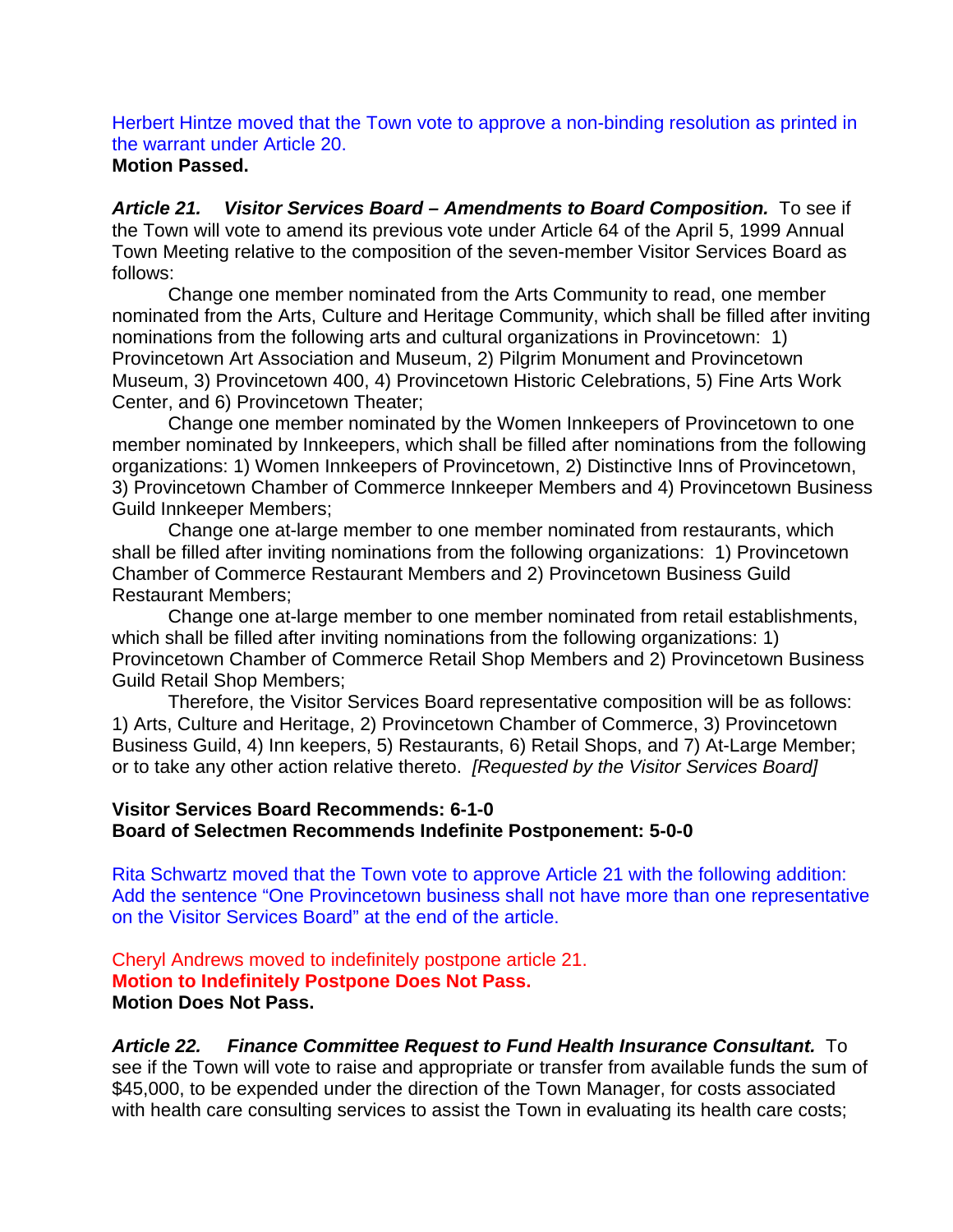Herbert Hintze moved that the Town vote to approve a non-binding resolution as printed in the warrant under Article 20.

**Motion Passed.**

***Article 21. Visitor Services Board – Amendments to Board Composition.*** To see if the Town will vote to amend its previous vote under Article 64 of the April 5, 1999 Annual Town Meeting relative to the composition of the seven-member Visitor Services Board as follows:

Change one member nominated from the Arts Community to read, one member nominated from the Arts, Culture and Heritage Community, which shall be filled after inviting nominations from the following arts and cultural organizations in Provincetown: 1) Provincetown Art Association and Museum, 2) Pilgrim Monument and Provincetown Museum, 3) Provincetown 400, 4) Provincetown Historic Celebrations, 5) Fine Arts Work Center, and 6) Provincetown Theater;

Change one member nominated by the Women Innkeepers of Provincetown to one member nominated by Innkeepers, which shall be filled after nominations from the following organizations: 1) Women Innkeepers of Provincetown, 2) Distinctive Inns of Provincetown, 3) Provincetown Chamber of Commerce Innkeeper Members and 4) Provincetown Business Guild Innkeeper Members;

Change one at-large member to one member nominated from restaurants, which shall be filled after inviting nominations from the following organizations: 1) Provincetown Chamber of Commerce Restaurant Members and 2) Provincetown Business Guild Restaurant Members;

Change one at-large member to one member nominated from retail establishments, which shall be filled after inviting nominations from the following organizations: 1) Provincetown Chamber of Commerce Retail Shop Members and 2) Provincetown Business Guild Retail Shop Members;

Therefore, the Visitor Services Board representative composition will be as follows: 1) Arts, Culture and Heritage, 2) Provincetown Chamber of Commerce, 3) Provincetown Business Guild, 4) Inn keepers, 5) Restaurants, 6) Retail Shops, and 7) At-Large Member; or to take any other action relative thereto. *[Requested by the Visitor Services Board]*

**Visitor Services Board Recommends: 6-1-0**
**Board of Selectmen Recommends Indefinite Postponement: 5-0-0**

Rita Schwartz moved that the Town vote to approve Article 21 with the following addition: Add the sentence “One Provincetown business shall not have more than one representative on the Visitor Services Board” at the end of the article.

Cheryl Andrews moved to indefinitely postpone article 21.
**Motion to Indefinitely Postpone Does Not Pass.**
**Motion Does Not Pass.**

***Article 22. Finance Committee Request to Fund Health Insurance Consultant.*** To see if the Town will vote to raise and appropriate or transfer from available funds the sum of $45,000, to be expended under the direction of the Town Manager, for costs associated with health care consulting services to assist the Town in evaluating its health care costs;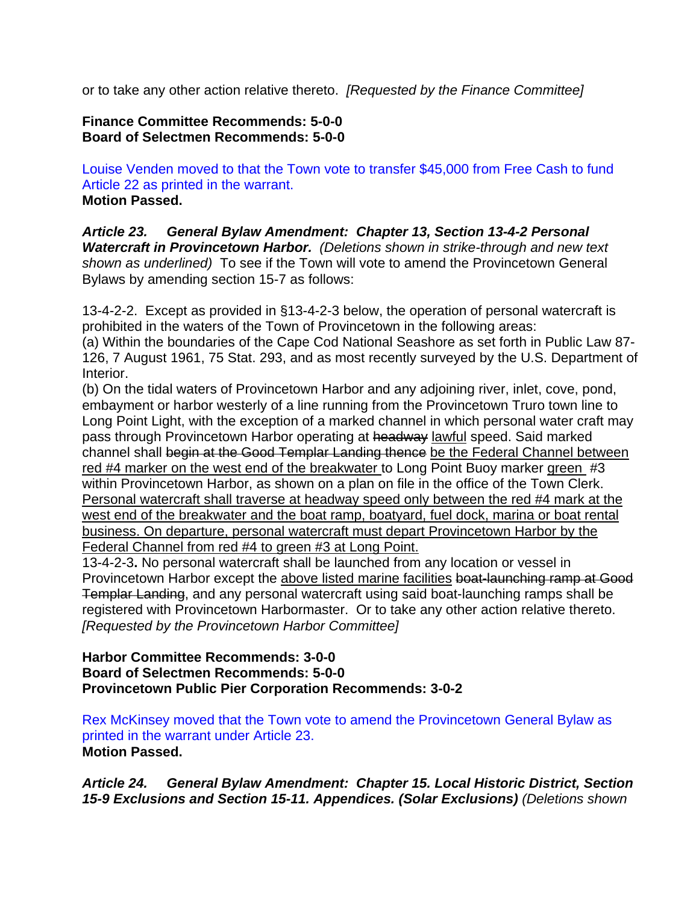or to take any other action relative thereto. *[Requested by the Finance Committee]*

**Finance Committee Recommends: 5-0-0**
**Board of Selectmen Recommends: 5-0-0**

Louise Venden moved to that the Town vote to transfer $45,000 from Free Cash to fund Article 22 as printed in the warrant.
**Motion Passed.**

***Article 23. General Bylaw Amendment: Chapter 13, Section 13-4-2 Personal Watercraft in Provincetown Harbor.*** *(Deletions shown in strike-through and new text shown as underlined)* To see if the Town will vote to amend the Provincetown General Bylaws by amending section 15-7 as follows:

13-4-2-2. Except as provided in §13-4-2-3 below, the operation of personal watercraft is prohibited in the waters of the Town of Provincetown in the following areas:
(a) Within the boundaries of the Cape Cod National Seashore as set forth in Public Law 87-126, 7 August 1961, 75 Stat. 293, and as most recently surveyed by the U.S. Department of Interior.
(b) On the tidal waters of Provincetown Harbor and any adjoining river, inlet, cove, pond, embayment or harbor westerly of a line running from the Provincetown Truro town line to Long Point Light, with the exception of a marked channel in which personal water craft may pass through Provincetown Harbor operating at ~~headway~~ <u>lawful</u> speed. Said marked channel shall ~~begin at the Good Templar Landing thence~~ <u>be the Federal Channel between red #4 marker on the west end of the breakwater</u> to Long Point Buoy marker <u>green</u> #3 within Provincetown Harbor, as shown on a plan on file in the office of the Town Clerk. <u>Personal watercraft shall traverse at headway speed only between the red #4 mark at the west end of the breakwater and the boat ramp, boatyard, fuel dock, marina or boat rental business. On departure, personal watercraft must depart Provincetown Harbor by the Federal Channel from red #4 to green #3 at Long Point.</u>
13-4-2-3**.** No personal watercraft shall be launched from any location or vessel in Provincetown Harbor except the <u>above listed marine facilities</u> ~~boat-launching ramp at Good Templar Landing~~, and any personal watercraft using said boat-launching ramps shall be registered with Provincetown Harbormaster. Or to take any other action relative thereto. *[Requested by the Provincetown Harbor Committee]*

**Harbor Committee Recommends: 3-0-0**
**Board of Selectmen Recommends: 5-0-0**
**Provincetown Public Pier Corporation Recommends: 3-0-2**

Rex McKinsey moved that the Town vote to amend the Provincetown General Bylaw as printed in the warrant under Article 23.
**Motion Passed.**

***Article 24. General Bylaw Amendment: Chapter 15. Local Historic District, Section 15-9 Exclusions and Section 15-11. Appendices. (Solar Exclusions)*** *(Deletions shown*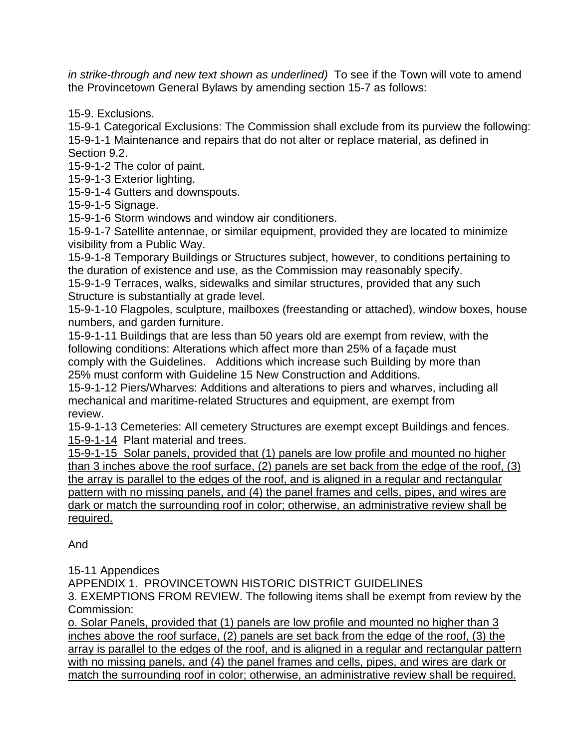*in strike-through and new text shown as underlined)* To see if the Town will vote to amend the Provincetown General Bylaws by amending section 15-7 as follows:

15-9. Exclusions.
15-9-1 Categorical Exclusions: The Commission shall exclude from its purview the following:
15-9-1-1 Maintenance and repairs that do not alter or replace material, as defined in Section 9.2.
15-9-1-2 The color of paint.
15-9-1-3 Exterior lighting.
15-9-1-4 Gutters and downspouts.
15-9-1-5 Signage.
15-9-1-6 Storm windows and window air conditioners.
15-9-1-7 Satellite antennae, or similar equipment, provided they are located to minimize visibility from a Public Way.
15-9-1-8 Temporary Buildings or Structures subject, however, to conditions pertaining to the duration of existence and use, as the Commission may reasonably specify.
15-9-1-9 Terraces, walks, sidewalks and similar structures, provided that any such Structure is substantially at grade level.
15-9-1-10 Flagpoles, sculpture, mailboxes (freestanding or attached), window boxes, house numbers, and garden furniture.
15-9-1-11 Buildings that are less than 50 years old are exempt from review, with the following conditions: Alterations which affect more than 25% of a façade must comply with the Guidelines. Additions which increase such Building by more than 25% must conform with Guideline 15 New Construction and Additions.
15-9-1-12 Piers/Wharves: Additions and alterations to piers and wharves, including all mechanical and maritime-related Structures and equipment, are exempt from review.
15-9-1-13 Cemeteries: All cemetery Structures are exempt except Buildings and fences.
<u>15-9-1-14</u> Plant material and trees.
<u>15-9-1-15 Solar panels, provided that (1) panels are low profile and mounted no higher than 3 inches above the roof surface, (2) panels are set back from the edge of the roof, (3) the array is parallel to the edges of the roof, and is aligned in a regular and rectangular pattern with no missing panels, and (4) the panel frames and cells, pipes, and wires are dark or match the surrounding roof in color; otherwise, an administrative review shall be required.</u>

And

15-11 Appendices
APPENDIX 1. PROVINCETOWN HISTORIC DISTRICT GUIDELINES
3. EXEMPTIONS FROM REVIEW. The following items shall be exempt from review by the Commission:
<u>o. Solar Panels, provided that (1) panels are low profile and mounted no higher than 3 inches above the roof surface, (2) panels are set back from the edge of the roof, (3) the array is parallel to the edges of the roof, and is aligned in a regular and rectangular pattern with no missing panels, and (4) the panel frames and cells, pipes, and wires are dark or match the surrounding roof in color; otherwise, an administrative review shall be required.</u>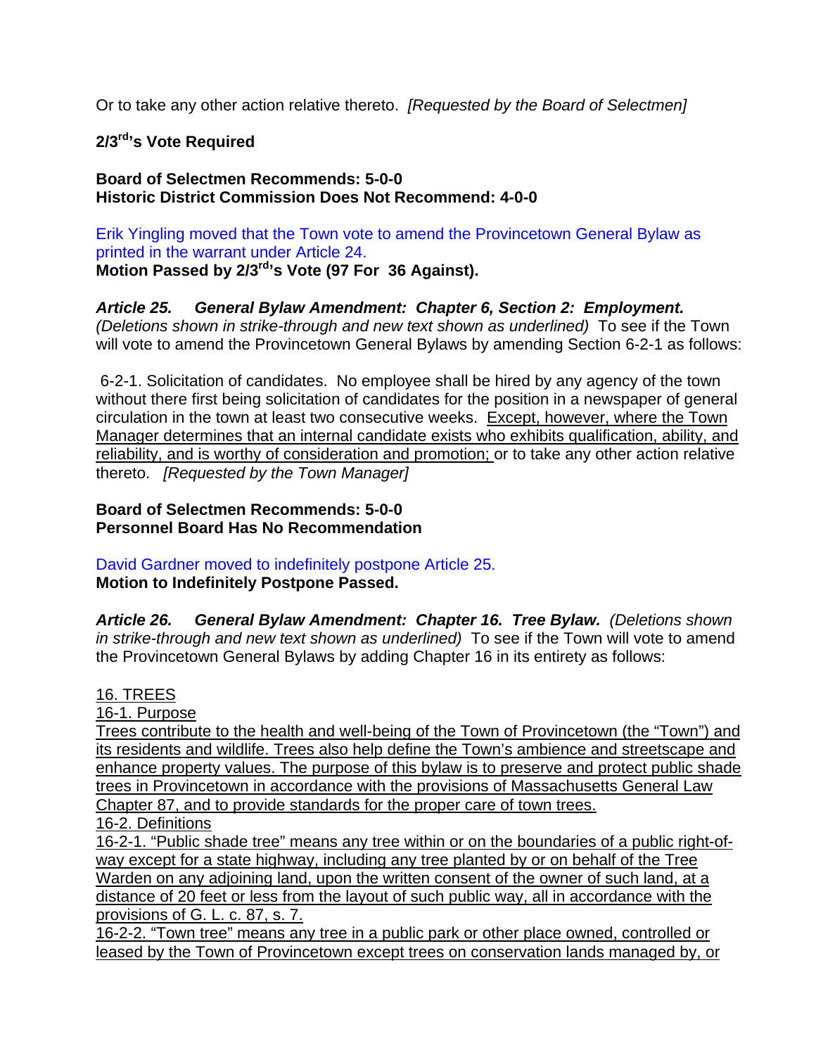Or to take any other action relative thereto. *[Requested by the Board of Selectmen]*

**2/3rd's Vote Required**

**Board of Selectmen Recommends: 5-0-0**
**Historic District Commission Does Not Recommend: 4-0-0**

Erik Yingling moved that the Town vote to amend the Provincetown General Bylaw as printed in the warrant under Article 24.
**Motion Passed by 2/3rd's Vote (97 For 36 Against).**

***Article 25. General Bylaw Amendment: Chapter 6, Section 2: Employment.*** *(Deletions shown in strike-through and new text shown as underlined)* To see if the Town will vote to amend the Provincetown General Bylaws by amending Section 6-2-1 as follows:

6-2-1. Solicitation of candidates. No employee shall be hired by any agency of the town without there first being solicitation of candidates for the position in a newspaper of general circulation in the town at least two consecutive weeks. <u>Except, however, where the Town Manager determines that an internal candidate exists who exhibits qualification, ability, and reliability, and is worthy of consideration and promotion;</u> or to take any other action relative thereto. *[Requested by the Town Manager]*

**Board of Selectmen Recommends: 5-0-0**
**Personnel Board Has No Recommendation**

David Gardner moved to indefinitely postpone Article 25.
**Motion to Indefinitely Postpone Passed.**

***Article 26. General Bylaw Amendment: Chapter 16. Tree Bylaw.*** *(Deletions shown in strike-through and new text shown as underlined)* To see if the Town will vote to amend the Provincetown General Bylaws by adding Chapter 16 in its entirety as follows:

<u>16. TREES</u>
<u>16-1. Purpose</u>
<u>Trees contribute to the health and well-being of the Town of Provincetown (the "Town") and its residents and wildlife. Trees also help define the Town's ambience and streetscape and enhance property values. The purpose of this bylaw is to preserve and protect public shade trees in Provincetown in accordance with the provisions of Massachusetts General Law Chapter 87, and to provide standards for the proper care of town trees.</u>
<u>16-2. Definitions</u>
<u>16-2-1. "Public shade tree" means any tree within or on the boundaries of a public right-of-way except for a state highway, including any tree planted by or on behalf of the Tree Warden on any adjoining land, upon the written consent of the owner of such land, at a distance of 20 feet or less from the layout of such public way, all in accordance with the provisions of G. L. c. 87, s. 7.</u>
<u>16-2-2. "Town tree" means any tree in a public park or other place owned, controlled or leased by the Town of Provincetown except trees on conservation lands managed by, or</u>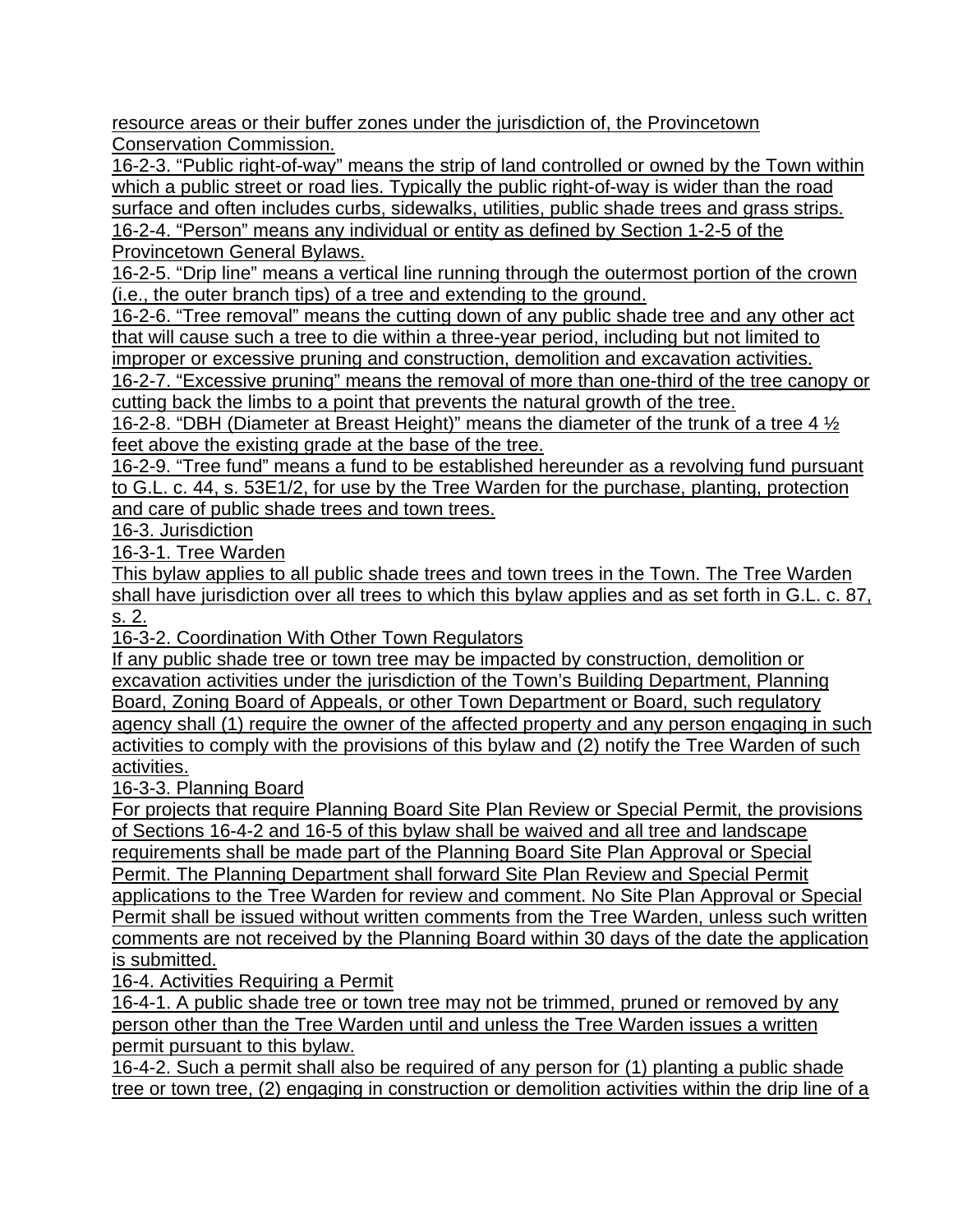resource areas or their buffer zones under the jurisdiction of, the Provincetown Conservation Commission.

16-2-3. “Public right-of-way” means the strip of land controlled or owned by the Town within which a public street or road lies. Typically the public right-of-way is wider than the road surface and often includes curbs, sidewalks, utilities, public shade trees and grass strips.

16-2-4. “Person” means any individual or entity as defined by Section 1-2-5 of the Provincetown General Bylaws.

16-2-5. “Drip line” means a vertical line running through the outermost portion of the crown (i.e., the outer branch tips) of a tree and extending to the ground.

16-2-6. “Tree removal” means the cutting down of any public shade tree and any other act that will cause such a tree to die within a three-year period, including but not limited to improper or excessive pruning and construction, demolition and excavation activities.

16-2-7. “Excessive pruning” means the removal of more than one-third of the tree canopy or cutting back the limbs to a point that prevents the natural growth of the tree.

16-2-8. “DBH (Diameter at Breast Height)” means the diameter of the trunk of a tree 4 ½ feet above the existing grade at the base of the tree.

16-2-9. “Tree fund” means a fund to be established hereunder as a revolving fund pursuant to G.L. c. 44, s. 53E1/2, for use by the Tree Warden for the purchase, planting, protection and care of public shade trees and town trees.

16-3. Jurisdiction

16-3-1. Tree Warden

This bylaw applies to all public shade trees and town trees in the Town. The Tree Warden shall have jurisdiction over all trees to which this bylaw applies and as set forth in G.L. c. 87, s. 2.

16-3-2. Coordination With Other Town Regulators

If any public shade tree or town tree may be impacted by construction, demolition or excavation activities under the jurisdiction of the Town’s Building Department, Planning Board, Zoning Board of Appeals, or other Town Department or Board, such regulatory agency shall (1) require the owner of the affected property and any person engaging in such activities to comply with the provisions of this bylaw and (2) notify the Tree Warden of such activities.

16-3-3. Planning Board

For projects that require Planning Board Site Plan Review or Special Permit, the provisions of Sections 16-4-2 and 16-5 of this bylaw shall be waived and all tree and landscape requirements shall be made part of the Planning Board Site Plan Approval or Special Permit. The Planning Department shall forward Site Plan Review and Special Permit applications to the Tree Warden for review and comment. No Site Plan Approval or Special Permit shall be issued without written comments from the Tree Warden, unless such written comments are not received by the Planning Board within 30 days of the date the application is submitted.

16-4. Activities Requiring a Permit

16-4-1. A public shade tree or town tree may not be trimmed, pruned or removed by any person other than the Tree Warden until and unless the Tree Warden issues a written permit pursuant to this bylaw.

16-4-2. Such a permit shall also be required of any person for (1) planting a public shade tree or town tree, (2) engaging in construction or demolition activities within the drip line of a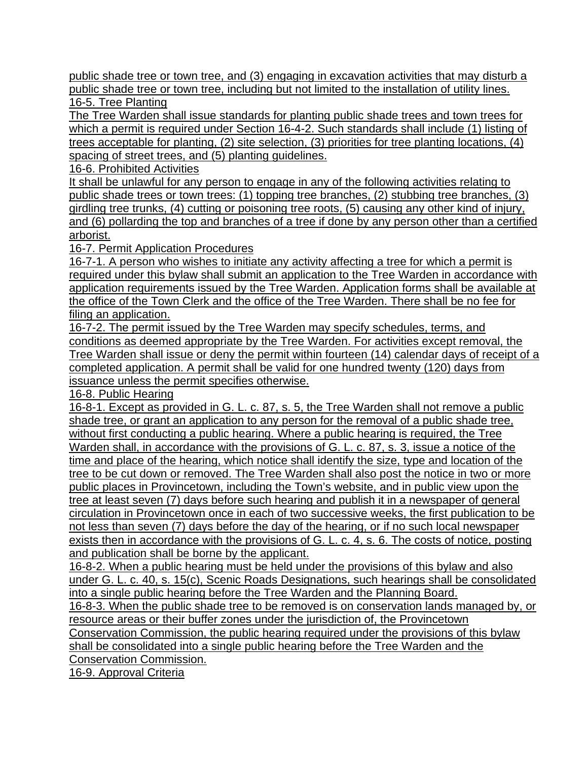public shade tree or town tree, and (3) engaging in excavation activities that may disturb a public shade tree or town tree, including but not limited to the installation of utility lines.

16-5. Tree Planting

The Tree Warden shall issue standards for planting public shade trees and town trees for which a permit is required under Section 16-4-2. Such standards shall include (1) listing of trees acceptable for planting, (2) site selection, (3) priorities for tree planting locations, (4) spacing of street trees, and (5) planting guidelines.

16-6. Prohibited Activities

It shall be unlawful for any person to engage in any of the following activities relating to public shade trees or town trees: (1) topping tree branches, (2) stubbing tree branches, (3) girdling tree trunks, (4) cutting or poisoning tree roots, (5) causing any other kind of injury, and (6) pollarding the top and branches of a tree if done by any person other than a certified arborist.

16-7. Permit Application Procedures

16-7-1. A person who wishes to initiate any activity affecting a tree for which a permit is required under this bylaw shall submit an application to the Tree Warden in accordance with application requirements issued by the Tree Warden. Application forms shall be available at the office of the Town Clerk and the office of the Tree Warden. There shall be no fee for filing an application.

16-7-2. The permit issued by the Tree Warden may specify schedules, terms, and conditions as deemed appropriate by the Tree Warden. For activities except removal, the Tree Warden shall issue or deny the permit within fourteen (14) calendar days of receipt of a completed application. A permit shall be valid for one hundred twenty (120) days from issuance unless the permit specifies otherwise.

16-8. Public Hearing

16-8-1. Except as provided in G. L. c. 87, s. 5, the Tree Warden shall not remove a public shade tree, or grant an application to any person for the removal of a public shade tree, without first conducting a public hearing. Where a public hearing is required, the Tree Warden shall, in accordance with the provisions of G. L. c. 87, s. 3, issue a notice of the time and place of the hearing, which notice shall identify the size, type and location of the tree to be cut down or removed. The Tree Warden shall also post the notice in two or more public places in Provincetown, including the Town's website, and in public view upon the tree at least seven (7) days before such hearing and publish it in a newspaper of general circulation in Provincetown once in each of two successive weeks, the first publication to be not less than seven (7) days before the day of the hearing, or if no such local newspaper exists then in accordance with the provisions of G. L. c. 4, s. 6. The costs of notice, posting and publication shall be borne by the applicant.

16-8-2. When a public hearing must be held under the provisions of this bylaw and also under G. L. c. 40, s. 15(c), Scenic Roads Designations, such hearings shall be consolidated into a single public hearing before the Tree Warden and the Planning Board.

16-8-3. When the public shade tree to be removed is on conservation lands managed by, or resource areas or their buffer zones under the jurisdiction of, the Provincetown Conservation Commission, the public hearing required under the provisions of this bylaw shall be consolidated into a single public hearing before the Tree Warden and the Conservation Commission.

16-9. Approval Criteria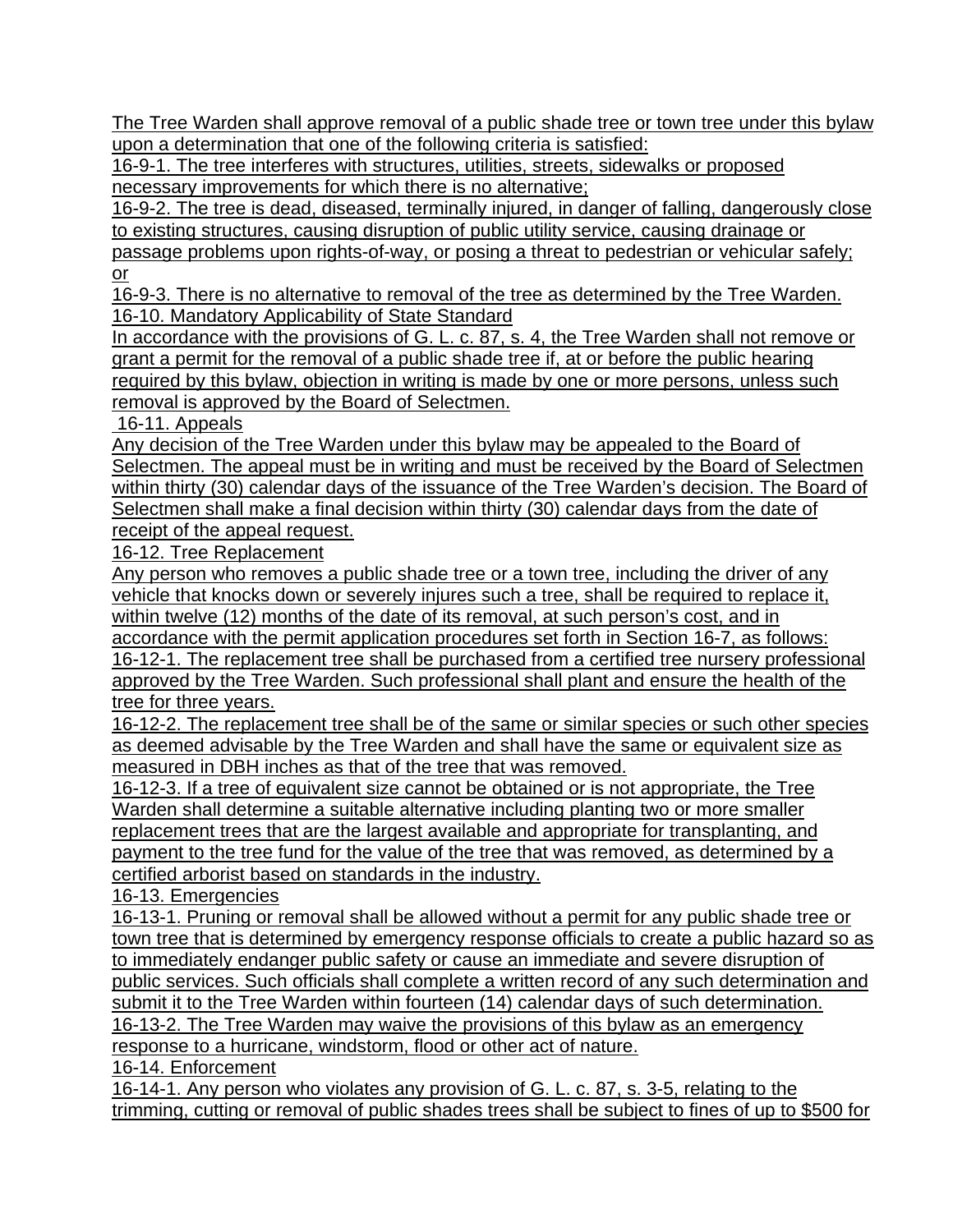The Tree Warden shall approve removal of a public shade tree or town tree under this bylaw upon a determination that one of the following criteria is satisfied:

16-9-1. The tree interferes with structures, utilities, streets, sidewalks or proposed necessary improvements for which there is no alternative;

16-9-2. The tree is dead, diseased, terminally injured, in danger of falling, dangerously close to existing structures, causing disruption of public utility service, causing drainage or passage problems upon rights-of-way, or posing a threat to pedestrian or vehicular safely; or

16-9-3. There is no alternative to removal of the tree as determined by the Tree Warden.

16-10. Mandatory Applicability of State Standard

In accordance with the provisions of G. L. c. 87, s. 4, the Tree Warden shall not remove or grant a permit for the removal of a public shade tree if, at or before the public hearing required by this bylaw, objection in writing is made by one or more persons, unless such removal is approved by the Board of Selectmen.

16-11. Appeals

Any decision of the Tree Warden under this bylaw may be appealed to the Board of Selectmen. The appeal must be in writing and must be received by the Board of Selectmen within thirty (30) calendar days of the issuance of the Tree Warden's decision. The Board of Selectmen shall make a final decision within thirty (30) calendar days from the date of receipt of the appeal request.

16-12. Tree Replacement

Any person who removes a public shade tree or a town tree, including the driver of any vehicle that knocks down or severely injures such a tree, shall be required to replace it, within twelve (12) months of the date of its removal, at such person's cost, and in accordance with the permit application procedures set forth in Section 16-7, as follows:

16-12-1. The replacement tree shall be purchased from a certified tree nursery professional approved by the Tree Warden. Such professional shall plant and ensure the health of the tree for three years.

16-12-2. The replacement tree shall be of the same or similar species or such other species as deemed advisable by the Tree Warden and shall have the same or equivalent size as measured in DBH inches as that of the tree that was removed.

16-12-3. If a tree of equivalent size cannot be obtained or is not appropriate, the Tree Warden shall determine a suitable alternative including planting two or more smaller replacement trees that are the largest available and appropriate for transplanting, and payment to the tree fund for the value of the tree that was removed, as determined by a certified arborist based on standards in the industry.

16-13. Emergencies

16-13-1. Pruning or removal shall be allowed without a permit for any public shade tree or town tree that is determined by emergency response officials to create a public hazard so as to immediately endanger public safety or cause an immediate and severe disruption of public services. Such officials shall complete a written record of any such determination and submit it to the Tree Warden within fourteen (14) calendar days of such determination.

16-13-2. The Tree Warden may waive the provisions of this bylaw as an emergency response to a hurricane, windstorm, flood or other act of nature.

16-14. Enforcement

16-14-1. Any person who violates any provision of G. L. c. 87, s. 3-5, relating to the trimming, cutting or removal of public shades trees shall be subject to fines of up to $500 for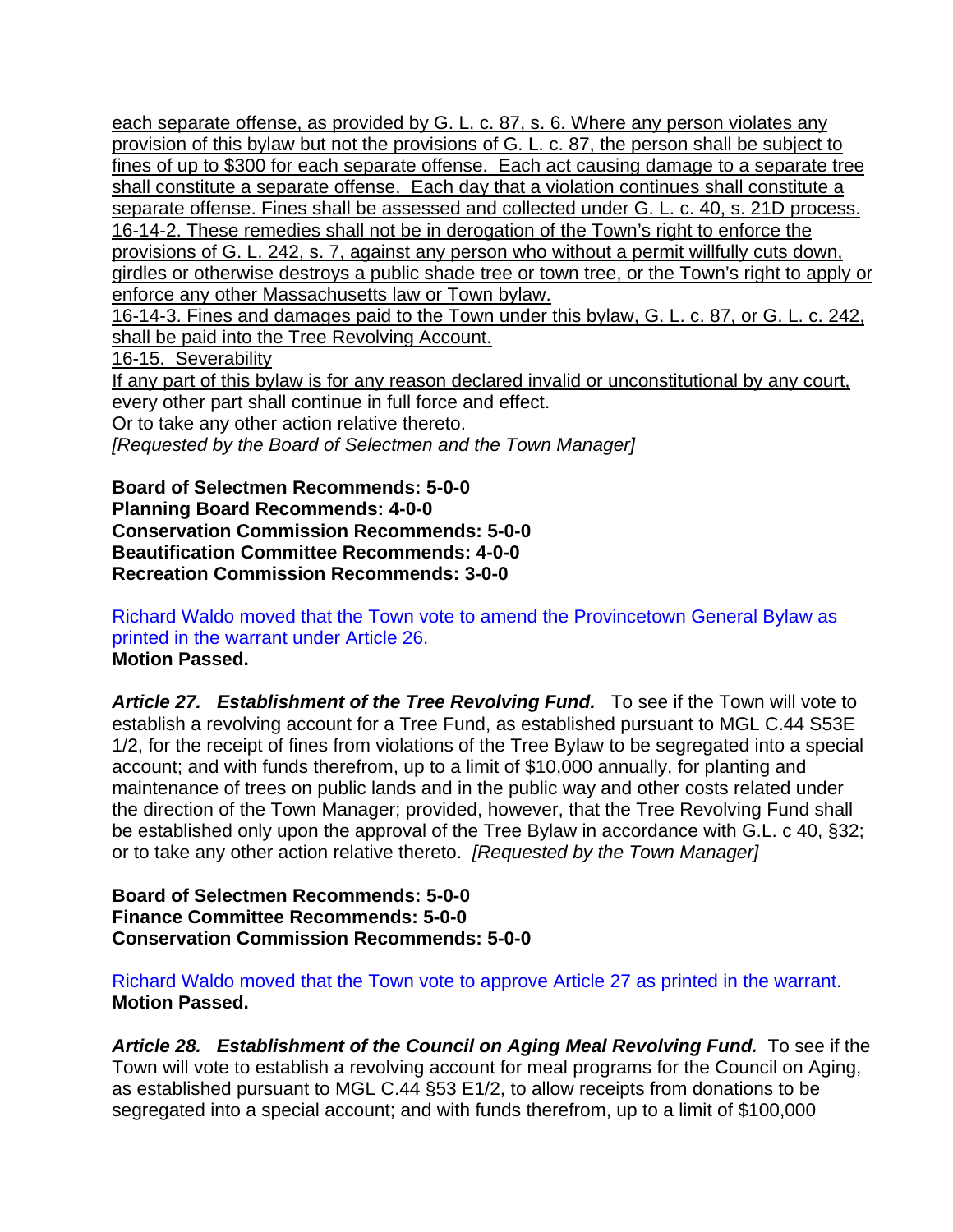each separate offense, as provided by G. L. c. 87, s. 6. Where any person violates any provision of this bylaw but not the provisions of G. L. c. 87, the person shall be subject to fines of up to $300 for each separate offense. Each act causing damage to a separate tree shall constitute a separate offense. Each day that a violation continues shall constitute a separate offense. Fines shall be assessed and collected under G. L. c. 40, s. 21D process.
16-14-2. These remedies shall not be in derogation of the Town's right to enforce the provisions of G. L. 242, s. 7, against any person who without a permit willfully cuts down, girdles or otherwise destroys a public shade tree or town tree, or the Town's right to apply or enforce any other Massachusetts law or Town bylaw.
16-14-3. Fines and damages paid to the Town under this bylaw, G. L. c. 87, or G. L. c. 242, shall be paid into the Tree Revolving Account.
16-15. Severability
If any part of this bylaw is for any reason declared invalid or unconstitutional by any court, every other part shall continue in full force and effect.
Or to take any other action relative thereto.
*[Requested by the Board of Selectmen and the Town Manager]*

**Board of Selectmen Recommends: 5-0-0**
**Planning Board Recommends: 4-0-0**
**Conservation Commission Recommends: 5-0-0**
**Beautification Committee Recommends: 4-0-0**
**Recreation Commission Recommends: 3-0-0**

Richard Waldo moved that the Town vote to amend the Provincetown General Bylaw as printed in the warrant under Article 26.
**Motion Passed.**

***Article 27. Establishment of the Tree Revolving Fund.*** To see if the Town will vote to establish a revolving account for a Tree Fund, as established pursuant to MGL C.44 S53E 1/2, for the receipt of fines from violations of the Tree Bylaw to be segregated into a special account; and with funds therefrom, up to a limit of $10,000 annually, for planting and maintenance of trees on public lands and in the public way and other costs related under the direction of the Town Manager; provided, however, that the Tree Revolving Fund shall be established only upon the approval of the Tree Bylaw in accordance with G.L. c 40, §32; or to take any other action relative thereto. *[Requested by the Town Manager]*

**Board of Selectmen Recommends: 5-0-0**
**Finance Committee Recommends: 5-0-0**
**Conservation Commission Recommends: 5-0-0**

Richard Waldo moved that the Town vote to approve Article 27 as printed in the warrant.
**Motion Passed.**

***Article 28. Establishment of the Council on Aging Meal Revolving Fund.*** To see if the Town will vote to establish a revolving account for meal programs for the Council on Aging, as established pursuant to MGL C.44 §53 E1/2, to allow receipts from donations to be segregated into a special account; and with funds therefrom, up to a limit of $100,000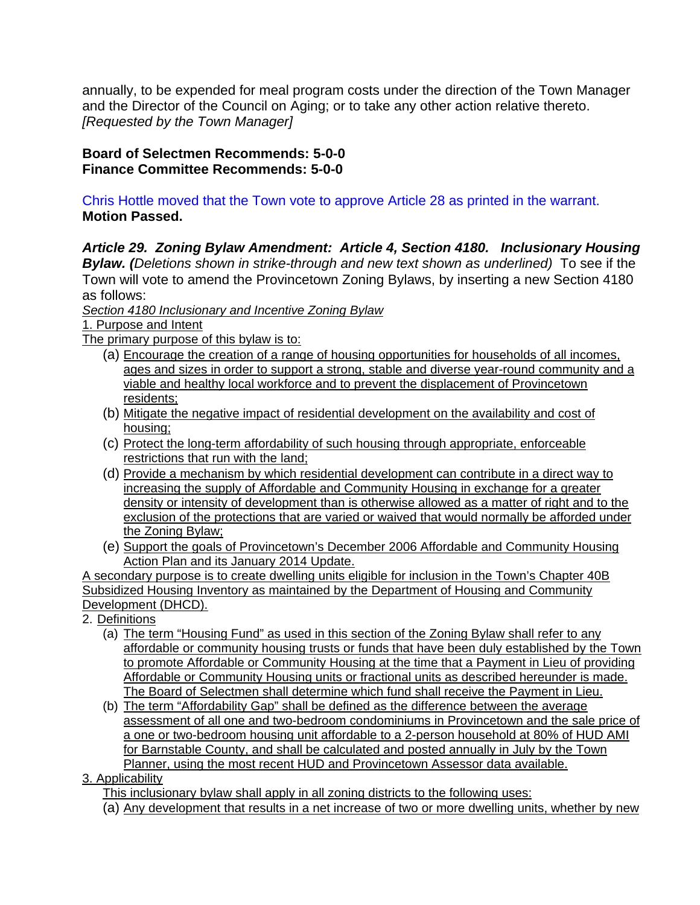annually, to be expended for meal program costs under the direction of the Town Manager and the Director of the Council on Aging; or to take any other action relative thereto. *[Requested by the Town Manager]*

**Board of Selectmen Recommends: 5-0-0**
**Finance Committee Recommends: 5-0-0**

Chris Hottle moved that the Town vote to approve Article 28 as printed in the warrant.
**Motion Passed.**

***Article 29. Zoning Bylaw Amendment: Article 4, Section 4180. Inclusionary Housing Bylaw. (****Deletions shown in strike-through and new text shown as underlined)* To see if the Town will vote to amend the Provincetown Zoning Bylaws, by inserting a new Section 4180 as follows:

<u>*Section 4180 Inclusionary and Incentive Zoning Bylaw*</u>

<u>1. Purpose and Intent</u>

<u>The primary purpose of this bylaw is to:</u>

- (a) <u>Encourage the creation of a range of housing opportunities for households of all incomes, ages and sizes in order to support a strong, stable and diverse year-round community and a viable and healthy local workforce and to prevent the displacement of Provincetown residents;</u>
- (b) <u>Mitigate the negative impact of residential development on the availability and cost of housing;</u>
- (c) <u>Protect the long-term affordability of such housing through appropriate, enforceable restrictions that run with the land;</u>
- (d) <u>Provide a mechanism by which residential development can contribute in a direct way to increasing the supply of Affordable and Community Housing in exchange for a greater density or intensity of development than is otherwise allowed as a matter of right and to the exclusion of the protections that are varied or waived that would normally be afforded under the Zoning Bylaw;</u>
- (e) <u>Support the goals of Provincetown's December 2006 Affordable and Community Housing Action Plan and its January 2014 Update.</u>

<u>A secondary purpose is to create dwelling units eligible for inclusion in the Town's Chapter 40B Subsidized Housing Inventory as maintained by the Department of Housing and Community Development (DHCD).</u>

2. <u>Definitions</u>

- (a) <u>The term "Housing Fund" as used in this section of the Zoning Bylaw shall refer to any affordable or community housing trusts or funds that have been duly established by the Town to promote Affordable or Community Housing at the time that a Payment in Lieu of providing Affordable or Community Housing units or fractional units as described hereunder is made. The Board of Selectmen shall determine which fund shall receive the Payment in Lieu.</u>
- (b) <u>The term "Affordability Gap" shall be defined as the difference between the average assessment of all one and two-bedroom condominiums in Provincetown and the sale price of a one or two-bedroom housing unit affordable to a 2-person household at 80% of HUD AMI for Barnstable County, and shall be calculated and posted annually in July by the Town Planner, using the most recent HUD and Provincetown Assessor data available.</u>

<u>3. Applicability</u>

<u>This inclusionary bylaw shall apply in all zoning districts to the following uses:</u>

- (a) <u>Any development that results in a net increase of two or more dwelling units, whether by new</u>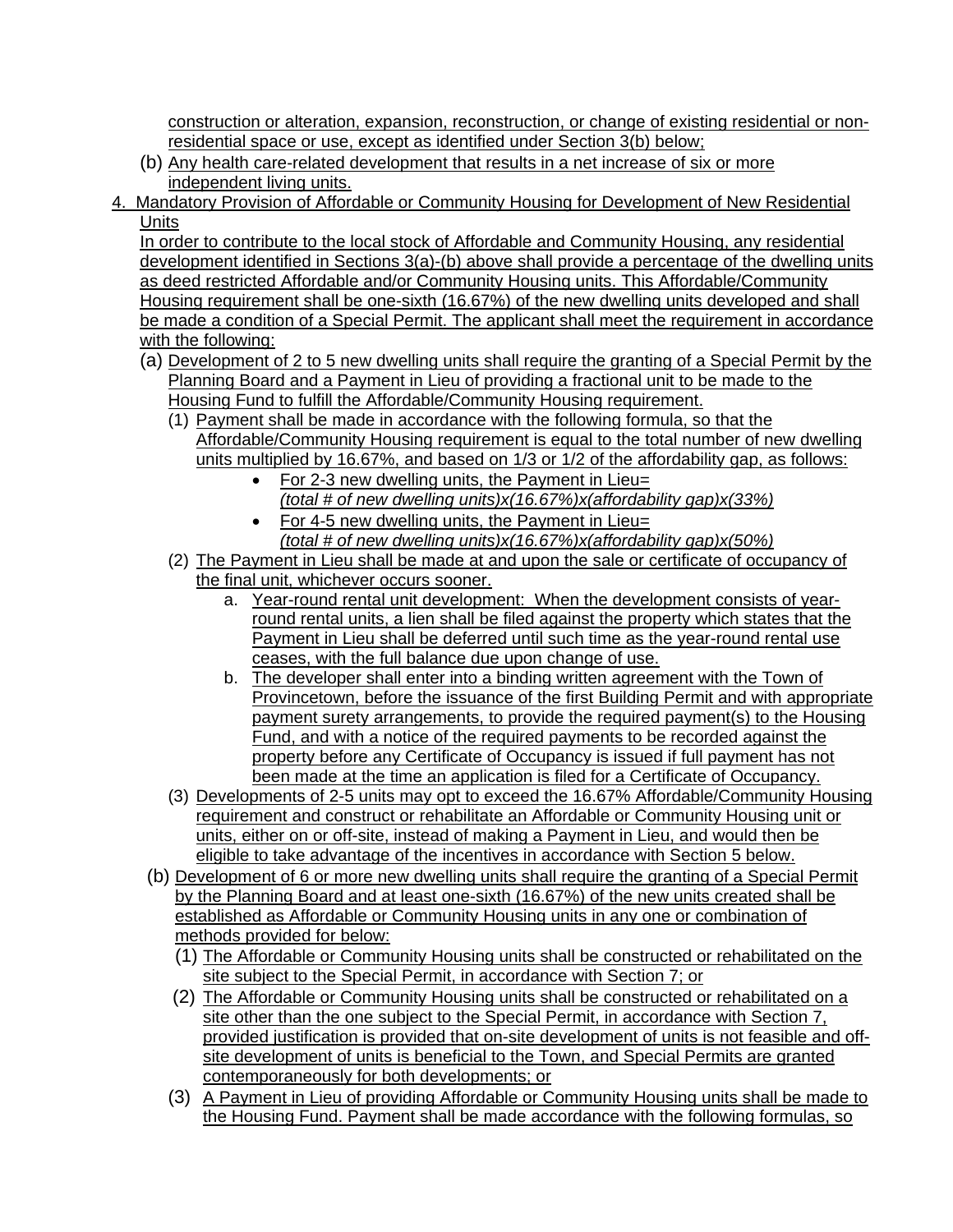construction or alteration, expansion, reconstruction, or change of existing residential or non-residential space or use, except as identified under Section 3(b) below;

(b) Any health care-related development that results in a net increase of six or more independent living units.

4. Mandatory Provision of Affordable or Community Housing for Development of New Residential Units

In order to contribute to the local stock of Affordable and Community Housing, any residential development identified in Sections 3(a)-(b) above shall provide a percentage of the dwelling units as deed restricted Affordable and/or Community Housing units. This Affordable/Community Housing requirement shall be one-sixth (16.67%) of the new dwelling units developed and shall be made a condition of a Special Permit. The applicant shall meet the requirement in accordance with the following:

(a) Development of 2 to 5 new dwelling units shall require the granting of a Special Permit by the Planning Board and a Payment in Lieu of providing a fractional unit to be made to the Housing Fund to fulfill the Affordable/Community Housing requirement.

(1) Payment shall be made in accordance with the following formula, so that the Affordable/Community Housing requirement is equal to the total number of new dwelling units multiplied by 16.67%, and based on 1/3 or 1/2 of the affordability gap, as follows:

- For 2-3 new dwelling units, the Payment in Lieu= *(total # of new dwelling units)x(16.67%)x(affordability gap)x(33%)*
- For 4-5 new dwelling units, the Payment in Lieu= *(total # of new dwelling units)x(16.67%)x(affordability gap)x(50%)*

(2) The Payment in Lieu shall be made at and upon the sale or certificate of occupancy of the final unit, whichever occurs sooner.

a. Year-round rental unit development: When the development consists of year-round rental units, a lien shall be filed against the property which states that the Payment in Lieu shall be deferred until such time as the year-round rental use ceases, with the full balance due upon change of use.

b. The developer shall enter into a binding written agreement with the Town of Provincetown, before the issuance of the first Building Permit and with appropriate payment surety arrangements, to provide the required payment(s) to the Housing Fund, and with a notice of the required payments to be recorded against the property before any Certificate of Occupancy is issued if full payment has not been made at the time an application is filed for a Certificate of Occupancy.

(3) Developments of 2-5 units may opt to exceed the 16.67% Affordable/Community Housing requirement and construct or rehabilitate an Affordable or Community Housing unit or units, either on or off-site, instead of making a Payment in Lieu, and would then be eligible to take advantage of the incentives in accordance with Section 5 below.

(b) Development of 6 or more new dwelling units shall require the granting of a Special Permit by the Planning Board and at least one-sixth (16.67%) of the new units created shall be established as Affordable or Community Housing units in any one or combination of methods provided for below:

(1) The Affordable or Community Housing units shall be constructed or rehabilitated on the site subject to the Special Permit, in accordance with Section 7; or

(2) The Affordable or Community Housing units shall be constructed or rehabilitated on a site other than the one subject to the Special Permit, in accordance with Section 7, provided justification is provided that on-site development of units is not feasible and off-site development of units is beneficial to the Town, and Special Permits are granted contemporaneously for both developments; or

(3) A Payment in Lieu of providing Affordable or Community Housing units shall be made to the Housing Fund. Payment shall be made accordance with the following formulas, so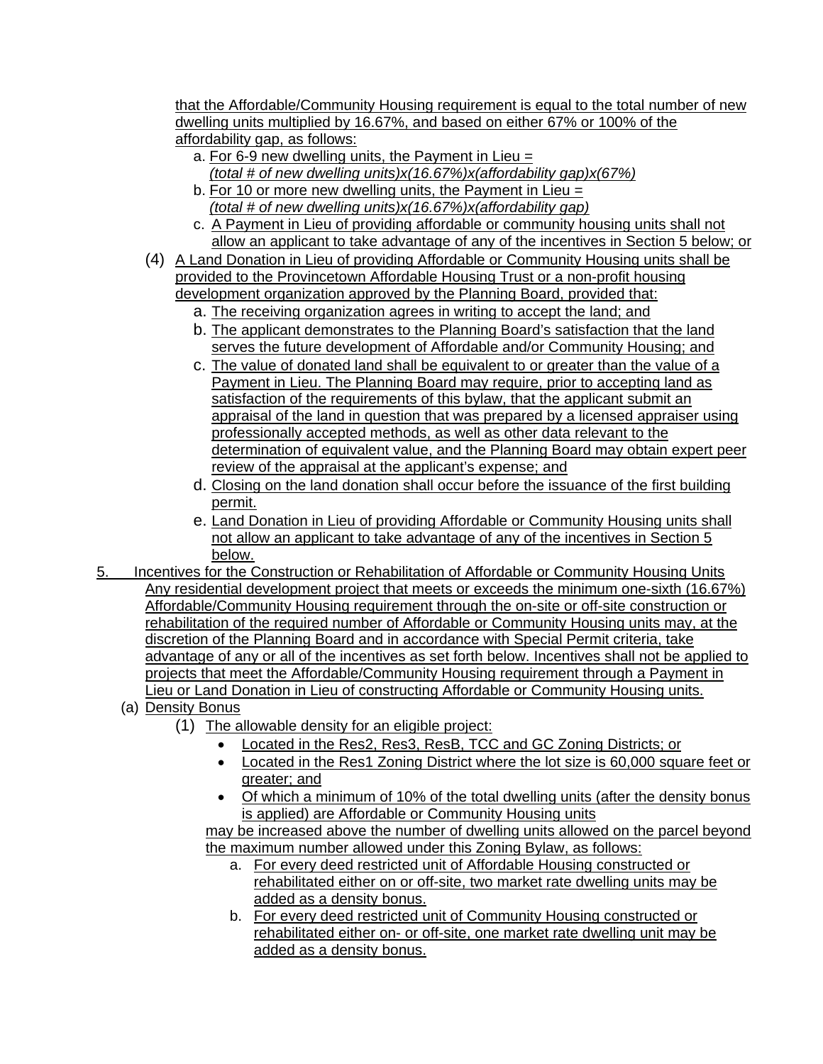that the Affordable/Community Housing requirement is equal to the total number of new dwelling units multiplied by 16.67%, and based on either 67% or 100% of the affordability gap, as follows:

   a. For 6-9 new dwelling units, the Payment in Lieu = *(total # of new dwelling units)x(16.67%)x(affordability gap)x(67%)*
   b. For 10 or more new dwelling units, the Payment in Lieu = *(total # of new dwelling units)x(16.67%)x(affordability gap)*
   c. A Payment in Lieu of providing affordable or community housing units shall not allow an applicant to take advantage of any of the incentives in Section 5 below; or

(4) A Land Donation in Lieu of providing Affordable or Community Housing units shall be provided to the Provincetown Affordable Housing Trust or a non-profit housing development organization approved by the Planning Board, provided that:

   a. The receiving organization agrees in writing to accept the land; and
   b. The applicant demonstrates to the Planning Board's satisfaction that the land serves the future development of Affordable and/or Community Housing; and
   c. The value of donated land shall be equivalent to or greater than the value of a Payment in Lieu. The Planning Board may require, prior to accepting land as satisfaction of the requirements of this bylaw, that the applicant submit an appraisal of the land in question that was prepared by a licensed appraiser using professionally accepted methods, as well as other data relevant to the determination of equivalent value, and the Planning Board may obtain expert peer review of the appraisal at the applicant's expense; and
   d. Closing on the land donation shall occur before the issuance of the first building permit.
   e. Land Donation in Lieu of providing Affordable or Community Housing units shall not allow an applicant to take advantage of any of the incentives in Section 5 below.

5. Incentives for the Construction or Rehabilitation of Affordable or Community Housing Units

Any residential development project that meets or exceeds the minimum one-sixth (16.67%) Affordable/Community Housing requirement through the on-site or off-site construction or rehabilitation of the required number of Affordable or Community Housing units may, at the discretion of the Planning Board and in accordance with Special Permit criteria, take advantage of any or all of the incentives as set forth below. Incentives shall not be applied to projects that meet the Affordable/Community Housing requirement through a Payment in Lieu or Land Donation in Lieu of constructing Affordable or Community Housing units.

(a) Density Bonus

   (1) The allowable density for an eligible project:

   - Located in the Res2, Res3, ResB, TCC and GC Zoning Districts; or
   - Located in the Res1 Zoning District where the lot size is 60,000 square feet or greater; and
   - Of which a minimum of 10% of the total dwelling units (after the density bonus is applied) are Affordable or Community Housing units

   may be increased above the number of dwelling units allowed on the parcel beyond the maximum number allowed under this Zoning Bylaw, as follows:

      a. For every deed restricted unit of Affordable Housing constructed or rehabilitated either on or off-site, two market rate dwelling units may be added as a density bonus.
      b. For every deed restricted unit of Community Housing constructed or rehabilitated either on- or off-site, one market rate dwelling unit may be added as a density bonus.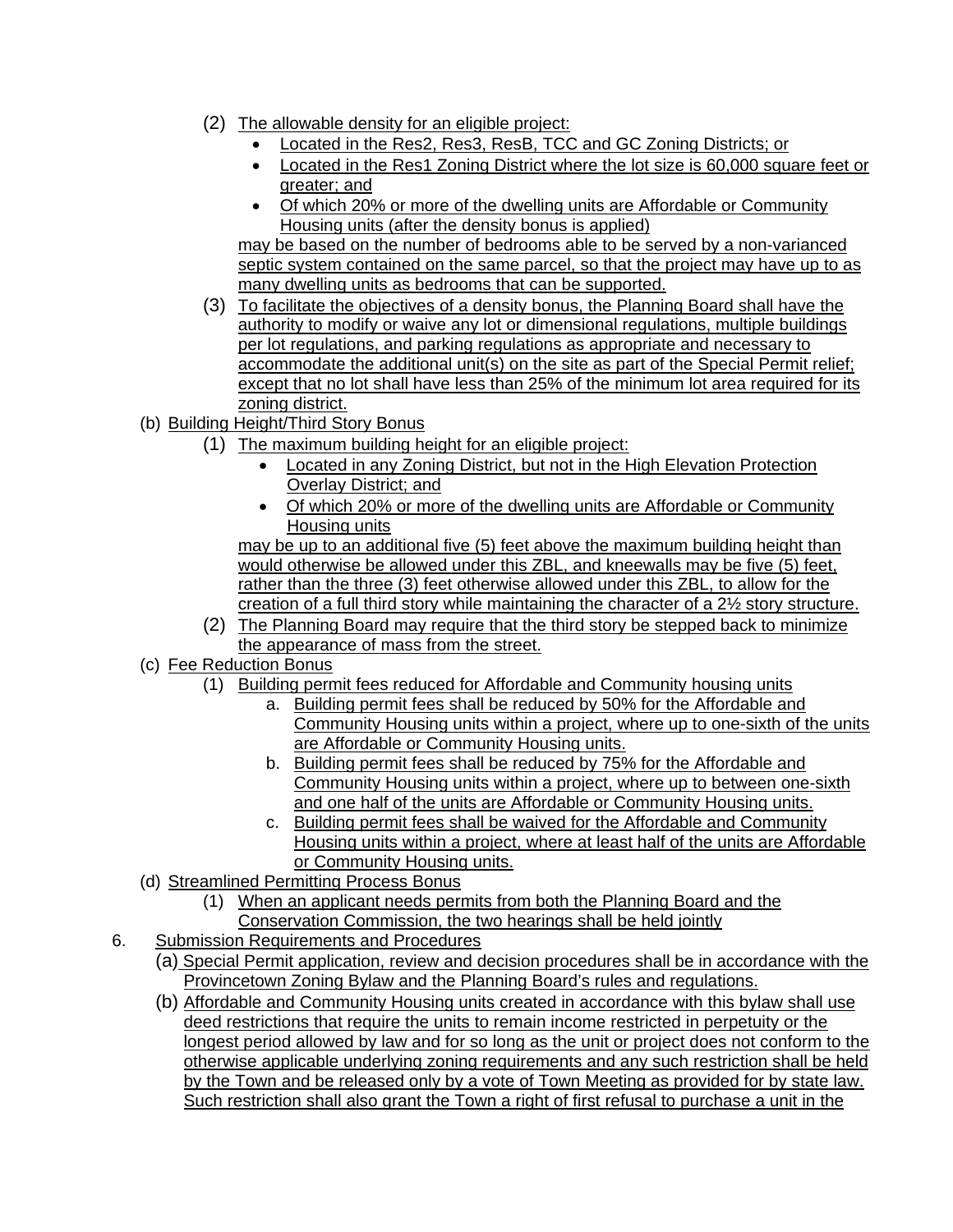(2) The allowable density for an eligible project:
   - Located in the Res2, Res3, ResB, TCC and GC Zoning Districts; or
   - Located in the Res1 Zoning District where the lot size is 60,000 square feet or greater; and
   - Of which 20% or more of the dwelling units are Affordable or Community Housing units (after the density bonus is applied)

   may be based on the number of bedrooms able to be served by a non-varianced septic system contained on the same parcel, so that the project may have up to as many dwelling units as bedrooms that can be supported.

(3) To facilitate the objectives of a density bonus, the Planning Board shall have the authority to modify or waive any lot or dimensional regulations, multiple buildings per lot regulations, and parking regulations as appropriate and necessary to accommodate the additional unit(s) on the site as part of the Special Permit relief; except that no lot shall have less than 25% of the minimum lot area required for its zoning district.

(b) Building Height/Third Story Bonus

(1) The maximum building height for an eligible project:
   - Located in any Zoning District, but not in the High Elevation Protection Overlay District; and
   - Of which 20% or more of the dwelling units are Affordable or Community Housing units

   may be up to an additional five (5) feet above the maximum building height than would otherwise be allowed under this ZBL, and kneewalls may be five (5) feet, rather than the three (3) feet otherwise allowed under this ZBL, to allow for the creation of a full third story while maintaining the character of a 2½ story structure.

(2) The Planning Board may require that the third story be stepped back to minimize the appearance of mass from the street.

(c) Fee Reduction Bonus

(1) Building permit fees reduced for Affordable and Community housing units
   a. Building permit fees shall be reduced by 50% for the Affordable and Community Housing units within a project, where up to one-sixth of the units are Affordable or Community Housing units.
   b. Building permit fees shall be reduced by 75% for the Affordable and Community Housing units within a project, where up to between one-sixth and one half of the units are Affordable or Community Housing units.
   c. Building permit fees shall be waived for the Affordable and Community Housing units within a project, where at least half of the units are Affordable or Community Housing units.

(d) Streamlined Permitting Process Bonus

(1) When an applicant needs permits from both the Planning Board and the Conservation Commission, the two hearings shall be held jointly

6. Submission Requirements and Procedures

(a) Special Permit application, review and decision procedures shall be in accordance with the Provincetown Zoning Bylaw and the Planning Board's rules and regulations.

(b) Affordable and Community Housing units created in accordance with this bylaw shall use deed restrictions that require the units to remain income restricted in perpetuity or the longest period allowed by law and for so long as the unit or project does not conform to the otherwise applicable underlying zoning requirements and any such restriction shall be held by the Town and be released only by a vote of Town Meeting as provided for by state law. Such restriction shall also grant the Town a right of first refusal to purchase a unit in the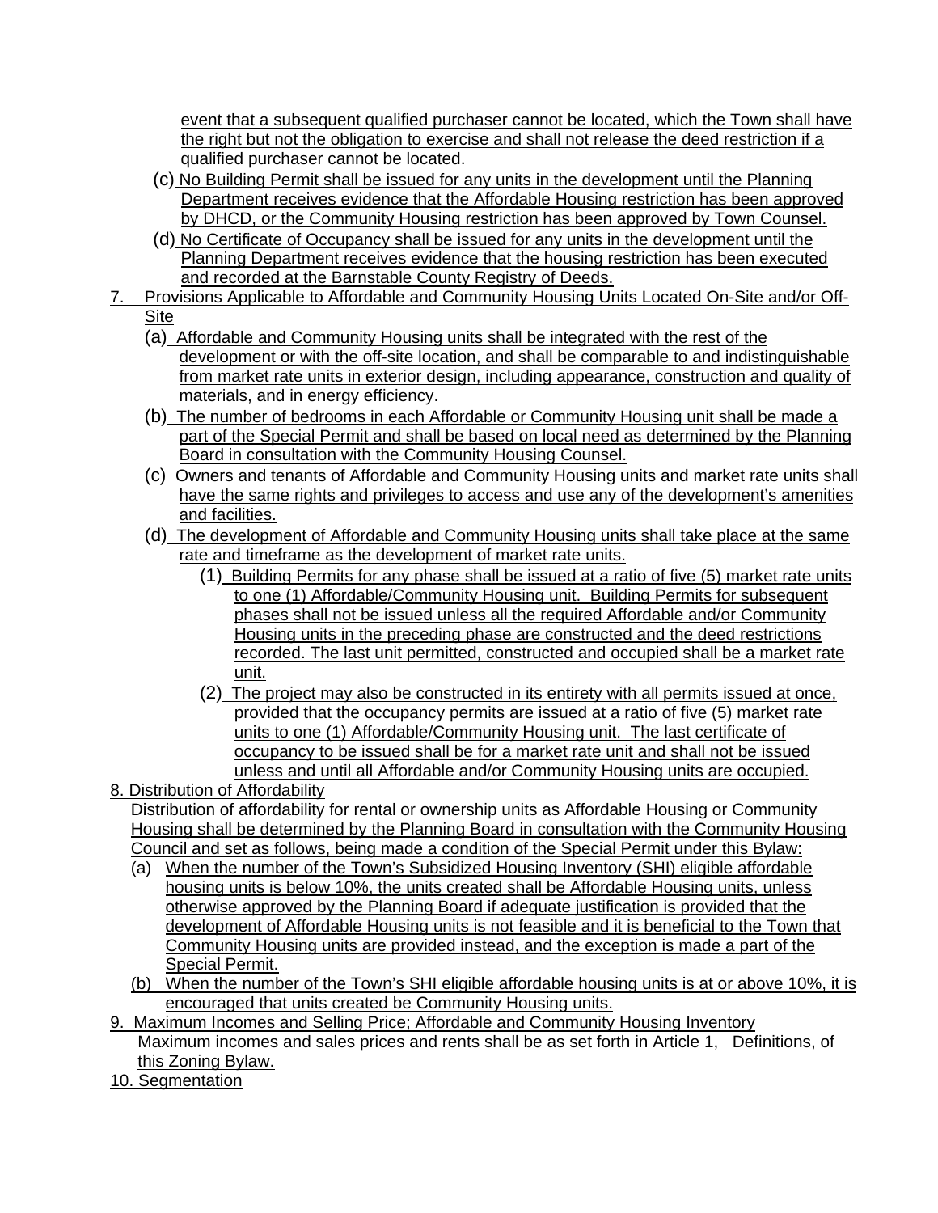event that a subsequent qualified purchaser cannot be located, which the Town shall have the right but not the obligation to exercise and shall not release the deed restriction if a qualified purchaser cannot be located.

(c) No Building Permit shall be issued for any units in the development until the Planning Department receives evidence that the Affordable Housing restriction has been approved by DHCD, or the Community Housing restriction has been approved by Town Counsel.

(d) No Certificate of Occupancy shall be issued for any units in the development until the Planning Department receives evidence that the housing restriction has been executed and recorded at the Barnstable County Registry of Deeds.

7. Provisions Applicable to Affordable and Community Housing Units Located On-Site and/or Off-Site

(a) Affordable and Community Housing units shall be integrated with the rest of the development or with the off-site location, and shall be comparable to and indistinguishable from market rate units in exterior design, including appearance, construction and quality of materials, and in energy efficiency.

(b) The number of bedrooms in each Affordable or Community Housing unit shall be made a part of the Special Permit and shall be based on local need as determined by the Planning Board in consultation with the Community Housing Counsel.

(c) Owners and tenants of Affordable and Community Housing units and market rate units shall have the same rights and privileges to access and use any of the development's amenities and facilities.

(d) The development of Affordable and Community Housing units shall take place at the same rate and timeframe as the development of market rate units.

(1) Building Permits for any phase shall be issued at a ratio of five (5) market rate units to one (1) Affordable/Community Housing unit. Building Permits for subsequent phases shall not be issued unless all the required Affordable and/or Community Housing units in the preceding phase are constructed and the deed restrictions recorded. The last unit permitted, constructed and occupied shall be a market rate unit.

(2) The project may also be constructed in its entirety with all permits issued at once, provided that the occupancy permits are issued at a ratio of five (5) market rate units to one (1) Affordable/Community Housing unit. The last certificate of occupancy to be issued shall be for a market rate unit and shall not be issued unless and until all Affordable and/or Community Housing units are occupied.

8. Distribution of Affordability

Distribution of affordability for rental or ownership units as Affordable Housing or Community Housing shall be determined by the Planning Board in consultation with the Community Housing Council and set as follows, being made a condition of the Special Permit under this Bylaw:

(a) When the number of the Town's Subsidized Housing Inventory (SHI) eligible affordable housing units is below 10%, the units created shall be Affordable Housing units, unless otherwise approved by the Planning Board if adequate justification is provided that the development of Affordable Housing units is not feasible and it is beneficial to the Town that Community Housing units are provided instead, and the exception is made a part of the Special Permit.

(b) When the number of the Town's SHI eligible affordable housing units is at or above 10%, it is encouraged that units created be Community Housing units.

9. Maximum Incomes and Selling Price; Affordable and Community Housing Inventory

Maximum incomes and sales prices and rents shall be as set forth in Article 1, Definitions, of this Zoning Bylaw.

10. Segmentation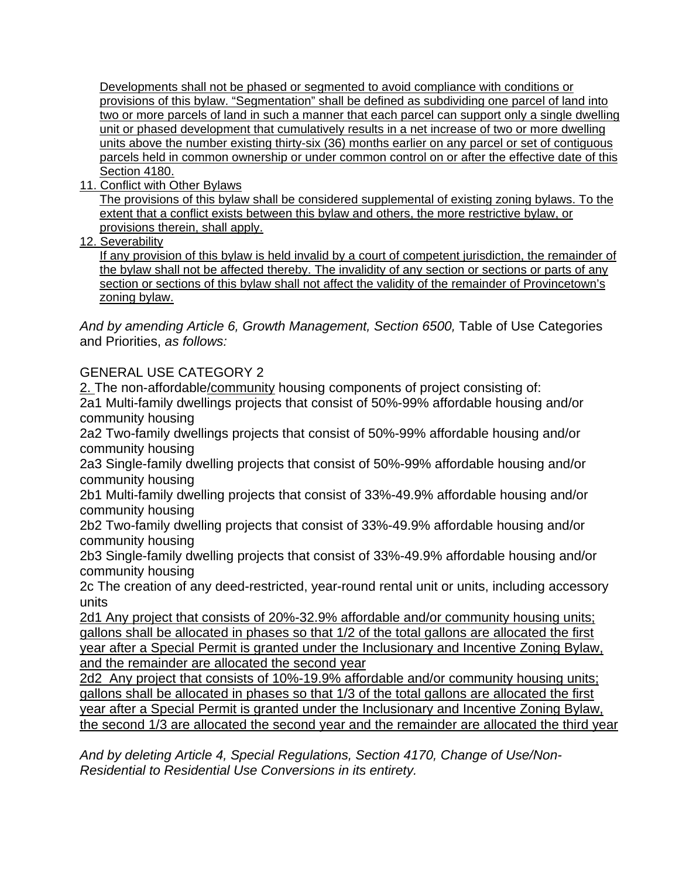Developments shall not be phased or segmented to avoid compliance with conditions or provisions of this bylaw. "Segmentation" shall be defined as subdividing one parcel of land into two or more parcels of land in such a manner that each parcel can support only a single dwelling unit or phased development that cumulatively results in a net increase of two or more dwelling units above the number existing thirty-six (36) months earlier on any parcel or set of contiguous parcels held in common ownership or under common control on or after the effective date of this Section 4180.

11. Conflict with Other Bylaws

The provisions of this bylaw shall be considered supplemental of existing zoning bylaws. To the extent that a conflict exists between this bylaw and others, the more restrictive bylaw, or provisions therein, shall apply.

12. Severability

If any provision of this bylaw is held invalid by a court of competent jurisdiction, the remainder of the bylaw shall not be affected thereby. The invalidity of any section or sections or parts of any section or sections of this bylaw shall not affect the validity of the remainder of Provincetown's zoning bylaw.

*And by amending Article 6, Growth Management, Section 6500,* Table of Use Categories and Priorities, *as follows:*

GENERAL USE CATEGORY 2

2. The non-affordable/community housing components of project consisting of:

2a1 Multi-family dwellings projects that consist of 50%-99% affordable housing and/or community housing

2a2 Two-family dwellings projects that consist of 50%-99% affordable housing and/or community housing

2a3 Single-family dwelling projects that consist of 50%-99% affordable housing and/or community housing

2b1 Multi-family dwelling projects that consist of 33%-49.9% affordable housing and/or community housing

2b2 Two-family dwelling projects that consist of 33%-49.9% affordable housing and/or community housing

2b3 Single-family dwelling projects that consist of 33%-49.9% affordable housing and/or community housing

2c The creation of any deed-restricted, year-round rental unit or units, including accessory units

2d1 Any project that consists of 20%-32.9% affordable and/or community housing units; gallons shall be allocated in phases so that 1/2 of the total gallons are allocated the first year after a Special Permit is granted under the Inclusionary and Incentive Zoning Bylaw, and the remainder are allocated the second year

2d2 Any project that consists of 10%-19.9% affordable and/or community housing units; gallons shall be allocated in phases so that 1/3 of the total gallons are allocated the first year after a Special Permit is granted under the Inclusionary and Incentive Zoning Bylaw, the second 1/3 are allocated the second year and the remainder are allocated the third year

*And by deleting Article 4, Special Regulations, Section 4170, Change of Use/Non-Residential to Residential Use Conversions in its entirety.*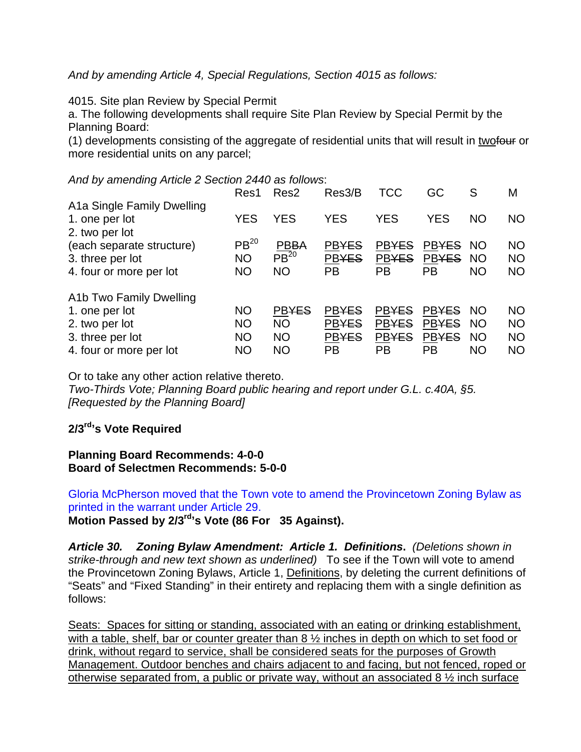*And by amending Article 4, Special Regulations, Section 4015 as follows:*

4015. Site plan Review by Special Permit

a. The following developments shall require Site Plan Review by Special Permit by the Planning Board:

(1) developments consisting of the aggregate of residential units that will result in <u>two</u>~~four~~ or more residential units on any parcel;

*And by amending Article 2 Section 2440 as follows*:

| | Res1 | Res2 | Res3/B | TCC | GC | S | M |
|---|---|---|---|---|---|---|---|
| A1a Single Family Dwelling | | | | | | | |
| 1. one per lot | YES | YES | YES | YES | YES | NO | NO |
| 2. two per lot (each separate structure) | PB[20] | <u>PB</u>~~BA~~ | <u>PB</u>~~YES~~ | <u>PB</u>~~YES~~ | <u>PB</u>~~YES~~ | NO | NO |
| 3. three per lot | NO | PB[20] | <u>PB</u>~~YES~~ | <u>PB</u>~~YES~~ | <u>PB</u>~~YES~~ | NO | NO |
| 4. four or more per lot | NO | NO | PB | PB | PB | NO | NO |
| A1b Two Family Dwelling | | | | | | | |
| 1. one per lot | NO | <u>PB</u>~~YES~~ | <u>PB</u>~~YES~~ | <u>PB</u>~~YES~~ | <u>PB</u>~~YES~~ | NO | NO |
| 2. two per lot | NO | NO | <u>PB</u>~~YES~~ | <u>PB</u>~~YES~~ | <u>PB</u>~~YES~~ | NO | NO |
| 3. three per lot | NO | NO | <u>PB</u>~~YES~~ | <u>PB</u>~~YES~~ | <u>PB</u>~~YES~~ | NO | NO |
| 4. four or more per lot | NO | NO | PB | PB | PB | NO | NO |

Or to take any other action relative thereto.
*Two-Thirds Vote; Planning Board public hearing and report under G.L. c.40A, §5.*
*[Requested by the Planning Board]*

**2/3rd's Vote Required**

**Planning Board Recommends: 4-0-0**
**Board of Selectmen Recommends: 5-0-0**

Gloria McPherson moved that the Town vote to amend the Provincetown Zoning Bylaw as printed in the warrant under Article 29.
**Motion Passed by 2/3rd's Vote (86 For 35 Against).**

***Article 30. Zoning Bylaw Amendment: Article 1. Definitions****. (Deletions shown in strike-through and new text shown as underlined)* To see if the Town will vote to amend the Provincetown Zoning Bylaws, Article 1, <u>Definitions</u>, by deleting the current definitions of "Seats" and "Fixed Standing" in their entirety and replacing them with a single definition as follows:

<u>Seats: Spaces for sitting or standing, associated with an eating or drinking establishment, with a table, shelf, bar or counter greater than 8 ½ inches in depth on which to set food or drink, without regard to service, shall be considered seats for the purposes of Growth Management. Outdoor benches and chairs adjacent to and facing, but not fenced, roped or otherwise separated from, a public or private way, without an associated 8 ½ inch surface</u>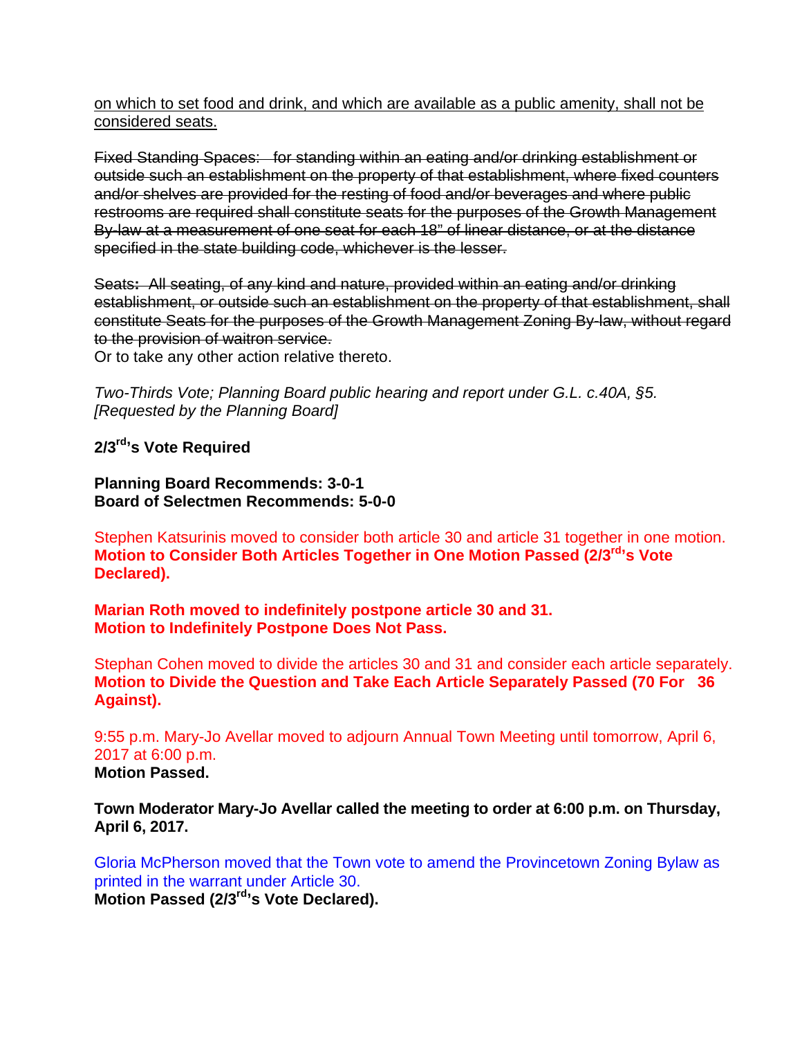<u>on which to set food and drink, and which are available as a public amenity, shall not be considered seats.</u>

~~Fixed Standing Spaces: for standing within an eating and/or drinking establishment or outside such an establishment on the property of that establishment, where fixed counters and/or shelves are provided for the resting of food and/or beverages and where public restrooms are required shall constitute seats for the purposes of the Growth Management By-law at a measurement of one seat for each 18" of linear distance, or at the distance specified in the state building code, whichever is the lesser.~~

~~Seats: All seating, of any kind and nature, provided within an eating and/or drinking establishment, or outside such an establishment on the property of that establishment, shall constitute Seats for the purposes of the Growth Management Zoning By-law, without regard to the provision of waitron service.~~
Or to take any other action relative thereto.

*Two-Thirds Vote; Planning Board public hearing and report under G.L. c.40A, §5. [Requested by the Planning Board]*

**2/3rd's Vote Required**

**Planning Board Recommends: 3-0-1**
**Board of Selectmen Recommends: 5-0-0**

Stephen Katsurinis moved to consider both article 30 and article 31 together in one motion.
**Motion to Consider Both Articles Together in One Motion Passed (2/3rd's Vote Declared).**

**Marian Roth moved to indefinitely postpone article 30 and 31.**
**Motion to Indefinitely Postpone Does Not Pass.**

Stephan Cohen moved to divide the articles 30 and 31 and consider each article separately.
**Motion to Divide the Question and Take Each Article Separately Passed (70 For 36 Against).**

9:55 p.m. Mary-Jo Avellar moved to adjourn Annual Town Meeting until tomorrow, April 6, 2017 at 6:00 p.m.
**Motion Passed.**

**Town Moderator Mary-Jo Avellar called the meeting to order at 6:00 p.m. on Thursday, April 6, 2017.**

Gloria McPherson moved that the Town vote to amend the Provincetown Zoning Bylaw as printed in the warrant under Article 30.
**Motion Passed (2/3rd's Vote Declared).**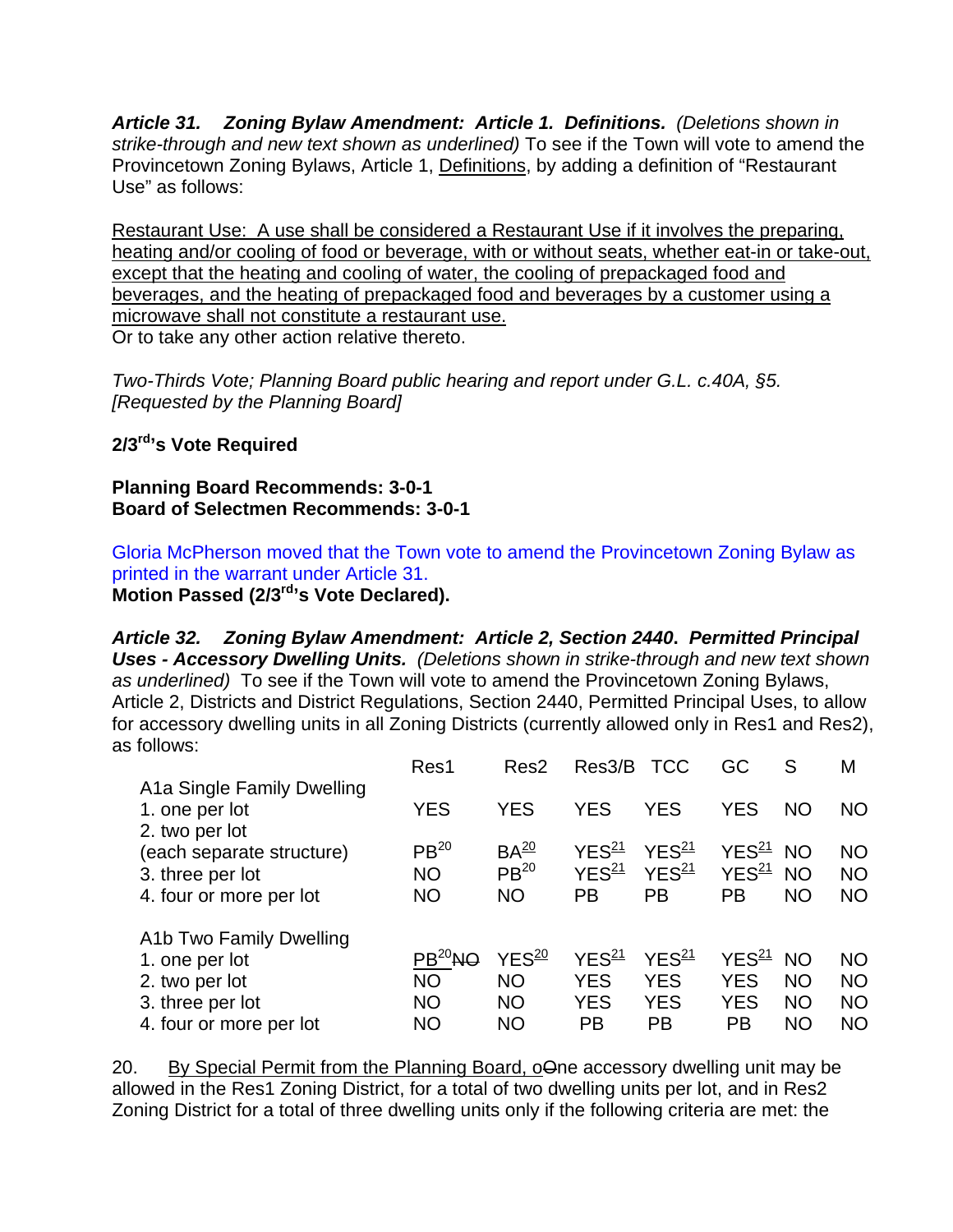***Article 31. Zoning Bylaw Amendment: Article 1. Definitions.*** *(Deletions shown in strike-through and new text shown as underlined)* To see if the Town will vote to amend the Provincetown Zoning Bylaws, Article 1, <u>Definitions</u>, by adding a definition of "Restaurant Use" as follows:

<u>Restaurant Use: A use shall be considered a Restaurant Use if it involves the preparing, heating and/or cooling of food or beverage, with or without seats, whether eat-in or take-out, except that the heating and cooling of water, the cooling of prepackaged food and beverages, and the heating of prepackaged food and beverages by a customer using a microwave shall not constitute a restaurant use.</u>
Or to take any other action relative thereto.

*Two-Thirds Vote; Planning Board public hearing and report under G.L. c.40A, §5. [Requested by the Planning Board]*

**2/3rd's Vote Required**

**Planning Board Recommends: 3-0-1**
**Board of Selectmen Recommends: 3-0-1**

Gloria McPherson moved that the Town vote to amend the Provincetown Zoning Bylaw as printed in the warrant under Article 31.
**Motion Passed (2/3rd's Vote Declared).**

***Article 32. Zoning Bylaw Amendment: Article 2, Section 2440. Permitted Principal Uses - Accessory Dwelling Units.*** *(Deletions shown in strike-through and new text shown as underlined)* To see if the Town will vote to amend the Provincetown Zoning Bylaws, Article 2, Districts and District Regulations, Section 2440, Permitted Principal Uses, to allow for accessory dwelling units in all Zoning Districts (currently allowed only in Res1 and Res2), as follows:

| | Res1 | Res2 | Res3/B | TCC | GC | S | M |
|---|---|---|---|---|---|---|---|
| A1a Single Family Dwelling | | | | | | | |
| 1. one per lot | YES | YES | YES | YES | YES | NO | NO |
| 2. two per lot (each separate structure) | PB[20] | BA<u>[20]</u> | YES<u>[21]</u> | YES<u>[21]</u> | YES<u>[21]</u> | NO | NO |
| 3. three per lot | NO | PB[20] | YES<u>[21]</u> | YES<u>[21]</u> | YES<u>[21]</u> | NO | NO |
| 4. four or more per lot | NO | NO | PB | PB | PB | NO | NO |
| A1b Two Family Dwelling | | | | | | | |
| 1. one per lot | <u>PB[20]</u>~~NO~~ | YES<u>[20]</u> | YES<u>[21]</u> | YES<u>[21]</u> | YES<u>[21]</u> | NO | NO |
| 2. two per lot | NO | NO | YES | YES | YES | NO | NO |
| 3. three per lot | NO | NO | YES | YES | YES | NO | NO |
| 4. four or more per lot | NO | NO | PB | PB | PB | NO | NO |

20. <u>By Special Permit from the Planning Board, o</u>~~O~~ne accessory dwelling unit may be allowed in the Res1 Zoning District, for a total of two dwelling units per lot, and in Res2 Zoning District for a total of three dwelling units only if the following criteria are met: the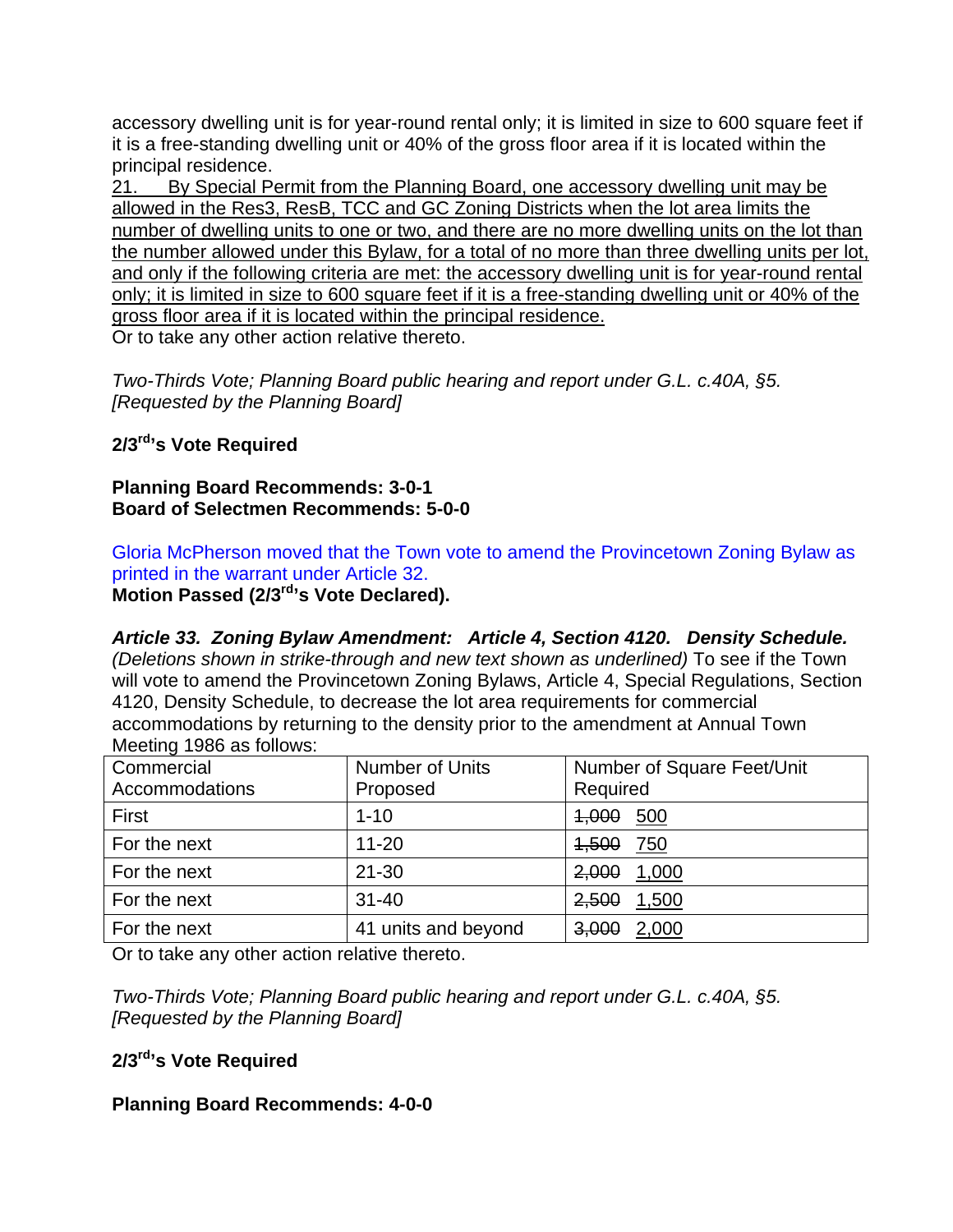accessory dwelling unit is for year-round rental only; it is limited in size to 600 square feet if it is a free-standing dwelling unit or 40% of the gross floor area if it is located within the principal residence.

<u>21. By Special Permit from the Planning Board, one accessory dwelling unit may be allowed in the Res3, ResB, TCC and GC Zoning Districts when the lot area limits the number of dwelling units to one or two, and there are no more dwelling units on the lot than the number allowed under this Bylaw, for a total of no more than three dwelling units per lot, and only if the following criteria are met: the accessory dwelling unit is for year-round rental only; it is limited in size to 600 square feet if it is a free-standing dwelling unit or 40% of the gross floor area if it is located within the principal residence.</u>

Or to take any other action relative thereto.

*Two-Thirds Vote; Planning Board public hearing and report under G.L. c.40A, §5. [Requested by the Planning Board]*

**2/3rd's Vote Required**

**Planning Board Recommends: 3-0-1**
**Board of Selectmen Recommends: 5-0-0**

Gloria McPherson moved that the Town vote to amend the Provincetown Zoning Bylaw as printed in the warrant under Article 32.
**Motion Passed (2/3rd's Vote Declared).**

***Article 33. Zoning Bylaw Amendment: Article 4, Section 4120. Density Schedule.*** *(Deletions shown in strike-through and new text shown as underlined)* To see if the Town will vote to amend the Provincetown Zoning Bylaws, Article 4, Special Regulations, Section 4120, Density Schedule, to decrease the lot area requirements for commercial accommodations by returning to the density prior to the amendment at Annual Town Meeting 1986 as follows:

| Commercial Accommodations | Number of Units Proposed | Number of Square Feet/Unit Required |
|---|---|---|
| First | 1-10 | ~~1,000~~ <u>500</u> |
| For the next | 11-20 | ~~1,500~~ <u>750</u> |
| For the next | 21-30 | ~~2,000~~ <u>1,000</u> |
| For the next | 31-40 | ~~2,500~~ <u>1,500</u> |
| For the next | 41 units and beyond | ~~3,000~~ <u>2,000</u> |

Or to take any other action relative thereto.

*Two-Thirds Vote; Planning Board public hearing and report under G.L. c.40A, §5. [Requested by the Planning Board]*

**2/3rd's Vote Required**

**Planning Board Recommends: 4-0-0**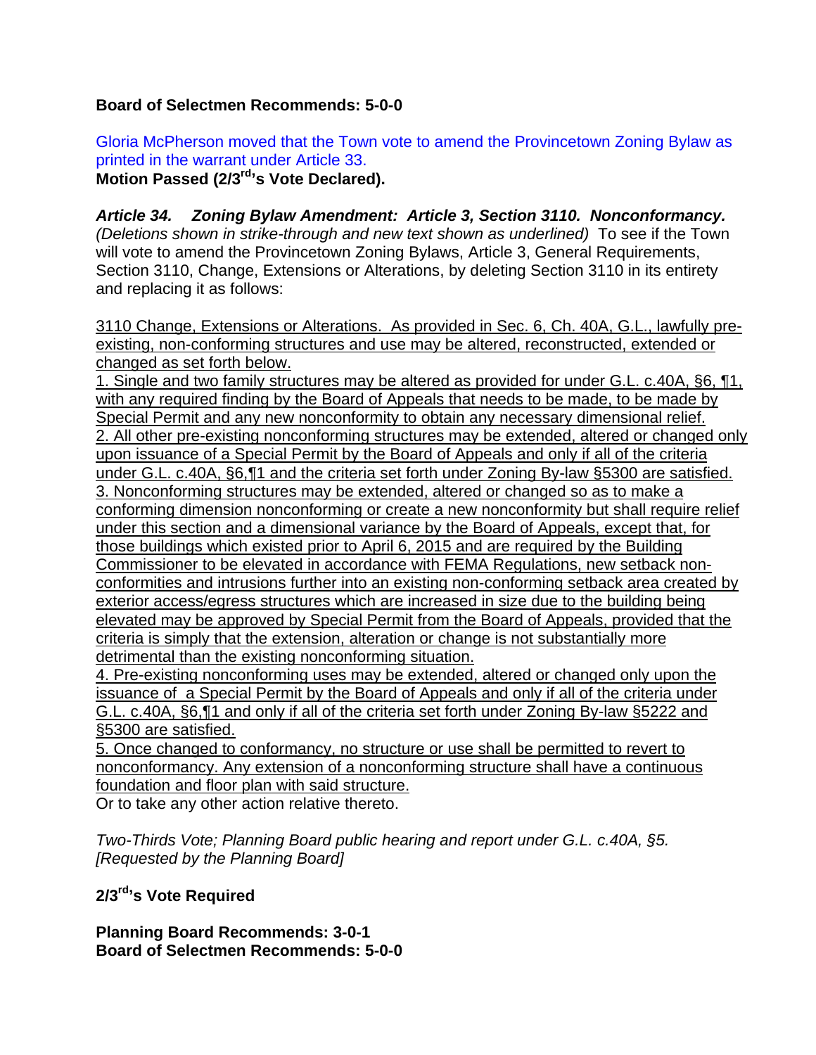**Board of Selectmen Recommends: 5-0-0**

Gloria McPherson moved that the Town vote to amend the Provincetown Zoning Bylaw as printed in the warrant under Article 33.

**Motion Passed (2/3rd's Vote Declared).**

***Article 34. Zoning Bylaw Amendment: Article 3, Section 3110. Nonconformancy.*** *(Deletions shown in strike-through and new text shown as underlined)* To see if the Town will vote to amend the Provincetown Zoning Bylaws, Article 3, General Requirements, Section 3110, Change, Extensions or Alterations, by deleting Section 3110 in its entirety and replacing it as follows:

<u>3110 Change, Extensions or Alterations. As provided in Sec. 6, Ch. 40A, G.L., lawfully pre-existing, non-conforming structures and use may be altered, reconstructed, extended or changed as set forth below.</u>

<u>1. Single and two family structures may be altered as provided for under G.L. c.40A, §6, ¶1, with any required finding by the Board of Appeals that needs to be made, to be made by Special Permit and any new nonconformity to obtain any necessary dimensional relief.</u>

<u>2. All other pre-existing nonconforming structures may be extended, altered or changed only upon issuance of a Special Permit by the Board of Appeals and only if all of the criteria under G.L. c.40A, §6,¶1 and the criteria set forth under Zoning By-law §5300 are satisfied.</u>

<u>3. Nonconforming structures may be extended, altered or changed so as to make a conforming dimension nonconforming or create a new nonconformity but shall require relief under this section and a dimensional variance by the Board of Appeals, except that, for those buildings which existed prior to April 6, 2015 and are required by the Building Commissioner to be elevated in accordance with FEMA Regulations, new setback non-conformities and intrusions further into an existing non-conforming setback area created by exterior access/egress structures which are increased in size due to the building being elevated may be approved by Special Permit from the Board of Appeals, provided that the criteria is simply that the extension, alteration or change is not substantially more detrimental than the existing nonconforming situation.</u>

<u>4. Pre-existing nonconforming uses may be extended, altered or changed only upon the issuance of a Special Permit by the Board of Appeals and only if all of the criteria under G.L. c.40A, §6,¶1 and only if all of the criteria set forth under Zoning By-law §5222 and §5300 are satisfied.</u>

<u>5. Once changed to conformancy, no structure or use shall be permitted to revert to nonconformancy. Any extension of a nonconforming structure shall have a continuous foundation and floor plan with said structure.</u>

Or to take any other action relative thereto.

*Two-Thirds Vote; Planning Board public hearing and report under G.L. c.40A, §5. [Requested by the Planning Board]*

**2/3rd's Vote Required**

**Planning Board Recommends: 3-0-1**
**Board of Selectmen Recommends: 5-0-0**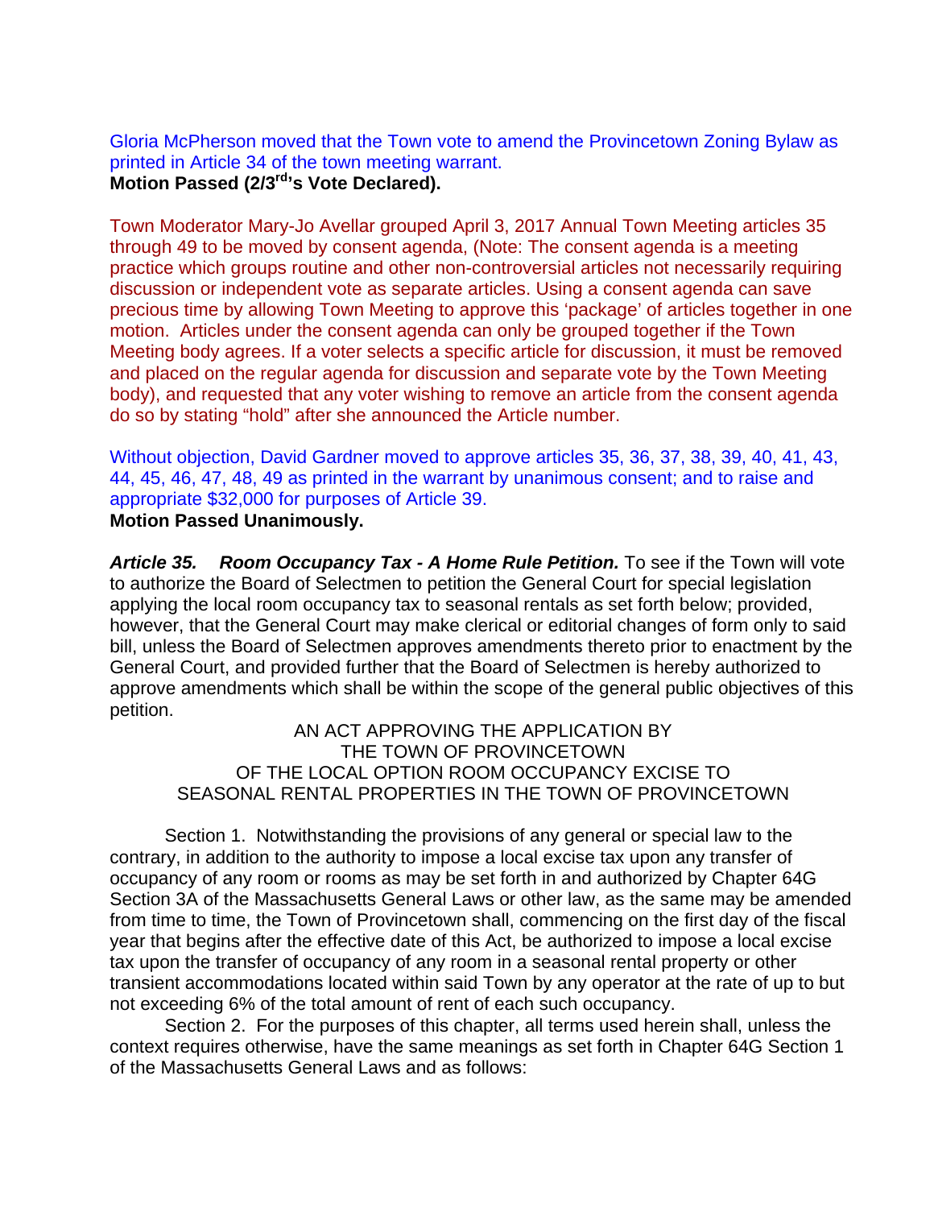Gloria McPherson moved that the Town vote to amend the Provincetown Zoning Bylaw as printed in Article 34 of the town meeting warrant.
**Motion Passed (2/3rd's Vote Declared).**

Town Moderator Mary-Jo Avellar grouped April 3, 2017 Annual Town Meeting articles 35 through 49 to be moved by consent agenda, (Note: The consent agenda is a meeting practice which groups routine and other non-controversial articles not necessarily requiring discussion or independent vote as separate articles. Using a consent agenda can save precious time by allowing Town Meeting to approve this 'package' of articles together in one motion. Articles under the consent agenda can only be grouped together if the Town Meeting body agrees. If a voter selects a specific article for discussion, it must be removed and placed on the regular agenda for discussion and separate vote by the Town Meeting body), and requested that any voter wishing to remove an article from the consent agenda do so by stating "hold" after she announced the Article number.

Without objection, David Gardner moved to approve articles 35, 36, 37, 38, 39, 40, 41, 43, 44, 45, 46, 47, 48, 49 as printed in the warrant by unanimous consent; and to raise and appropriate $32,000 for purposes of Article 39.
**Motion Passed Unanimously.**

***Article 35. Room Occupancy Tax - A Home Rule Petition.*** To see if the Town will vote to authorize the Board of Selectmen to petition the General Court for special legislation applying the local room occupancy tax to seasonal rentals as set forth below; provided, however, that the General Court may make clerical or editorial changes of form only to said bill, unless the Board of Selectmen approves amendments thereto prior to enactment by the General Court, and provided further that the Board of Selectmen is hereby authorized to approve amendments which shall be within the scope of the general public objectives of this petition.

AN ACT APPROVING THE APPLICATION BY
THE TOWN OF PROVINCETOWN
OF THE LOCAL OPTION ROOM OCCUPANCY EXCISE TO
SEASONAL RENTAL PROPERTIES IN THE TOWN OF PROVINCETOWN

Section 1. Notwithstanding the provisions of any general or special law to the contrary, in addition to the authority to impose a local excise tax upon any transfer of occupancy of any room or rooms as may be set forth in and authorized by Chapter 64G Section 3A of the Massachusetts General Laws or other law, as the same may be amended from time to time, the Town of Provincetown shall, commencing on the first day of the fiscal year that begins after the effective date of this Act, be authorized to impose a local excise tax upon the transfer of occupancy of any room in a seasonal rental property or other transient accommodations located within said Town by any operator at the rate of up to but not exceeding 6% of the total amount of rent of each such occupancy.

Section 2. For the purposes of this chapter, all terms used herein shall, unless the context requires otherwise, have the same meanings as set forth in Chapter 64G Section 1 of the Massachusetts General Laws and as follows: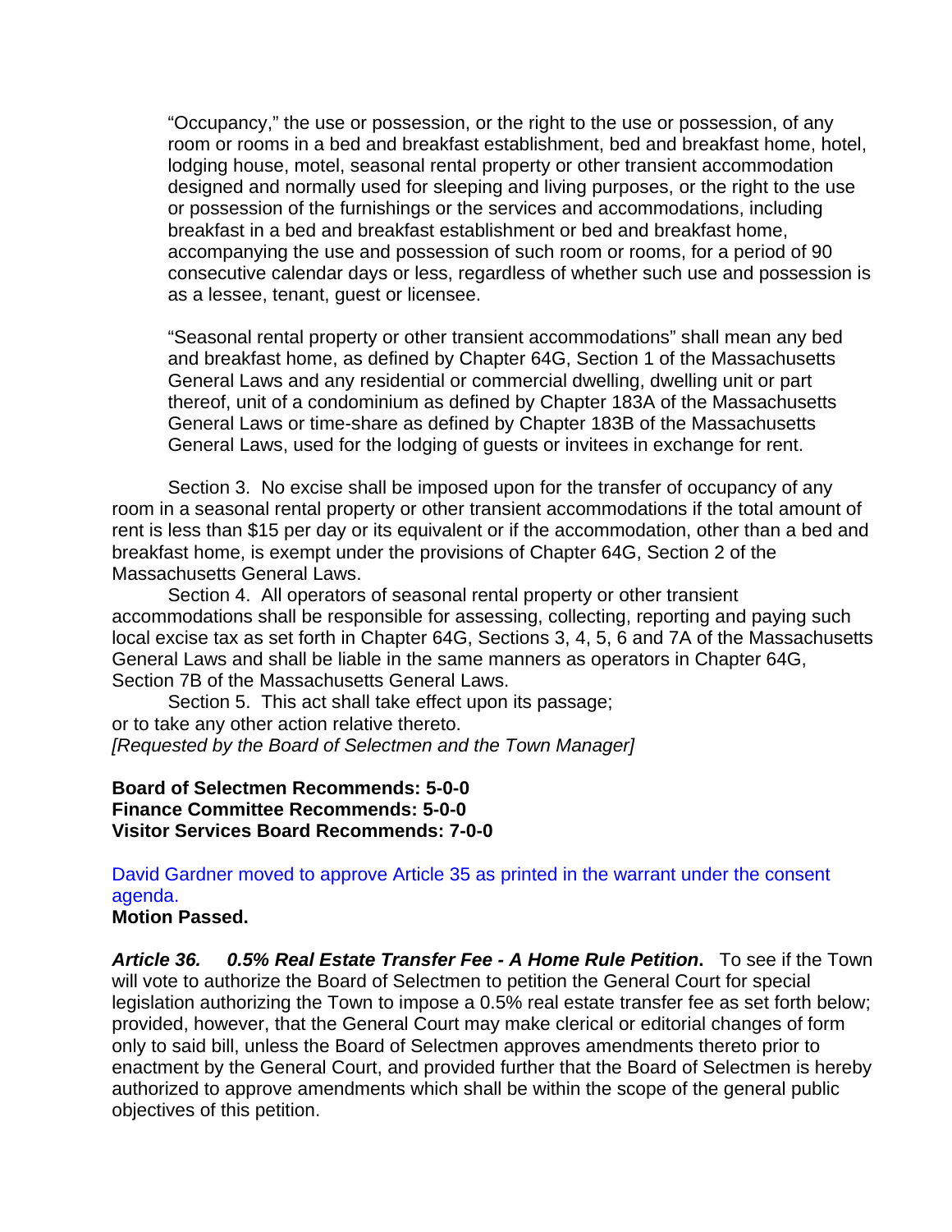"Occupancy," the use or possession, or the right to the use or possession, of any room or rooms in a bed and breakfast establishment, bed and breakfast home, hotel, lodging house, motel, seasonal rental property or other transient accommodation designed and normally used for sleeping and living purposes, or the right to the use or possession of the furnishings or the services and accommodations, including breakfast in a bed and breakfast establishment or bed and breakfast home, accompanying the use and possession of such room or rooms, for a period of 90 consecutive calendar days or less, regardless of whether such use and possession is as a lessee, tenant, guest or licensee.

"Seasonal rental property or other transient accommodations" shall mean any bed and breakfast home, as defined by Chapter 64G, Section 1 of the Massachusetts General Laws and any residential or commercial dwelling, dwelling unit or part thereof, unit of a condominium as defined by Chapter 183A of the Massachusetts General Laws or time-share as defined by Chapter 183B of the Massachusetts General Laws, used for the lodging of guests or invitees in exchange for rent.

Section 3. No excise shall be imposed upon for the transfer of occupancy of any room in a seasonal rental property or other transient accommodations if the total amount of rent is less than $15 per day or its equivalent or if the accommodation, other than a bed and breakfast home, is exempt under the provisions of Chapter 64G, Section 2 of the Massachusetts General Laws.

Section 4. All operators of seasonal rental property or other transient accommodations shall be responsible for assessing, collecting, reporting and paying such local excise tax as set forth in Chapter 64G, Sections 3, 4, 5, 6 and 7A of the Massachusetts General Laws and shall be liable in the same manners as operators in Chapter 64G, Section 7B of the Massachusetts General Laws.

Section 5. This act shall take effect upon its passage;
or to take any other action relative thereto.
*[Requested by the Board of Selectmen and the Town Manager]*

**Board of Selectmen Recommends: 5-0-0**
**Finance Committee Recommends: 5-0-0**
**Visitor Services Board Recommends: 7-0-0**

David Gardner moved to approve Article 35 as printed in the warrant under the consent agenda.
**Motion Passed.**

***Article 36. 0.5% Real Estate Transfer Fee - A Home Rule Petition.*** To see if the Town will vote to authorize the Board of Selectmen to petition the General Court for special legislation authorizing the Town to impose a 0.5% real estate transfer fee as set forth below; provided, however, that the General Court may make clerical or editorial changes of form only to said bill, unless the Board of Selectmen approves amendments thereto prior to enactment by the General Court, and provided further that the Board of Selectmen is hereby authorized to approve amendments which shall be within the scope of the general public objectives of this petition.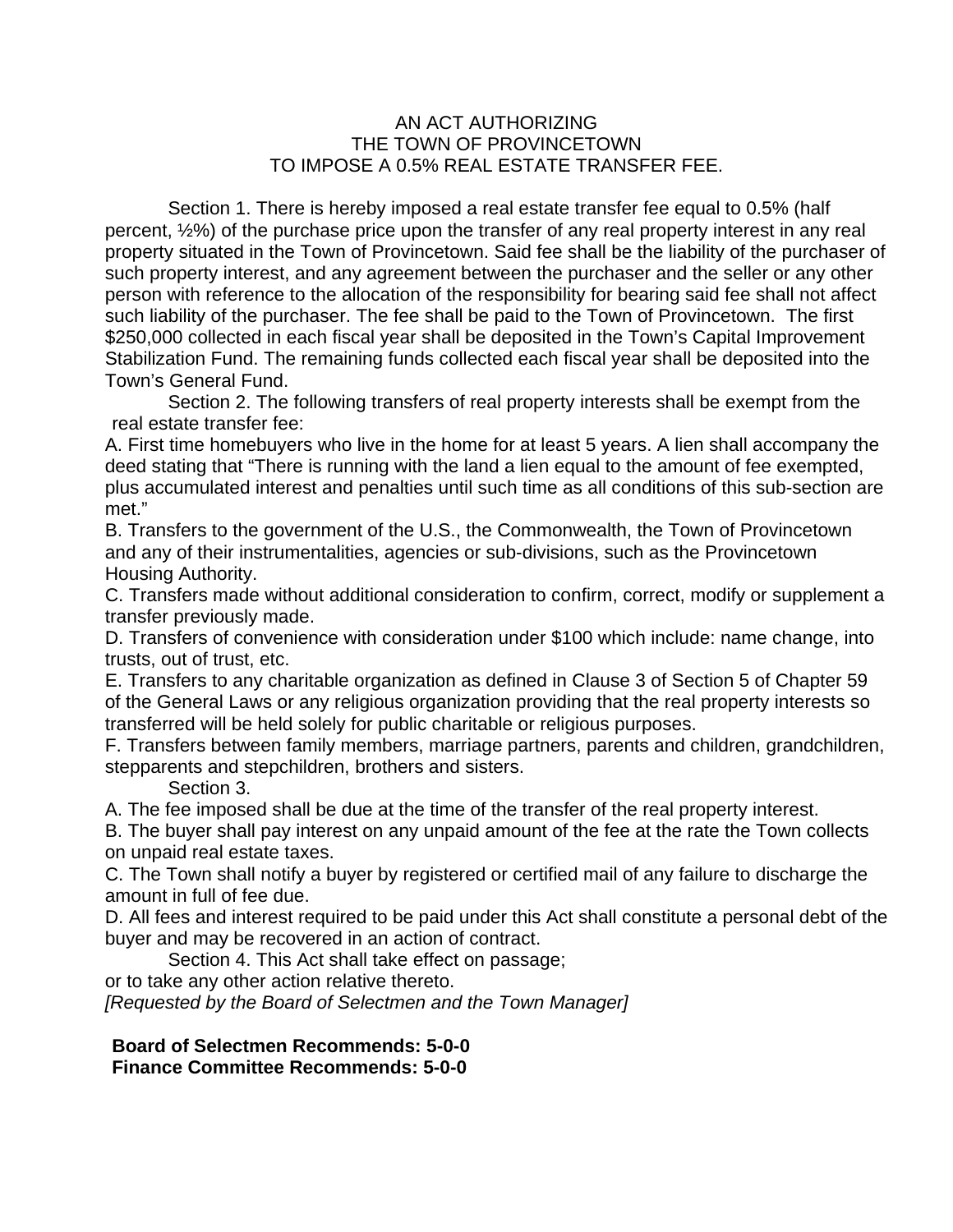# AN ACT AUTHORIZING THE TOWN OF PROVINCETOWN TO IMPOSE A 0.5% REAL ESTATE TRANSFER FEE.

Section 1. There is hereby imposed a real estate transfer fee equal to 0.5% (half percent, ½%) of the purchase price upon the transfer of any real property interest in any real property situated in the Town of Provincetown. Said fee shall be the liability of the purchaser of such property interest, and any agreement between the purchaser and the seller or any other person with reference to the allocation of the responsibility for bearing said fee shall not affect such liability of the purchaser. The fee shall be paid to the Town of Provincetown. The first $250,000 collected in each fiscal year shall be deposited in the Town's Capital Improvement Stabilization Fund. The remaining funds collected each fiscal year shall be deposited into the Town's General Fund.

Section 2. The following transfers of real property interests shall be exempt from the real estate transfer fee:

A. First time homebuyers who live in the home for at least 5 years. A lien shall accompany the deed stating that "There is running with the land a lien equal to the amount of fee exempted, plus accumulated interest and penalties until such time as all conditions of this sub-section are met."

B. Transfers to the government of the U.S., the Commonwealth, the Town of Provincetown and any of their instrumentalities, agencies or sub-divisions, such as the Provincetown Housing Authority.

C. Transfers made without additional consideration to confirm, correct, modify or supplement a transfer previously made.

D. Transfers of convenience with consideration under $100 which include: name change, into trusts, out of trust, etc.

E. Transfers to any charitable organization as defined in Clause 3 of Section 5 of Chapter 59 of the General Laws or any religious organization providing that the real property interests so transferred will be held solely for public charitable or religious purposes.

F. Transfers between family members, marriage partners, parents and children, grandchildren, stepparents and stepchildren, brothers and sisters.

Section 3.

A. The fee imposed shall be due at the time of the transfer of the real property interest.

B. The buyer shall pay interest on any unpaid amount of the fee at the rate the Town collects on unpaid real estate taxes.

C. The Town shall notify a buyer by registered or certified mail of any failure to discharge the amount in full of fee due.

D. All fees and interest required to be paid under this Act shall constitute a personal debt of the buyer and may be recovered in an action of contract.

Section 4. This Act shall take effect on passage;

or to take any other action relative thereto.

*[Requested by the Board of Selectmen and the Town Manager]*

**Board of Selectmen Recommends: 5-0-0**
**Finance Committee Recommends: 5-0-0**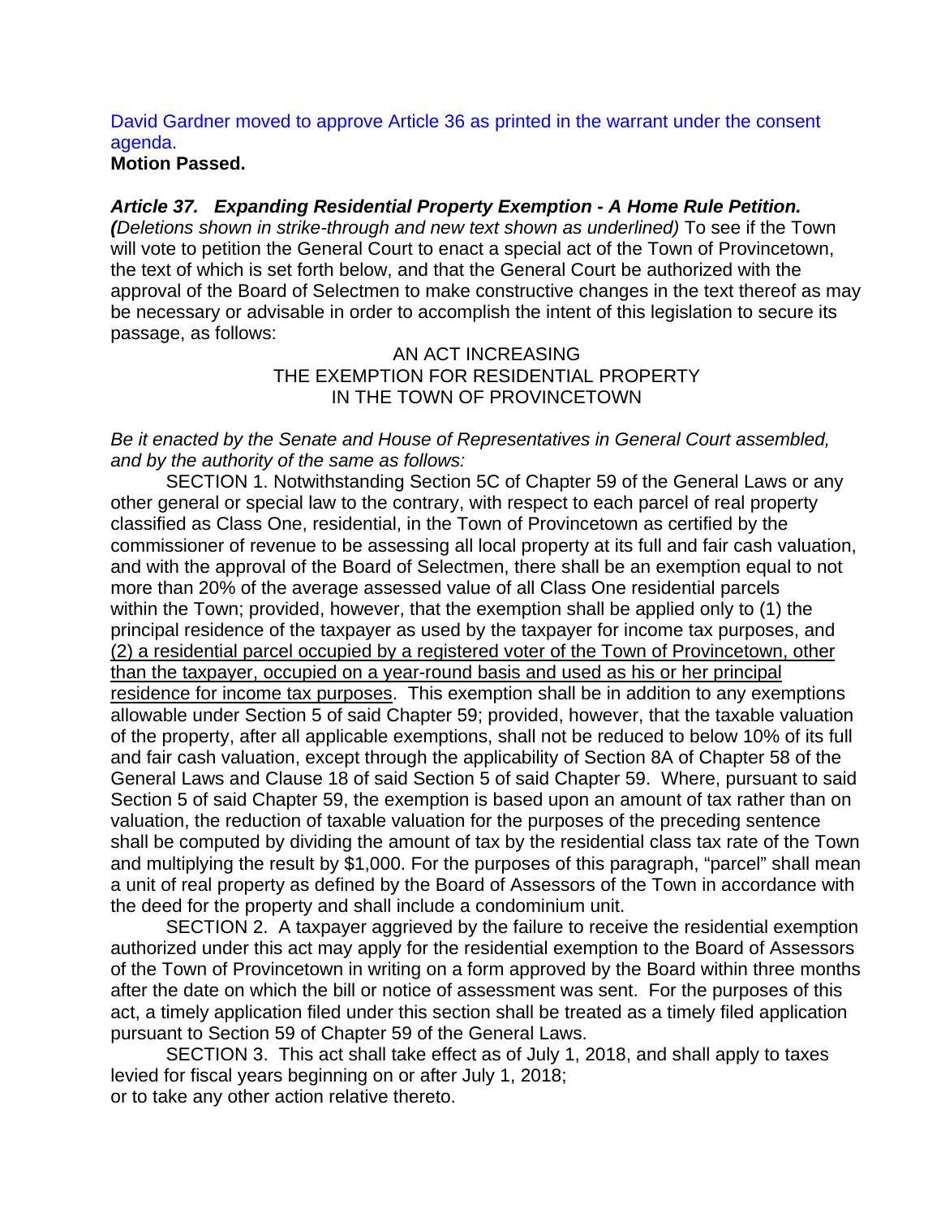David Gardner moved to approve Article 36 as printed in the warrant under the consent agenda.

**Motion Passed.**

***Article 37. Expanding Residential Property Exemption - A Home Rule Petition.***
***(****Deletions shown in strike-through and new text shown as underlined)* To see if the Town will vote to petition the General Court to enact a special act of the Town of Provincetown, the text of which is set forth below, and that the General Court be authorized with the approval of the Board of Selectmen to make constructive changes in the text thereof as may be necessary or advisable in order to accomplish the intent of this legislation to secure its passage, as follows:

AN ACT INCREASING
THE EXEMPTION FOR RESIDENTIAL PROPERTY
IN THE TOWN OF PROVINCETOWN

*Be it enacted by the Senate and House of Representatives in General Court assembled, and by the authority of the same as follows:*

SECTION 1. Notwithstanding Section 5C of Chapter 59 of the General Laws or any other general or special law to the contrary, with respect to each parcel of real property classified as Class One, residential, in the Town of Provincetown as certified by the commissioner of revenue to be assessing all local property at its full and fair cash valuation, and with the approval of the Board of Selectmen, there shall be an exemption equal to not more than 20% of the average assessed value of all Class One residential parcels within the Town; provided, however, that the exemption shall be applied only to (1) the principal residence of the taxpayer as used by the taxpayer for income tax purposes, and <u>(2) a residential parcel occupied by a registered voter of the Town of Provincetown, other than the taxpayer, occupied on a year-round basis and used as his or her principal residence for income tax purposes</u>. This exemption shall be in addition to any exemptions allowable under Section 5 of said Chapter 59; provided, however, that the taxable valuation of the property, after all applicable exemptions, shall not be reduced to below 10% of its full and fair cash valuation, except through the applicability of Section 8A of Chapter 58 of the General Laws and Clause 18 of said Section 5 of said Chapter 59. Where, pursuant to said Section 5 of said Chapter 59, the exemption is based upon an amount of tax rather than on valuation, the reduction of taxable valuation for the purposes of the preceding sentence shall be computed by dividing the amount of tax by the residential class tax rate of the Town and multiplying the result by $1,000. For the purposes of this paragraph, "parcel" shall mean a unit of real property as defined by the Board of Assessors of the Town in accordance with the deed for the property and shall include a condominium unit.

SECTION 2. A taxpayer aggrieved by the failure to receive the residential exemption authorized under this act may apply for the residential exemption to the Board of Assessors of the Town of Provincetown in writing on a form approved by the Board within three months after the date on which the bill or notice of assessment was sent. For the purposes of this act, a timely application filed under this section shall be treated as a timely filed application pursuant to Section 59 of Chapter 59 of the General Laws.

SECTION 3. This act shall take effect as of July 1, 2018, and shall apply to taxes levied for fiscal years beginning on or after July 1, 2018;
or to take any other action relative thereto.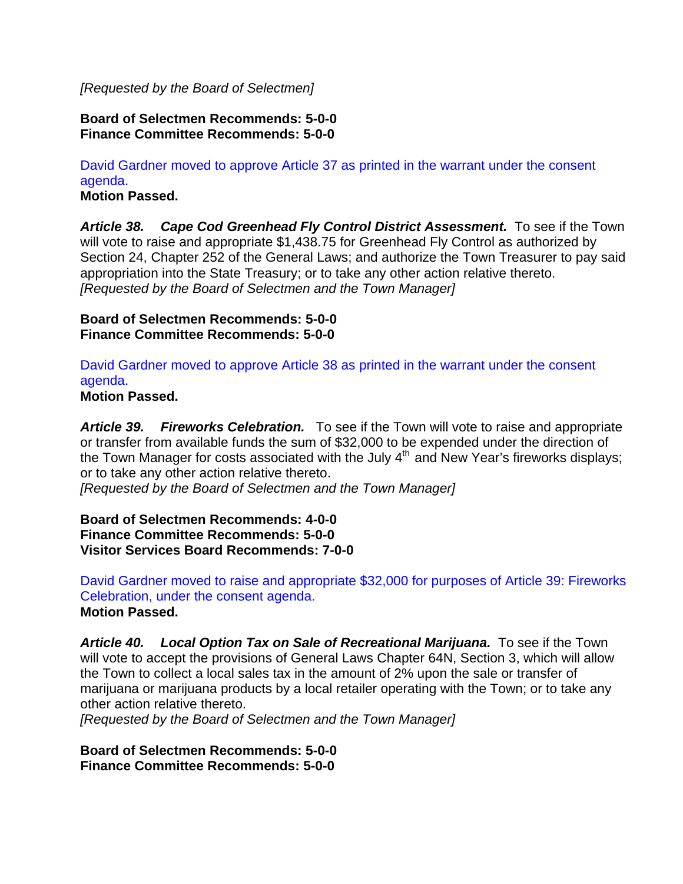*[Requested by the Board of Selectmen]*

**Board of Selectmen Recommends: 5-0-0**
**Finance Committee Recommends: 5-0-0**

David Gardner moved to approve Article 37 as printed in the warrant under the consent agenda.
**Motion Passed.**

***Article 38. Cape Cod Greenhead Fly Control District Assessment.*** To see if the Town will vote to raise and appropriate $1,438.75 for Greenhead Fly Control as authorized by Section 24, Chapter 252 of the General Laws; and authorize the Town Treasurer to pay said appropriation into the State Treasury; or to take any other action relative thereto.
*[Requested by the Board of Selectmen and the Town Manager]*

**Board of Selectmen Recommends: 5-0-0**
**Finance Committee Recommends: 5-0-0**

David Gardner moved to approve Article 38 as printed in the warrant under the consent agenda.
**Motion Passed.**

***Article 39. Fireworks Celebration.*** To see if the Town will vote to raise and appropriate or transfer from available funds the sum of $32,000 to be expended under the direction of the Town Manager for costs associated with the July 4th and New Year's fireworks displays; or to take any other action relative thereto.
*[Requested by the Board of Selectmen and the Town Manager]*

**Board of Selectmen Recommends: 4-0-0**
**Finance Committee Recommends: 5-0-0**
**Visitor Services Board Recommends: 7-0-0**

David Gardner moved to raise and appropriate $32,000 for purposes of Article 39: Fireworks Celebration, under the consent agenda.
**Motion Passed.**

***Article 40. Local Option Tax on Sale of Recreational Marijuana.*** To see if the Town will vote to accept the provisions of General Laws Chapter 64N, Section 3, which will allow the Town to collect a local sales tax in the amount of 2% upon the sale or transfer of marijuana or marijuana products by a local retailer operating with the Town; or to take any other action relative thereto.
*[Requested by the Board of Selectmen and the Town Manager]*

**Board of Selectmen Recommends: 5-0-0**
**Finance Committee Recommends: 5-0-0**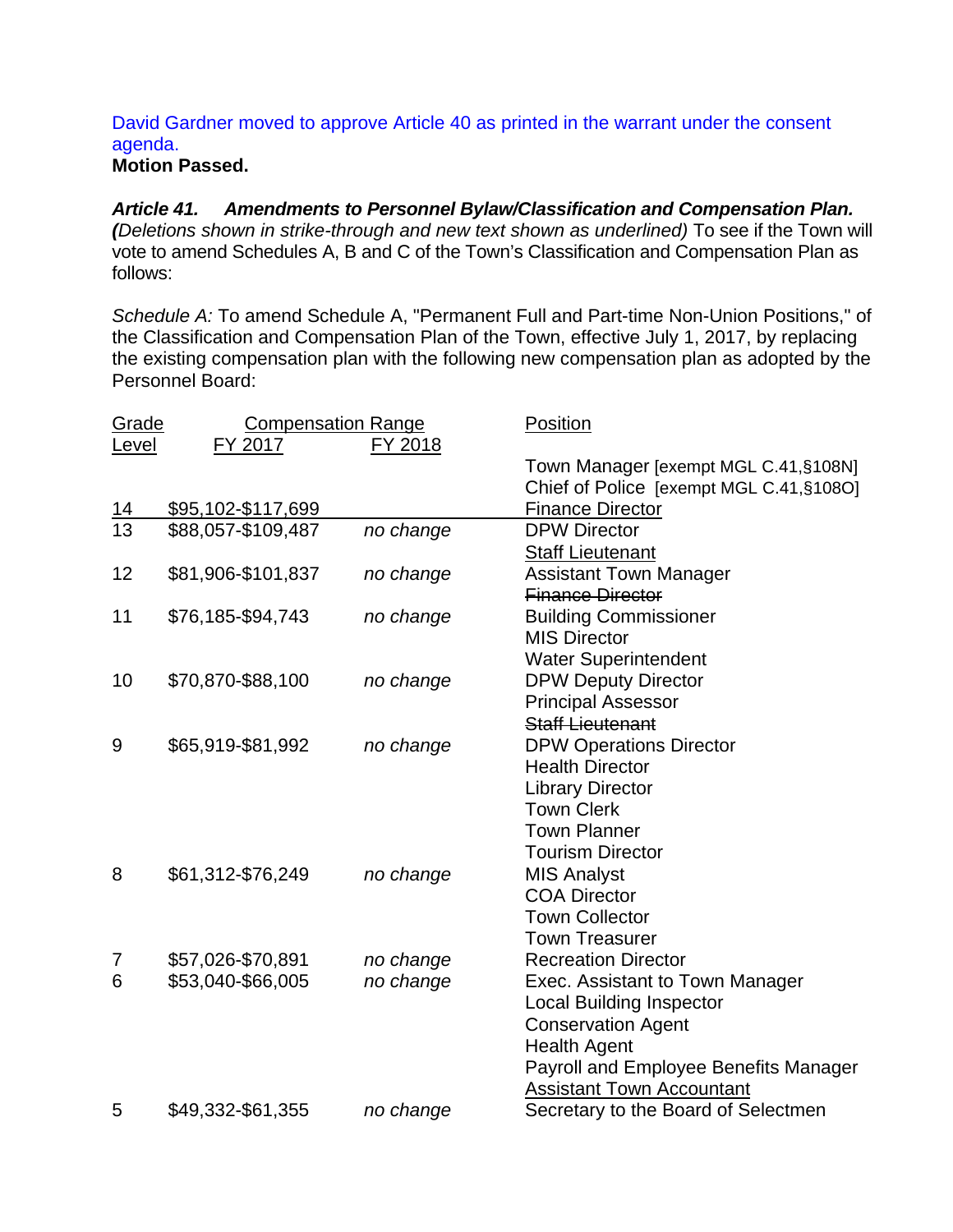David Gardner moved to approve Article 40 as printed in the warrant under the consent agenda.
**Motion Passed.**

***Article 41. Amendments to Personnel Bylaw/Classification and Compensation Plan.*** ***(****Deletions shown in strike-through and new text shown as underlined)* To see if the Town will vote to amend Schedules A, B and C of the Town's Classification and Compensation Plan as follows:

*Schedule A:* To amend Schedule A, "Permanent Full and Part-time Non-Union Positions," of the Classification and Compensation Plan of the Town, effective July 1, 2017, by replacing the existing compensation plan with the following new compensation plan as adopted by the Personnel Board:

| <u>Grade</u> | <u>Compensation Range</u> | | <u>Position</u> |
|---|---|---|---|
| <u>Level</u> | <u>FY 2017</u> | <u>FY 2018</u> | |
| | | | Town Manager [exempt MGL C.41,§108N] |
| | | | Chief of Police [exempt MGL C.41,§108O] |
| <u>14</u> | <u>$95,102-$117,699</u> | | <u>Finance Director</u> |
| 13 | $88,057-$109,487 | *no change* | DPW Director |
| | | | <u>Staff Lieutenant</u> |
| 12 | $81,906-$101,837 | *no change* | Assistant Town Manager |
| | | | ~~Finance Director~~ |
| 11 | $76,185-$94,743 | *no change* | Building Commissioner |
| | | | MIS Director |
| | | | Water Superintendent |
| 10 | $70,870-$88,100 | *no change* | DPW Deputy Director |
| | | | Principal Assessor |
| | | | ~~Staff Lieutenant~~ |
| 9 | $65,919-$81,992 | *no change* | DPW Operations Director |
| | | | Health Director |
| | | | Library Director |
| | | | Town Clerk |
| | | | Town Planner |
| | | | Tourism Director |
| 8 | $61,312-$76,249 | *no change* | MIS Analyst |
| | | | COA Director |
| | | | Town Collector |
| | | | Town Treasurer |
| 7 | $57,026-$70,891 | *no change* | Recreation Director |
| 6 | $53,040-$66,005 | *no change* | Exec. Assistant to Town Manager |
| | | | Local Building Inspector |
| | | | Conservation Agent |
| | | | Health Agent |
| | | | Payroll and Employee Benefits Manager |
| | | | <u>Assistant Town Accountant</u> |
| 5 | $49,332-$61,355 | *no change* | Secretary to the Board of Selectmen |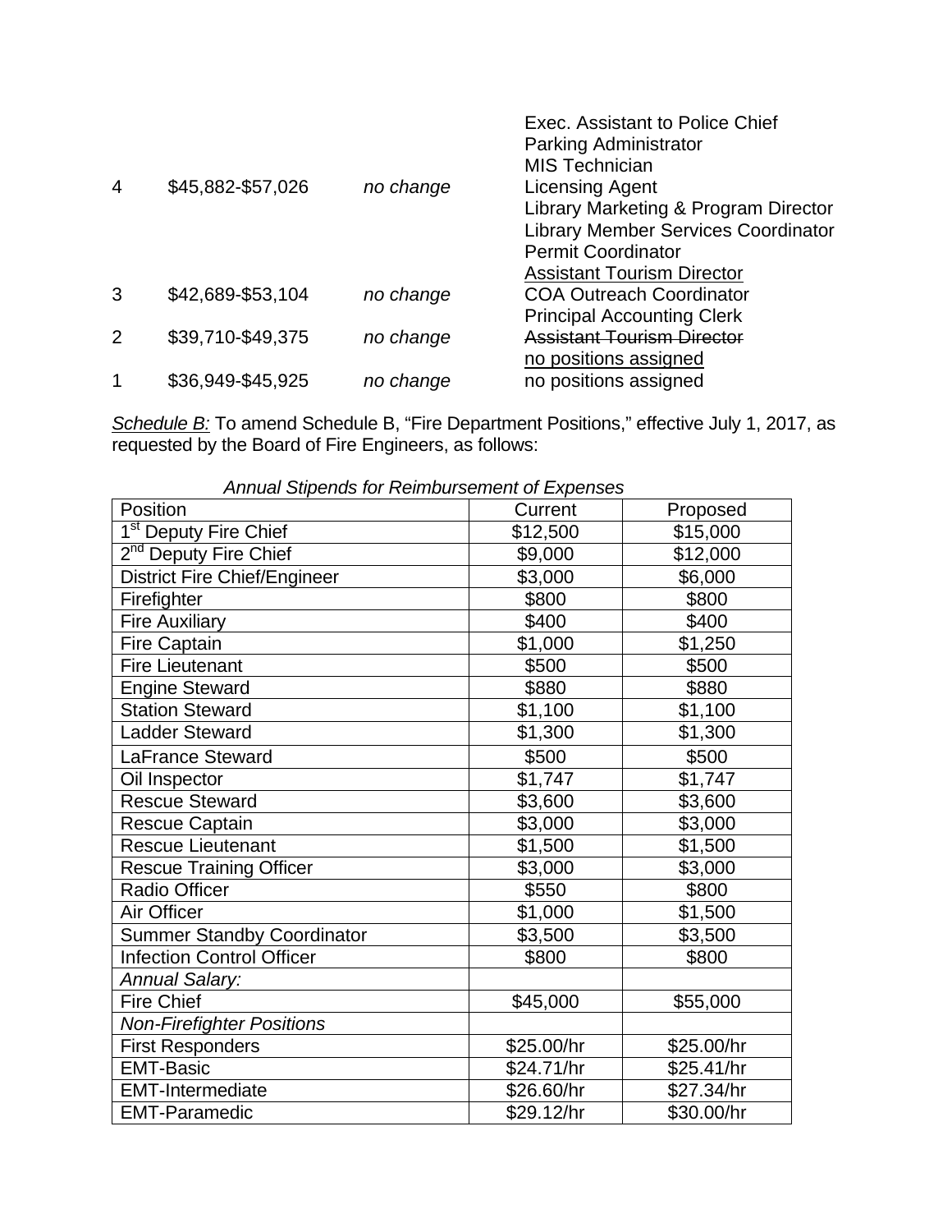| | | | |
|---|---|---|---|
| 4 | $45,882-$57,026 | *no change* | Exec. Assistant to Police Chief<br>Parking Administrator<br>MIS Technician<br>Licensing Agent<br>Library Marketing & Program Director<br>Library Member Services Coordinator<br>Permit Coordinator<br><u>Assistant Tourism Director</u> |
| 3 | $42,689-$53,104 | *no change* | COA Outreach Coordinator<br>Principal Accounting Clerk |
| 2 | $39,710-$49,375 | *no change* | ~~Assistant Tourism Director~~<br><u>no positions assigned</u> |
| 1 | $36,949-$45,925 | *no change* | no positions assigned |

*<u>Schedule B:</u>* To amend Schedule B, "Fire Department Positions," effective July 1, 2017, as requested by the Board of Fire Engineers, as follows:

*Annual Stipends for Reimbursement of Expenses*

| Position | Current | Proposed |
|---|---|---|
| 1st Deputy Fire Chief | $12,500 | $15,000 |
| 2nd Deputy Fire Chief | $9,000 | $12,000 |
| District Fire Chief/Engineer | $3,000 | $6,000 |
| Firefighter | $800 | $800 |
| Fire Auxiliary | $400 | $400 |
| Fire Captain | $1,000 | $1,250 |
| Fire Lieutenant | $500 | $500 |
| Engine Steward | $880 | $880 |
| Station Steward | $1,100 | $1,100 |
| Ladder Steward | $1,300 | $1,300 |
| LaFrance Steward | $500 | $500 |
| Oil Inspector | $1,747 | $1,747 |
| Rescue Steward | $3,600 | $3,600 |
| Rescue Captain | $3,000 | $3,000 |
| Rescue Lieutenant | $1,500 | $1,500 |
| Rescue Training Officer | $3,000 | $3,000 |
| Radio Officer | $550 | $800 |
| Air Officer | $1,000 | $1,500 |
| Summer Standby Coordinator | $3,500 | $3,500 |
| Infection Control Officer | $800 | $800 |
| *Annual Salary:* | | |
| Fire Chief | $45,000 | $55,000 |
| *Non-Firefighter Positions* | | |
| First Responders | $25.00/hr | $25.00/hr |
| EMT-Basic | $24.71/hr | $25.41/hr |
| EMT-Intermediate | $26.60/hr | $27.34/hr |
| EMT-Paramedic | $29.12/hr | $30.00/hr |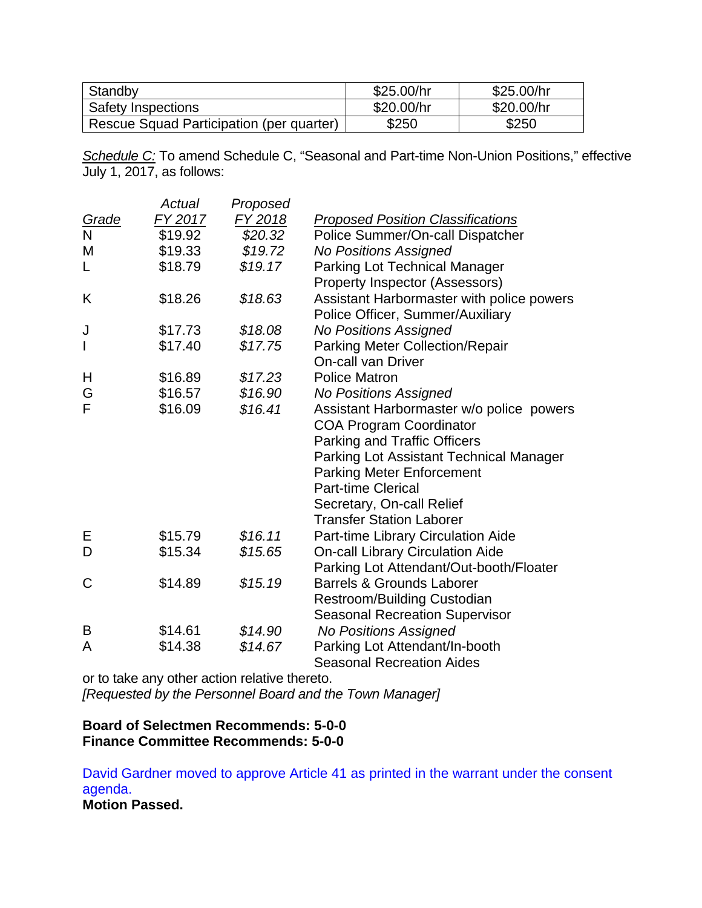| Standby | $25.00/hr | $25.00/hr |
|---|---|---|
| Safety Inspections | $20.00/hr | $20.00/hr |
| Rescue Squad Participation (per quarter) | $250 | $250 |

*Schedule C:* To amend Schedule C, “Seasonal and Part-time Non-Union Positions,” effective July 1, 2017, as follows:

| Grade | Actual FY 2017 | Proposed FY 2018 | Proposed Position Classifications |
|---|---|---|---|
| N | $19.92 | *$20.32* | Police Summer/On-call Dispatcher |
| M | $19.33 | *$19.72* | *No Positions Assigned* |
| L | $18.79 | *$19.17* | Parking Lot Technical Manager<br>Property Inspector (Assessors) |
| K | $18.26 | *$18.63* | Assistant Harbormaster with police powers<br>Police Officer, Summer/Auxiliary |
| J | $17.73 | *$18.08* | *No Positions Assigned* |
| I | $17.40 | *$17.75* | Parking Meter Collection/Repair<br>On-call van Driver |
| H | $16.89 | *$17.23* | Police Matron |
| G | $16.57 | *$16.90* | *No Positions Assigned* |
| F | $16.09 | *$16.41* | Assistant Harbormaster w/o police powers<br>COA Program Coordinator<br>Parking and Traffic Officers<br>Parking Lot Assistant Technical Manager<br>Parking Meter Enforcement<br>Part-time Clerical<br>Secretary, On-call Relief<br>Transfer Station Laborer |
| E | $15.79 | *$16.11* | Part-time Library Circulation Aide |
| D | $15.34 | *$15.65* | On-call Library Circulation Aide<br>Parking Lot Attendant/Out-booth/Floater |
| C | $14.89 | *$15.19* | Barrels & Grounds Laborer<br>Restroom/Building Custodian<br>Seasonal Recreation Supervisor |
| B | $14.61 | *$14.90* | *No Positions Assigned* |
| A | $14.38 | *$14.67* | Parking Lot Attendant/In-booth<br>Seasonal Recreation Aides |

or to take any other action relative thereto.
*[Requested by the Personnel Board and the Town Manager]*

**Board of Selectmen Recommends: 5-0-0**
**Finance Committee Recommends: 5-0-0**

David Gardner moved to approve Article 41 as printed in the warrant under the consent agenda.
**Motion Passed.**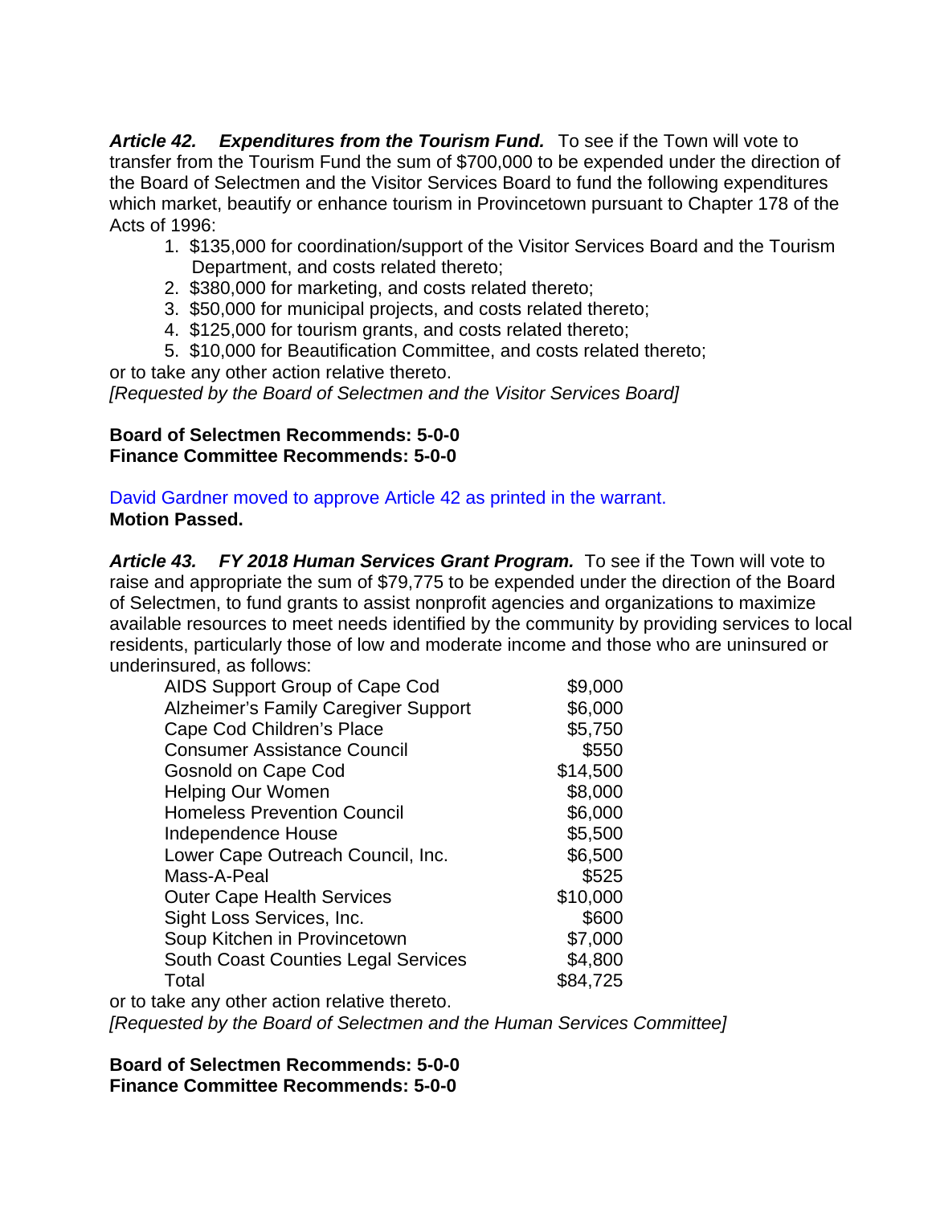***Article 42. Expenditures from the Tourism Fund.*** To see if the Town will vote to transfer from the Tourism Fund the sum of $700,000 to be expended under the direction of the Board of Selectmen and the Visitor Services Board to fund the following expenditures which market, beautify or enhance tourism in Provincetown pursuant to Chapter 178 of the Acts of 1996:

1. $135,000 for coordination/support of the Visitor Services Board and the Tourism Department, and costs related thereto;
2. $380,000 for marketing, and costs related thereto;
3. $50,000 for municipal projects, and costs related thereto;
4. $125,000 for tourism grants, and costs related thereto;
5. $10,000 for Beautification Committee, and costs related thereto;

or to take any other action relative thereto.
*[Requested by the Board of Selectmen and the Visitor Services Board]*

**Board of Selectmen Recommends: 5-0-0**
**Finance Committee Recommends: 5-0-0**

David Gardner moved to approve Article 42 as printed in the warrant.
**Motion Passed.**

***Article 43. FY 2018 Human Services Grant Program.*** To see if the Town will vote to raise and appropriate the sum of $79,775 to be expended under the direction of the Board of Selectmen, to fund grants to assist nonprofit agencies and organizations to maximize available resources to meet needs identified by the community by providing services to local residents, particularly those of low and moderate income and those who are uninsured or underinsured, as follows:

| | |
|---|---|
| AIDS Support Group of Cape Cod | $9,000 |
| Alzheimer's Family Caregiver Support | $6,000 |
| Cape Cod Children's Place | $5,750 |
| Consumer Assistance Council | $550 |
| Gosnold on Cape Cod | $14,500 |
| Helping Our Women | $8,000 |
| Homeless Prevention Council | $6,000 |
| Independence House | $5,500 |
| Lower Cape Outreach Council, Inc. | $6,500 |
| Mass-A-Peal | $525 |
| Outer Cape Health Services | $10,000 |
| Sight Loss Services, Inc. | $600 |
| Soup Kitchen in Provincetown | $7,000 |
| South Coast Counties Legal Services | $4,800 |
| Total | $84,725 |

or to take any other action relative thereto.
*[Requested by the Board of Selectmen and the Human Services Committee]*

**Board of Selectmen Recommends: 5-0-0**
**Finance Committee Recommends: 5-0-0**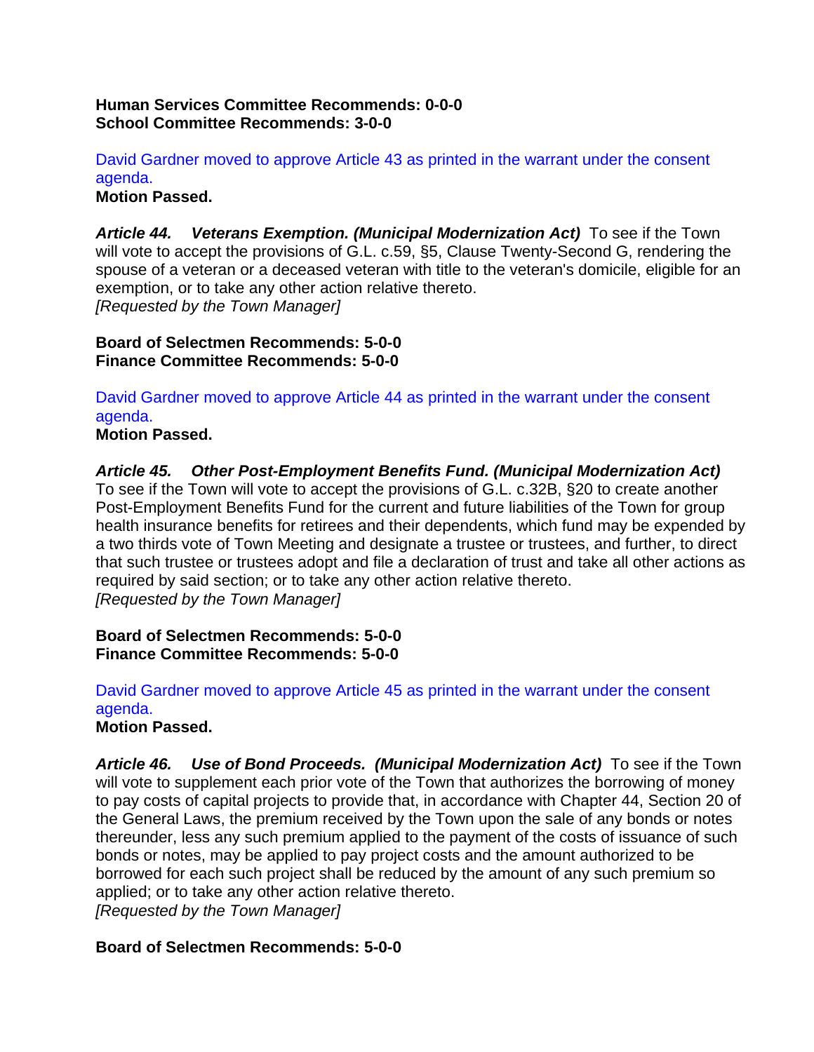**Human Services Committee Recommends: 0-0-0**
**School Committee Recommends: 3-0-0**

David Gardner moved to approve Article 43 as printed in the warrant under the consent agenda.
**Motion Passed.**

***Article 44. Veterans Exemption. (Municipal Modernization Act)*** To see if the Town will vote to accept the provisions of G.L. c.59, §5, Clause Twenty-Second G, rendering the spouse of a veteran or a deceased veteran with title to the veteran's domicile, eligible for an exemption, or to take any other action relative thereto.
*[Requested by the Town Manager]*

**Board of Selectmen Recommends: 5-0-0**
**Finance Committee Recommends: 5-0-0**

David Gardner moved to approve Article 44 as printed in the warrant under the consent agenda.
**Motion Passed.**

***Article 45. Other Post-Employment Benefits Fund. (Municipal Modernization Act)*** To see if the Town will vote to accept the provisions of G.L. c.32B, §20 to create another Post-Employment Benefits Fund for the current and future liabilities of the Town for group health insurance benefits for retirees and their dependents, which fund may be expended by a two thirds vote of Town Meeting and designate a trustee or trustees, and further, to direct that such trustee or trustees adopt and file a declaration of trust and take all other actions as required by said section; or to take any other action relative thereto.
*[Requested by the Town Manager]*

**Board of Selectmen Recommends: 5-0-0**
**Finance Committee Recommends: 5-0-0**

David Gardner moved to approve Article 45 as printed in the warrant under the consent agenda.
**Motion Passed.**

***Article 46. Use of Bond Proceeds. (Municipal Modernization Act)*** To see if the Town will vote to supplement each prior vote of the Town that authorizes the borrowing of money to pay costs of capital projects to provide that, in accordance with Chapter 44, Section 20 of the General Laws, the premium received by the Town upon the sale of any bonds or notes thereunder, less any such premium applied to the payment of the costs of issuance of such bonds or notes, may be applied to pay project costs and the amount authorized to be borrowed for each such project shall be reduced by the amount of any such premium so applied; or to take any other action relative thereto.
*[Requested by the Town Manager]*

**Board of Selectmen Recommends: 5-0-0**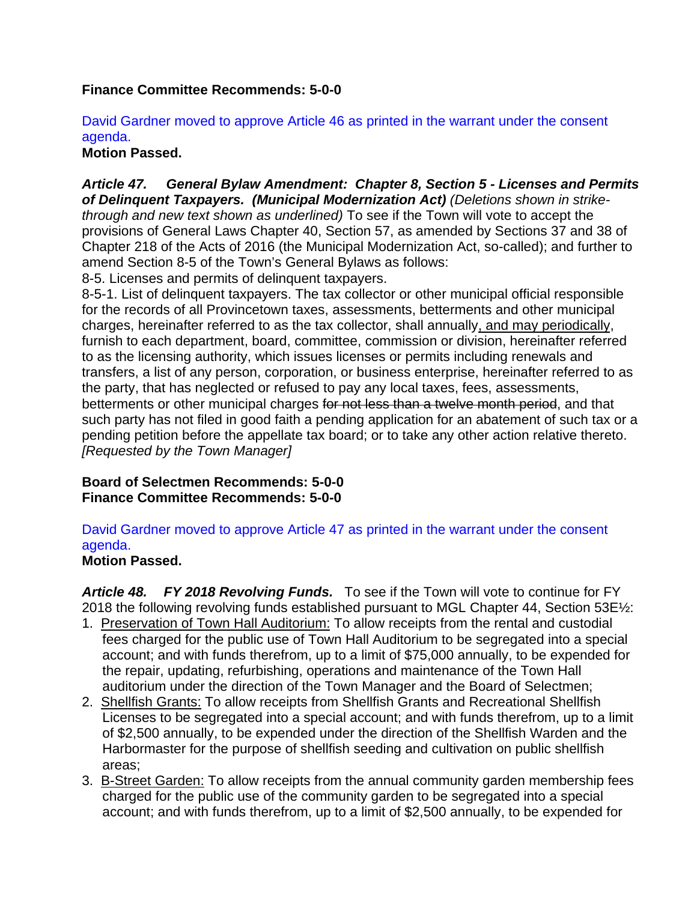**Finance Committee Recommends: 5-0-0**

David Gardner moved to approve Article 46 as printed in the warrant under the consent agenda.

**Motion Passed.**

***Article 47. General Bylaw Amendment: Chapter 8, Section 5 - Licenses and Permits of Delinquent Taxpayers. (Municipal Modernization Act)*** *(Deletions shown in strike-through and new text shown as underlined)* To see if the Town will vote to accept the provisions of General Laws Chapter 40, Section 57, as amended by Sections 37 and 38 of Chapter 218 of the Acts of 2016 (the Municipal Modernization Act, so-called); and further to amend Section 8-5 of the Town's General Bylaws as follows:

8-5. Licenses and permits of delinquent taxpayers.

8-5-1. List of delinquent taxpayers. The tax collector or other municipal official responsible for the records of all Provincetown taxes, assessments, betterments and other municipal charges, hereinafter referred to as the tax collector, shall annually<u>, and may periodically</u>, furnish to each department, board, committee, commission or division, hereinafter referred to as the licensing authority, which issues licenses or permits including renewals and transfers, a list of any person, corporation, or business enterprise, hereinafter referred to as the party, that has neglected or refused to pay any local taxes, fees, assessments, betterments or other municipal charges ~~for not less than a twelve month period~~, and that such party has not filed in good faith a pending application for an abatement of such tax or a pending petition before the appellate tax board; or to take any other action relative thereto. *[Requested by the Town Manager]*

**Board of Selectmen Recommends: 5-0-0**
**Finance Committee Recommends: 5-0-0**

David Gardner moved to approve Article 47 as printed in the warrant under the consent agenda.

**Motion Passed.**

***Article 48. FY 2018 Revolving Funds.*** To see if the Town will vote to continue for FY 2018 the following revolving funds established pursuant to MGL Chapter 44, Section 53E½:

1. <u>Preservation of Town Hall Auditorium:</u> To allow receipts from the rental and custodial fees charged for the public use of Town Hall Auditorium to be segregated into a special account; and with funds therefrom, up to a limit of $75,000 annually, to be expended for the repair, updating, refurbishing, operations and maintenance of the Town Hall auditorium under the direction of the Town Manager and the Board of Selectmen;
2. <u>Shellfish Grants:</u> To allow receipts from Shellfish Grants and Recreational Shellfish Licenses to be segregated into a special account; and with funds therefrom, up to a limit of $2,500 annually, to be expended under the direction of the Shellfish Warden and the Harbormaster for the purpose of shellfish seeding and cultivation on public shellfish areas;
3. <u>B-Street Garden:</u> To allow receipts from the annual community garden membership fees charged for the public use of the community garden to be segregated into a special account; and with funds therefrom, up to a limit of $2,500 annually, to be expended for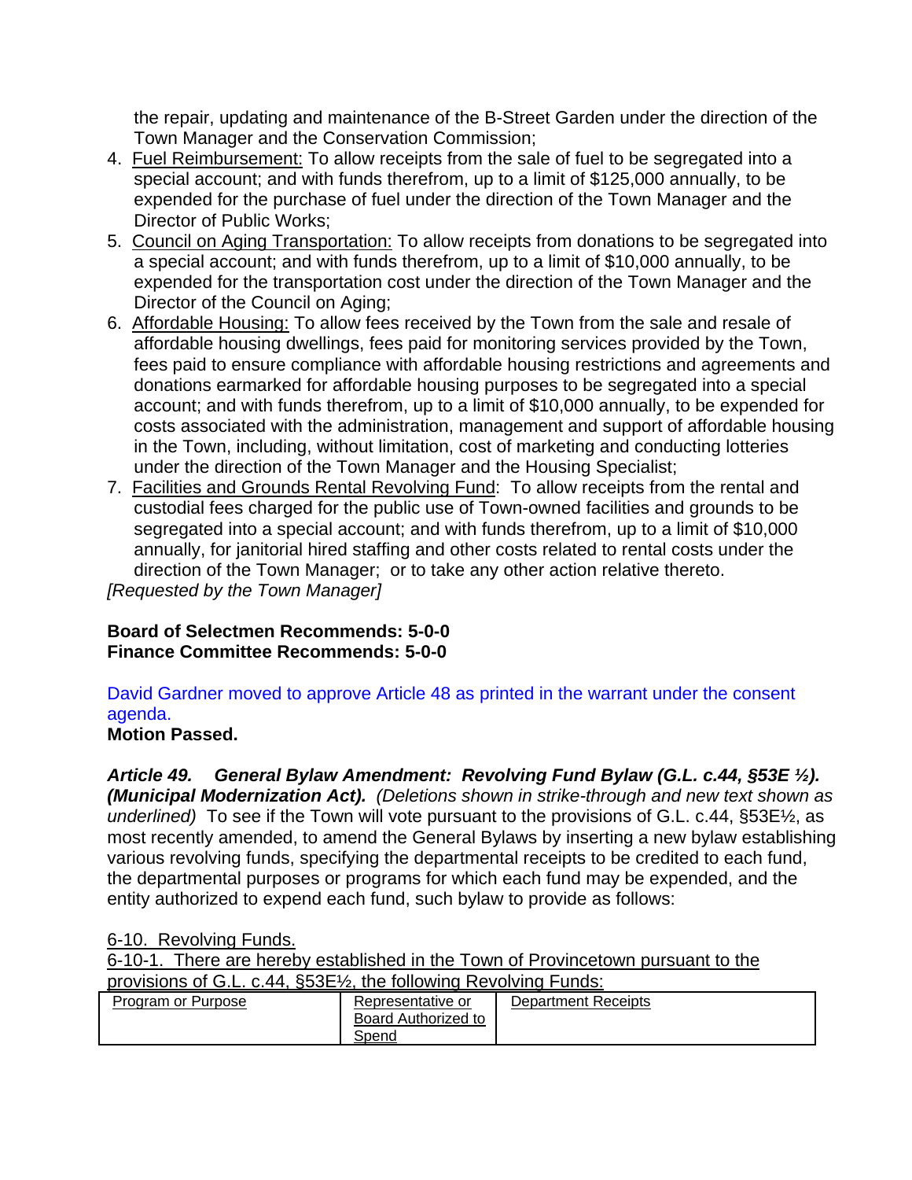the repair, updating and maintenance of the B-Street Garden under the direction of the Town Manager and the Conservation Commission;

4. <u>Fuel Reimbursement:</u> To allow receipts from the sale of fuel to be segregated into a special account; and with funds therefrom, up to a limit of $125,000 annually, to be expended for the purchase of fuel under the direction of the Town Manager and the Director of Public Works;
5. <u>Council on Aging Transportation:</u> To allow receipts from donations to be segregated into a special account; and with funds therefrom, up to a limit of $10,000 annually, to be expended for the transportation cost under the direction of the Town Manager and the Director of the Council on Aging;
6. <u>Affordable Housing:</u> To allow fees received by the Town from the sale and resale of affordable housing dwellings, fees paid for monitoring services provided by the Town, fees paid to ensure compliance with affordable housing restrictions and agreements and donations earmarked for affordable housing purposes to be segregated into a special account; and with funds therefrom, up to a limit of $10,000 annually, to be expended for costs associated with the administration, management and support of affordable housing in the Town, including, without limitation, cost of marketing and conducting lotteries under the direction of the Town Manager and the Housing Specialist;
7. <u>Facilities and Grounds Rental Revolving Fund</u>: To allow receipts from the rental and custodial fees charged for the public use of Town-owned facilities and grounds to be segregated into a special account; and with funds therefrom, up to a limit of $10,000 annually, for janitorial hired staffing and other costs related to rental costs under the direction of the Town Manager; or to take any other action relative thereto.

*[Requested by the Town Manager]*

**Board of Selectmen Recommends: 5-0-0**
**Finance Committee Recommends: 5-0-0**

David Gardner moved to approve Article 48 as printed in the warrant under the consent agenda.
**Motion Passed.**

***Article 49. General Bylaw Amendment: Revolving Fund Bylaw (G.L. c.44, §53E ½). (Municipal Modernization Act).*** *(Deletions shown in strike-through and new text shown as underlined)* To see if the Town will vote pursuant to the provisions of G.L. c.44, §53E½, as most recently amended, to amend the General Bylaws by inserting a new bylaw establishing various revolving funds, specifying the departmental receipts to be credited to each fund, the departmental purposes or programs for which each fund may be expended, and the entity authorized to expend each fund, such bylaw to provide as follows:

<u>6-10. Revolving Funds.</u>

<u>6-10-1. There are hereby established in the Town of Provincetown pursuant to the provisions of G.L. c.44, §53E½, the following Revolving Funds:</u>

| <u>Program or Purpose</u> | <u>Representative or Board Authorized to Spend</u> | <u>Department Receipts</u> |
|---|---|---|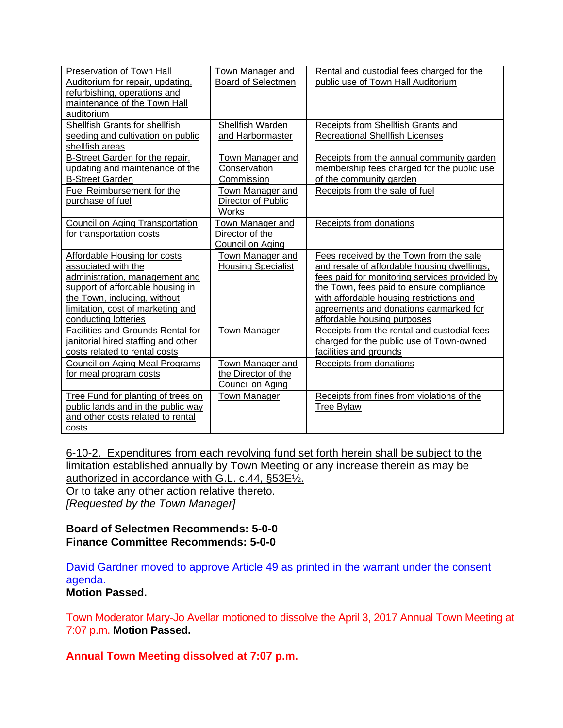| | | |
|---|---|---|
| Preservation of Town Hall Auditorium for repair, updating, refurbishing, operations and maintenance of the Town Hall auditorium | Town Manager and Board of Selectmen | Rental and custodial fees charged for the public use of Town Hall Auditorium |
| Shellfish Grants for shellfish seeding and cultivation on public shellfish areas | Shellfish Warden and Harbormaster | Receipts from Shellfish Grants and Recreational Shellfish Licenses |
| B-Street Garden for the repair, updating and maintenance of the B-Street Garden | Town Manager and Conservation Commission | Receipts from the annual community garden membership fees charged for the public use of the community garden |
| Fuel Reimbursement for the purchase of fuel | Town Manager and Director of Public Works | Receipts from the sale of fuel |
| Council on Aging Transportation for transportation costs | Town Manager and Director of the Council on Aging | Receipts from donations |
| Affordable Housing for costs associated with the administration, management and support of affordable housing in the Town, including, without limitation, cost of marketing and conducting lotteries | Town Manager and Housing Specialist | Fees received by the Town from the sale and resale of affordable housing dwellings, fees paid for monitoring services provided by the Town, fees paid to ensure compliance with affordable housing restrictions and agreements and donations earmarked for affordable housing purposes |
| Facilities and Grounds Rental for janitorial hired staffing and other costs related to rental costs | Town Manager | Receipts from the rental and custodial fees charged for the public use of Town-owned facilities and grounds |
| Council on Aging Meal Programs for meal program costs | Town Manager and the Director of the Council on Aging | Receipts from donations |
| Tree Fund for planting of trees on public lands and in the public way and other costs related to rental costs | Town Manager | Receipts from fines from violations of the Tree Bylaw |

6-10-2. Expenditures from each revolving fund set forth herein shall be subject to the limitation established annually by Town Meeting or any increase therein as may be authorized in accordance with G.L. c.44, §53E½.
Or to take any other action relative thereto.
*[Requested by the Town Manager]*

**Board of Selectmen Recommends: 5-0-0**
**Finance Committee Recommends: 5-0-0**

David Gardner moved to approve Article 49 as printed in the warrant under the consent agenda.
**Motion Passed.**

Town Moderator Mary-Jo Avellar motioned to dissolve the April 3, 2017 Annual Town Meeting at 7:07 p.m. **Motion Passed.**

**Annual Town Meeting dissolved at 7:07 p.m.**